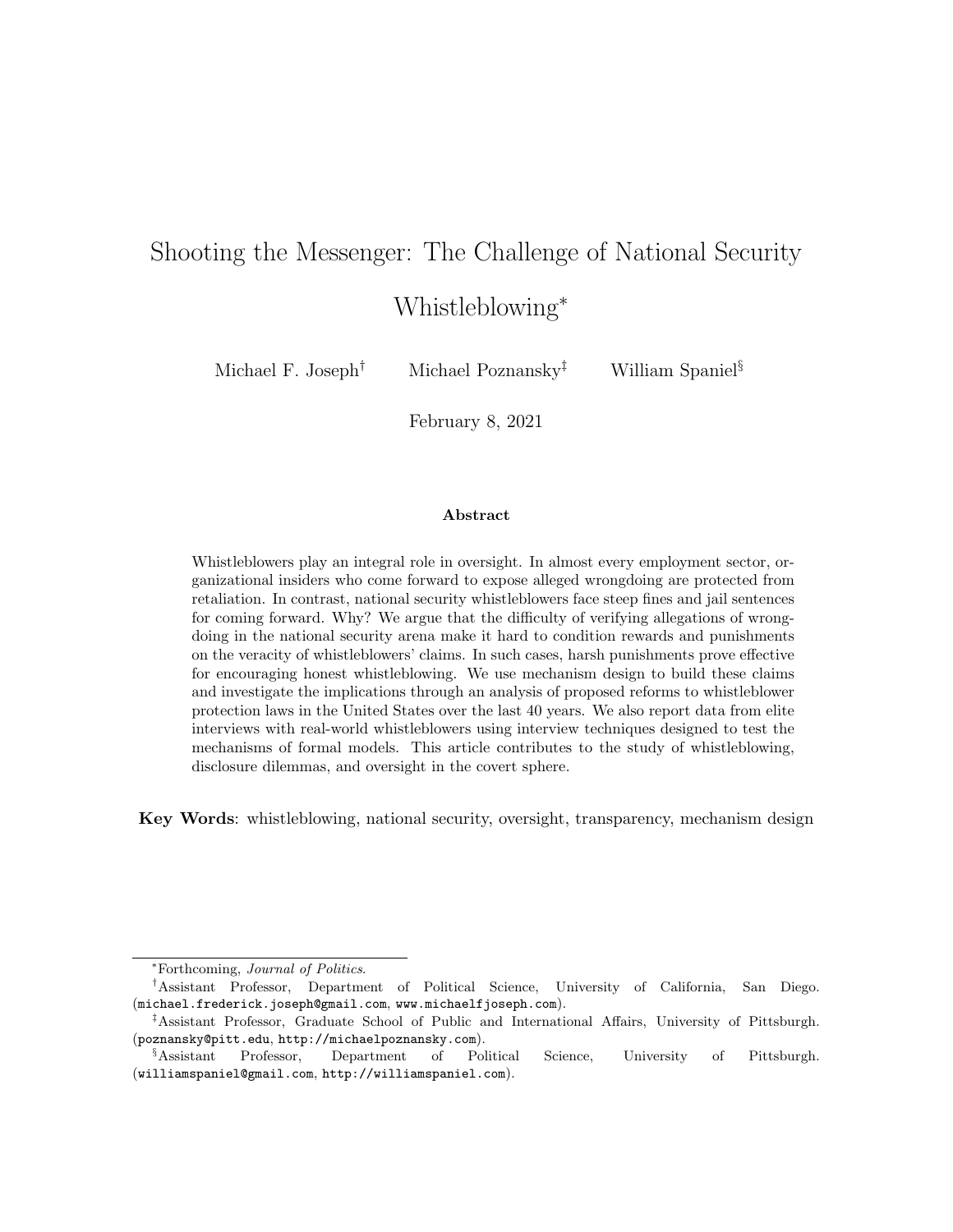# Shooting the Messenger: The Challenge of National Security Whistleblowing[*]

Michael F. Joseph[†] Michael Poznansky[‡] William Spaniel[§]

February 8, 2021

## Abstract

Whistleblowers play an integral role in oversight. In almost every employment sector, organizational insiders who come forward to expose alleged wrongdoing are protected from retaliation. In contrast, national security whistleblowers face steep fines and jail sentences for coming forward. Why? We argue that the difficulty of verifying allegations of wrongdoing in the national security arena make it hard to condition rewards and punishments on the veracity of whistleblowers' claims. In such cases, harsh punishments prove effective for encouraging honest whistleblowing. We use mechanism design to build these claims and investigate the implications through an analysis of proposed reforms to whistleblower protection laws in the United States over the last 40 years. We also report data from elite interviews with real-world whistleblowers using interview techniques designed to test the mechanisms of formal models. This article contributes to the study of whistleblowing, disclosure dilemmas, and oversight in the covert sphere.

**Key Words**: whistleblowing, national security, oversight, transparency, mechanism design

---

[*] Forthcoming, *Journal of Politics*.

[†] Assistant Professor, Department of Political Science, University of California, San Diego. (michael.frederick.joseph@gmail.com, www.michaelfjoseph.com).

[‡] Assistant Professor, Graduate School of Public and International Affairs, University of Pittsburgh. (poznansky@pitt.edu, http://michaelpoznansky.com).

[§] Assistant Professor, Department of Political Science, University of Pittsburgh. (williamspaniel@gmail.com, http://williamspaniel.com).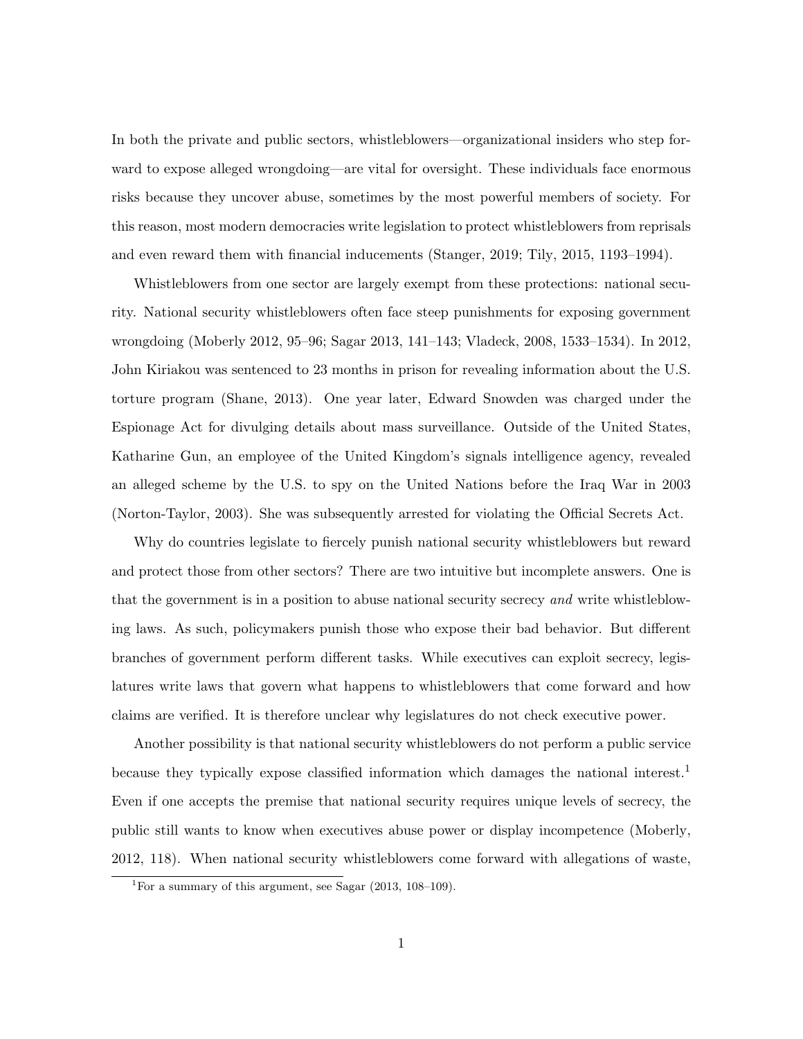In both the private and public sectors, whistleblowers—organizational insiders who step forward to expose alleged wrongdoing—are vital for oversight. These individuals face enormous risks because they uncover abuse, sometimes by the most powerful members of society. For this reason, most modern democracies write legislation to protect whistleblowers from reprisals and even reward them with financial inducements (Stanger, 2019; Tily, 2015, 1193–1994).

Whistleblowers from one sector are largely exempt from these protections: national security. National security whistleblowers often face steep punishments for exposing government wrongdoing (Moberly 2012, 95–96; Sagar 2013, 141–143; Vladeck, 2008, 1533–1534). In 2012, John Kiriakou was sentenced to 23 months in prison for revealing information about the U.S. torture program (Shane, 2013). One year later, Edward Snowden was charged under the Espionage Act for divulging details about mass surveillance. Outside of the United States, Katharine Gun, an employee of the United Kingdom's signals intelligence agency, revealed an alleged scheme by the U.S. to spy on the United Nations before the Iraq War in 2003 (Norton-Taylor, 2003). She was subsequently arrested for violating the Official Secrets Act.

Why do countries legislate to fiercely punish national security whistleblowers but reward and protect those from other sectors? There are two intuitive but incomplete answers. One is that the government is in a position to abuse national security secrecy *and* write whistleblowing laws. As such, policymakers punish those who expose their bad behavior. But different branches of government perform different tasks. While executives can exploit secrecy, legislatures write laws that govern what happens to whistleblowers that come forward and how claims are verified. It is therefore unclear why legislatures do not check executive power.

Another possibility is that national security whistleblowers do not perform a public service because they typically expose classified information which damages the national interest.[1] Even if one accepts the premise that national security requires unique levels of secrecy, the public still wants to know when executives abuse power or display incompetence (Moberly, 2012, 118). When national security whistleblowers come forward with allegations of waste,

[1] For a summary of this argument, see Sagar (2013, 108–109).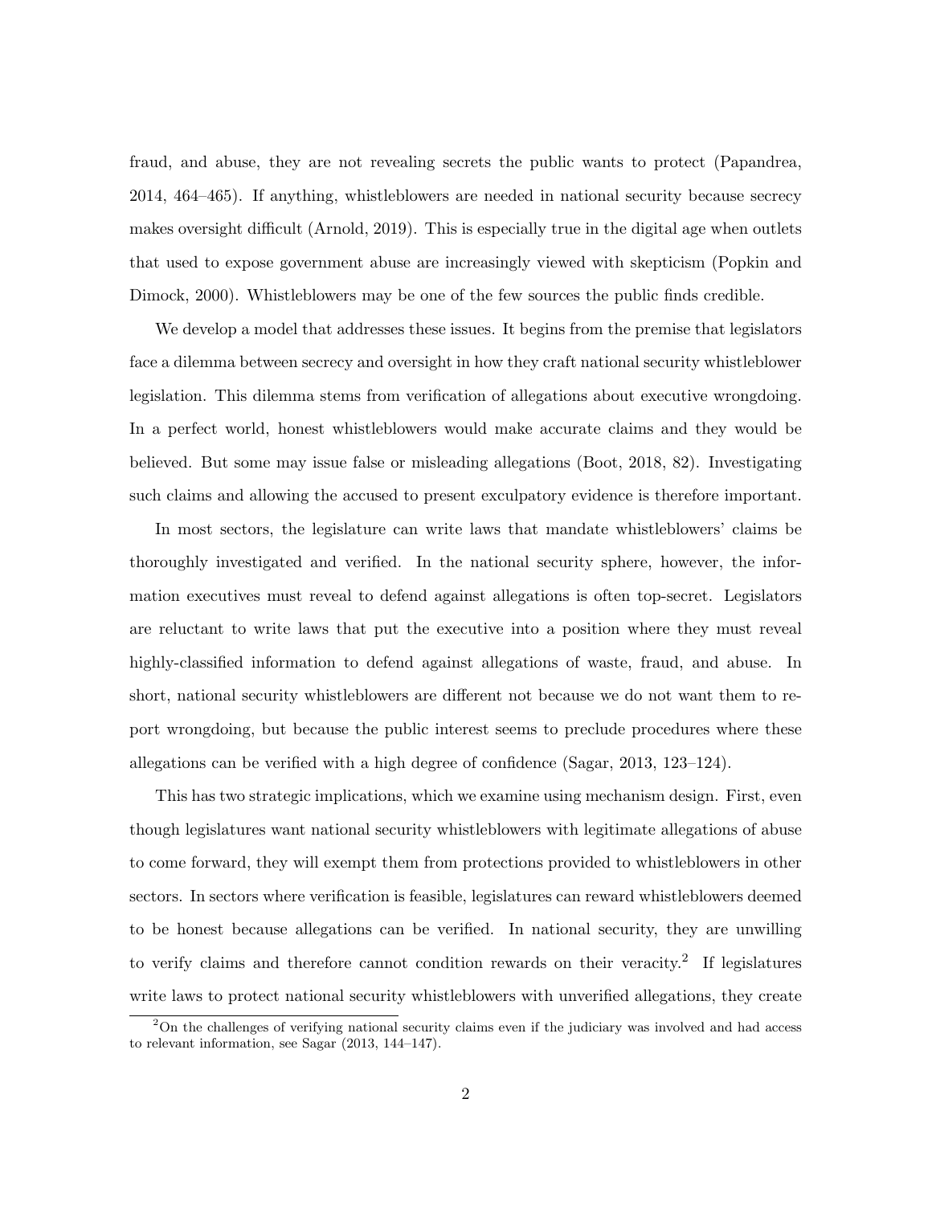fraud, and abuse, they are not revealing secrets the public wants to protect (Papandrea, 2014, 464–465). If anything, whistleblowers are needed in national security because secrecy makes oversight difficult (Arnold, 2019). This is especially true in the digital age when outlets that used to expose government abuse are increasingly viewed with skepticism (Popkin and Dimock, 2000). Whistleblowers may be one of the few sources the public finds credible.

We develop a model that addresses these issues. It begins from the premise that legislators face a dilemma between secrecy and oversight in how they craft national security whistleblower legislation. This dilemma stems from verification of allegations about executive wrongdoing. In a perfect world, honest whistleblowers would make accurate claims and they would be believed. But some may issue false or misleading allegations (Boot, 2018, 82). Investigating such claims and allowing the accused to present exculpatory evidence is therefore important.

In most sectors, the legislature can write laws that mandate whistleblowers' claims be thoroughly investigated and verified. In the national security sphere, however, the information executives must reveal to defend against allegations is often top-secret. Legislators are reluctant to write laws that put the executive into a position where they must reveal highly-classified information to defend against allegations of waste, fraud, and abuse. In short, national security whistleblowers are different not because we do not want them to report wrongdoing, but because the public interest seems to preclude procedures where these allegations can be verified with a high degree of confidence (Sagar, 2013, 123–124).

This has two strategic implications, which we examine using mechanism design. First, even though legislatures want national security whistleblowers with legitimate allegations of abuse to come forward, they will exempt them from protections provided to whistleblowers in other sectors. In sectors where verification is feasible, legislatures can reward whistleblowers deemed to be honest because allegations can be verified. In national security, they are unwilling to verify claims and therefore cannot condition rewards on their veracity.[2] If legislatures write laws to protect national security whistleblowers with unverified allegations, they create

[2] On the challenges of verifying national security claims even if the judiciary was involved and had access to relevant information, see Sagar (2013, 144–147).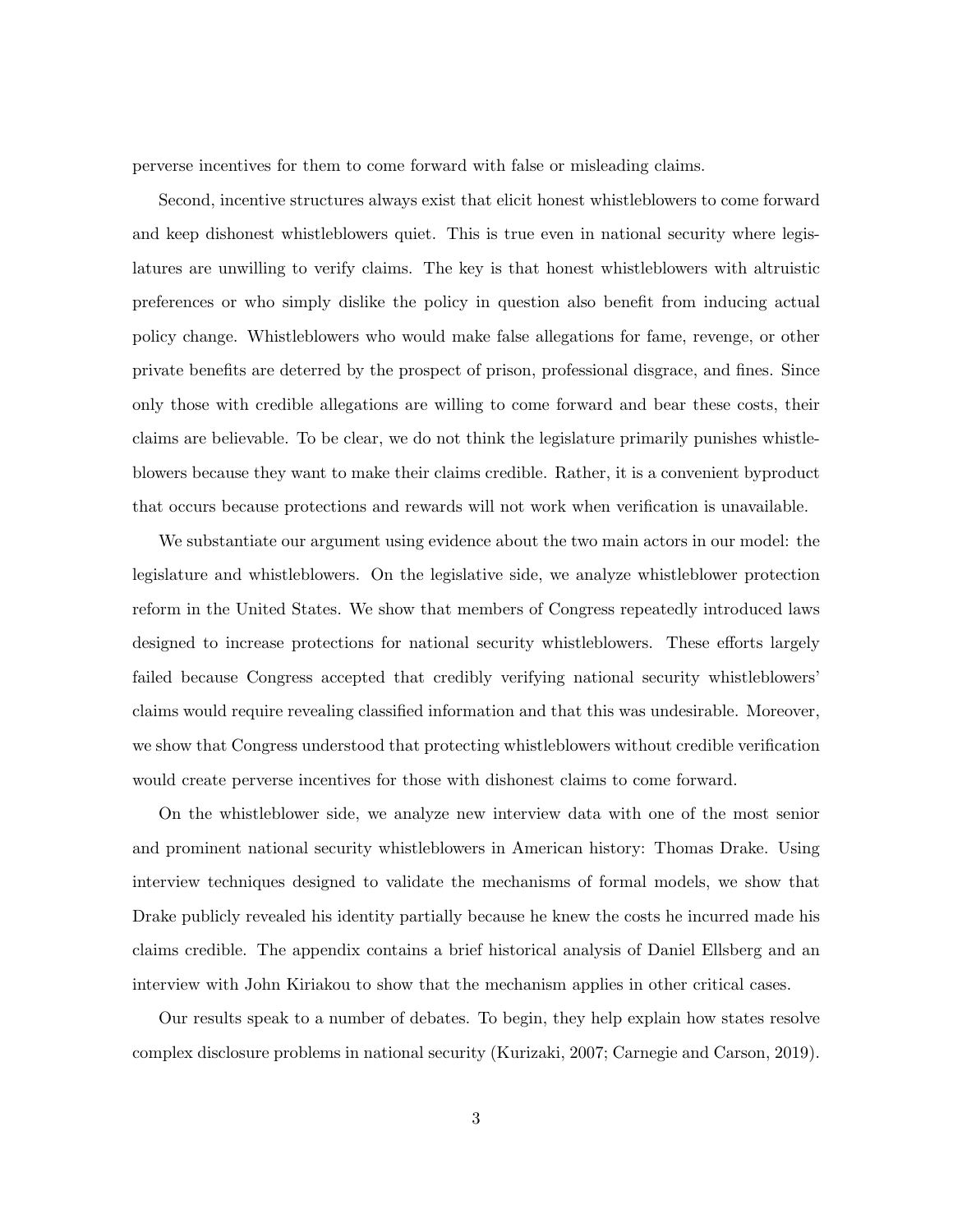perverse incentives for them to come forward with false or misleading claims.

Second, incentive structures always exist that elicit honest whistleblowers to come forward and keep dishonest whistleblowers quiet. This is true even in national security where legislatures are unwilling to verify claims. The key is that honest whistleblowers with altruistic preferences or who simply dislike the policy in question also benefit from inducing actual policy change. Whistleblowers who would make false allegations for fame, revenge, or other private benefits are deterred by the prospect of prison, professional disgrace, and fines. Since only those with credible allegations are willing to come forward and bear these costs, their claims are believable. To be clear, we do not think the legislature primarily punishes whistleblowers because they want to make their claims credible. Rather, it is a convenient byproduct that occurs because protections and rewards will not work when verification is unavailable.

We substantiate our argument using evidence about the two main actors in our model: the legislature and whistleblowers. On the legislative side, we analyze whistleblower protection reform in the United States. We show that members of Congress repeatedly introduced laws designed to increase protections for national security whistleblowers. These efforts largely failed because Congress accepted that credibly verifying national security whistleblowers' claims would require revealing classified information and that this was undesirable. Moreover, we show that Congress understood that protecting whistleblowers without credible verification would create perverse incentives for those with dishonest claims to come forward.

On the whistleblower side, we analyze new interview data with one of the most senior and prominent national security whistleblowers in American history: Thomas Drake. Using interview techniques designed to validate the mechanisms of formal models, we show that Drake publicly revealed his identity partially because he knew the costs he incurred made his claims credible. The appendix contains a brief historical analysis of Daniel Ellsberg and an interview with John Kiriakou to show that the mechanism applies in other critical cases.

Our results speak to a number of debates. To begin, they help explain how states resolve complex disclosure problems in national security (Kurizaki, 2007; Carnegie and Carson, 2019).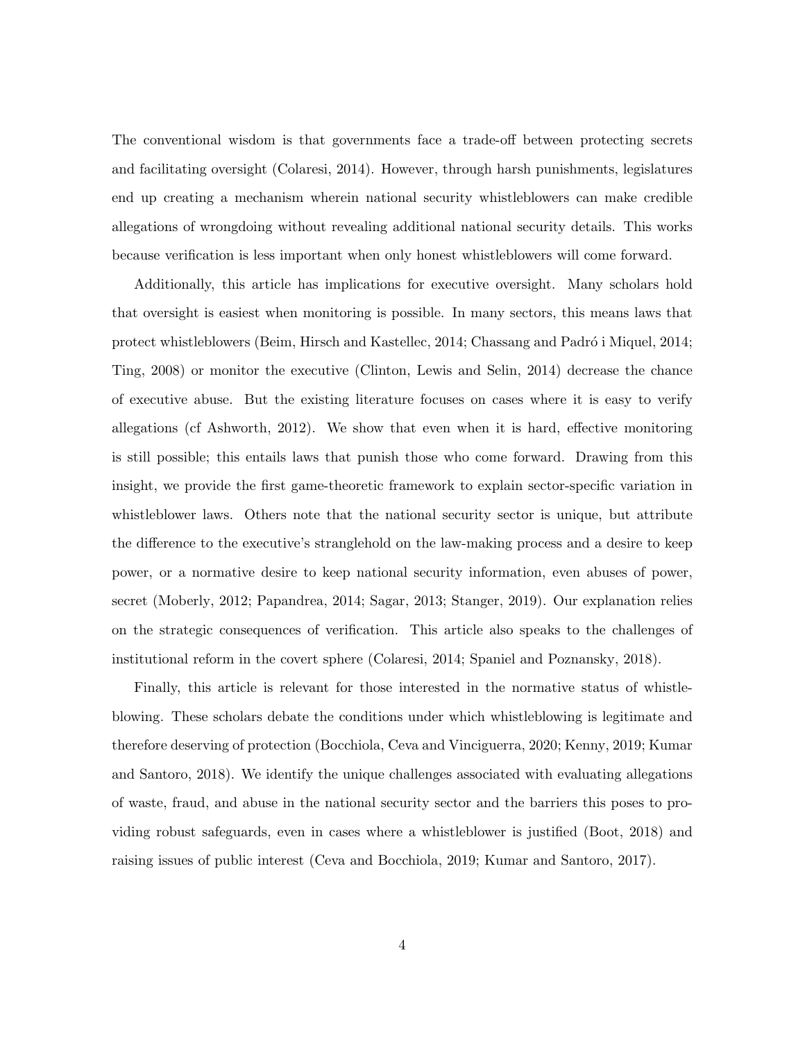The conventional wisdom is that governments face a trade-off between protecting secrets and facilitating oversight (Colaresi, 2014). However, through harsh punishments, legislatures end up creating a mechanism wherein national security whistleblowers can make credible allegations of wrongdoing without revealing additional national security details. This works because verification is less important when only honest whistleblowers will come forward.

Additionally, this article has implications for executive oversight. Many scholars hold that oversight is easiest when monitoring is possible. In many sectors, this means laws that protect whistleblowers (Beim, Hirsch and Kastellec, 2014; Chassang and Padró i Miquel, 2014; Ting, 2008) or monitor the executive (Clinton, Lewis and Selin, 2014) decrease the chance of executive abuse. But the existing literature focuses on cases where it is easy to verify allegations (cf Ashworth, 2012). We show that even when it is hard, effective monitoring is still possible; this entails laws that punish those who come forward. Drawing from this insight, we provide the first game-theoretic framework to explain sector-specific variation in whistleblower laws. Others note that the national security sector is unique, but attribute the difference to the executive's stranglehold on the law-making process and a desire to keep power, or a normative desire to keep national security information, even abuses of power, secret (Moberly, 2012; Papandrea, 2014; Sagar, 2013; Stanger, 2019). Our explanation relies on the strategic consequences of verification. This article also speaks to the challenges of institutional reform in the covert sphere (Colaresi, 2014; Spaniel and Poznansky, 2018).

Finally, this article is relevant for those interested in the normative status of whistleblowing. These scholars debate the conditions under which whistleblowing is legitimate and therefore deserving of protection (Bocchiola, Ceva and Vinciguerra, 2020; Kenny, 2019; Kumar and Santoro, 2018). We identify the unique challenges associated with evaluating allegations of waste, fraud, and abuse in the national security sector and the barriers this poses to providing robust safeguards, even in cases where a whistleblower is justified (Boot, 2018) and raising issues of public interest (Ceva and Bocchiola, 2019; Kumar and Santoro, 2017).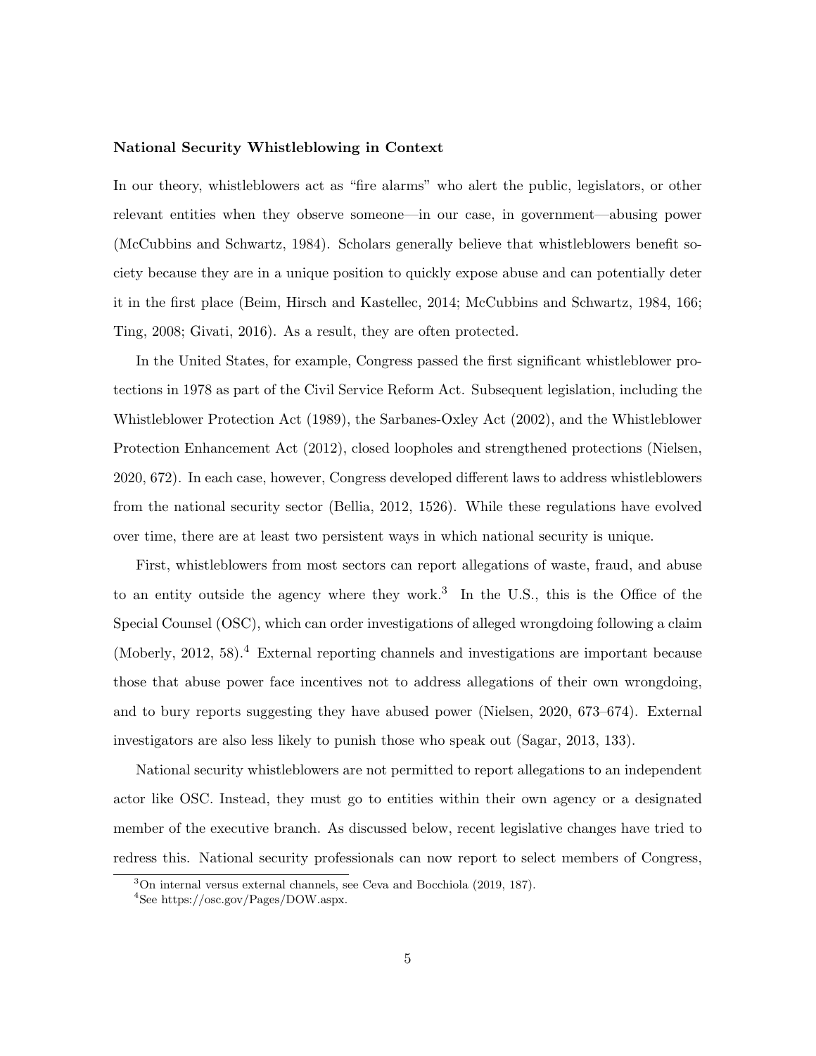**National Security Whistleblowing in Context**

In our theory, whistleblowers act as "fire alarms" who alert the public, legislators, or other relevant entities when they observe someone—in our case, in government—abusing power (McCubbins and Schwartz, 1984). Scholars generally believe that whistleblowers benefit society because they are in a unique position to quickly expose abuse and can potentially deter it in the first place (Beim, Hirsch and Kastellec, 2014; McCubbins and Schwartz, 1984, 166; Ting, 2008; Givati, 2016). As a result, they are often protected.

In the United States, for example, Congress passed the first significant whistleblower protections in 1978 as part of the Civil Service Reform Act. Subsequent legislation, including the Whistleblower Protection Act (1989), the Sarbanes-Oxley Act (2002), and the Whistleblower Protection Enhancement Act (2012), closed loopholes and strengthened protections (Nielsen, 2020, 672). In each case, however, Congress developed different laws to address whistleblowers from the national security sector (Bellia, 2012, 1526). While these regulations have evolved over time, there are at least two persistent ways in which national security is unique.

First, whistleblowers from most sectors can report allegations of waste, fraud, and abuse to an entity outside the agency where they work.[3] In the U.S., this is the Office of the Special Counsel (OSC), which can order investigations of alleged wrongdoing following a claim (Moberly, 2012, 58).[4] External reporting channels and investigations are important because those that abuse power face incentives not to address allegations of their own wrongdoing, and to bury reports suggesting they have abused power (Nielsen, 2020, 673–674). External investigators are also less likely to punish those who speak out (Sagar, 2013, 133).

National security whistleblowers are not permitted to report allegations to an independent actor like OSC. Instead, they must go to entities within their own agency or a designated member of the executive branch. As discussed below, recent legislative changes have tried to redress this. National security professionals can now report to select members of Congress,

[3] On internal versus external channels, see Ceva and Bocchiola (2019, 187).

[4] See https://osc.gov/Pages/DOW.aspx.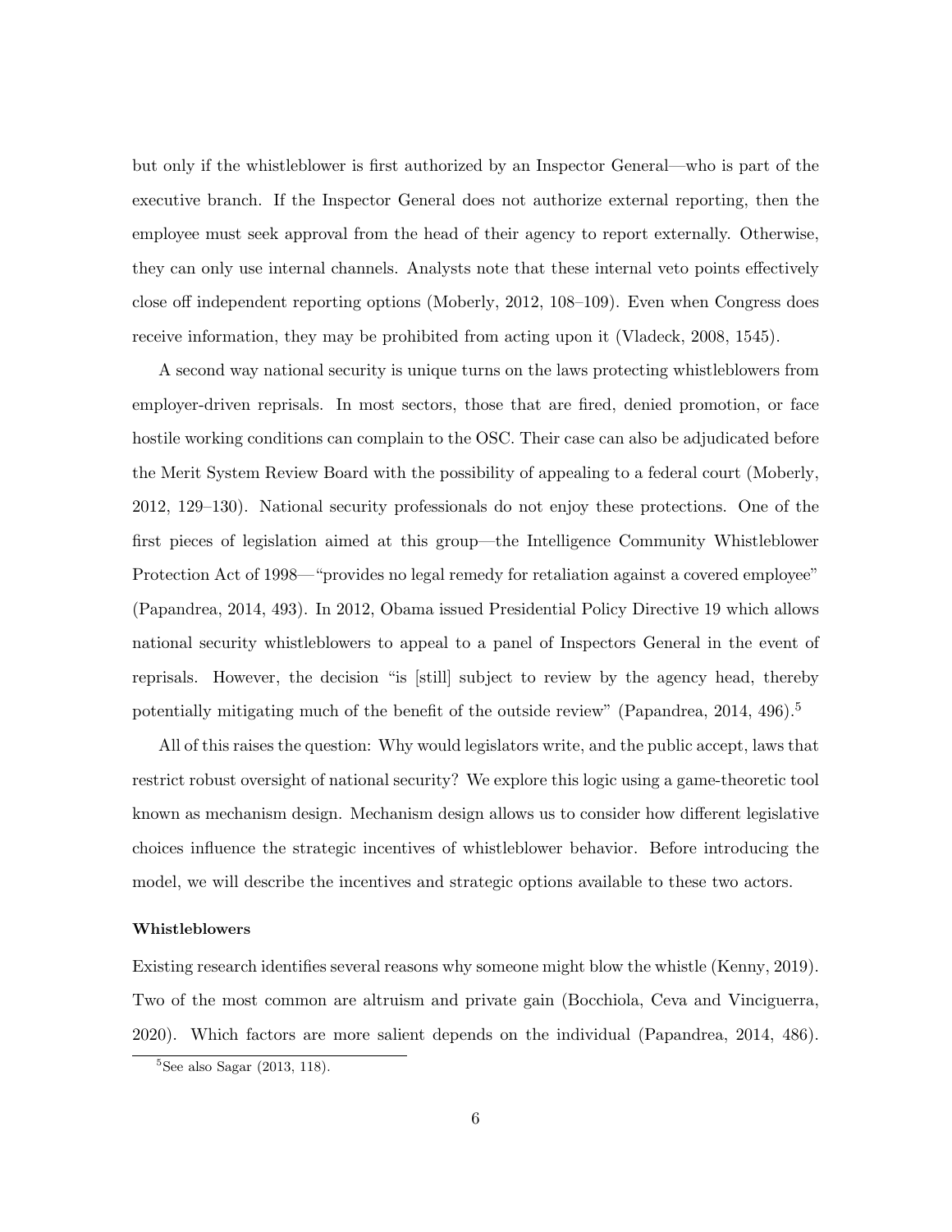but only if the whistleblower is first authorized by an Inspector General—who is part of the executive branch. If the Inspector General does not authorize external reporting, then the employee must seek approval from the head of their agency to report externally. Otherwise, they can only use internal channels. Analysts note that these internal veto points effectively close off independent reporting options (Moberly, 2012, 108–109). Even when Congress does receive information, they may be prohibited from acting upon it (Vladeck, 2008, 1545).

A second way national security is unique turns on the laws protecting whistleblowers from employer-driven reprisals. In most sectors, those that are fired, denied promotion, or face hostile working conditions can complain to the OSC. Their case can also be adjudicated before the Merit System Review Board with the possibility of appealing to a federal court (Moberly, 2012, 129–130). National security professionals do not enjoy these protections. One of the first pieces of legislation aimed at this group—the Intelligence Community Whistleblower Protection Act of 1998—"provides no legal remedy for retaliation against a covered employee" (Papandrea, 2014, 493). In 2012, Obama issued Presidential Policy Directive 19 which allows national security whistleblowers to appeal to a panel of Inspectors General in the event of reprisals. However, the decision "is [still] subject to review by the agency head, thereby potentially mitigating much of the benefit of the outside review" (Papandrea, 2014, 496).[5]

All of this raises the question: Why would legislators write, and the public accept, laws that restrict robust oversight of national security? We explore this logic using a game-theoretic tool known as mechanism design. Mechanism design allows us to consider how different legislative choices influence the strategic incentives of whistleblower behavior. Before introducing the model, we will describe the incentives and strategic options available to these two actors.

**Whistleblowers**

Existing research identifies several reasons why someone might blow the whistle (Kenny, 2019). Two of the most common are altruism and private gain (Bocchiola, Ceva and Vinciguerra, 2020). Which factors are more salient depends on the individual (Papandrea, 2014, 486).

[5] See also Sagar (2013, 118).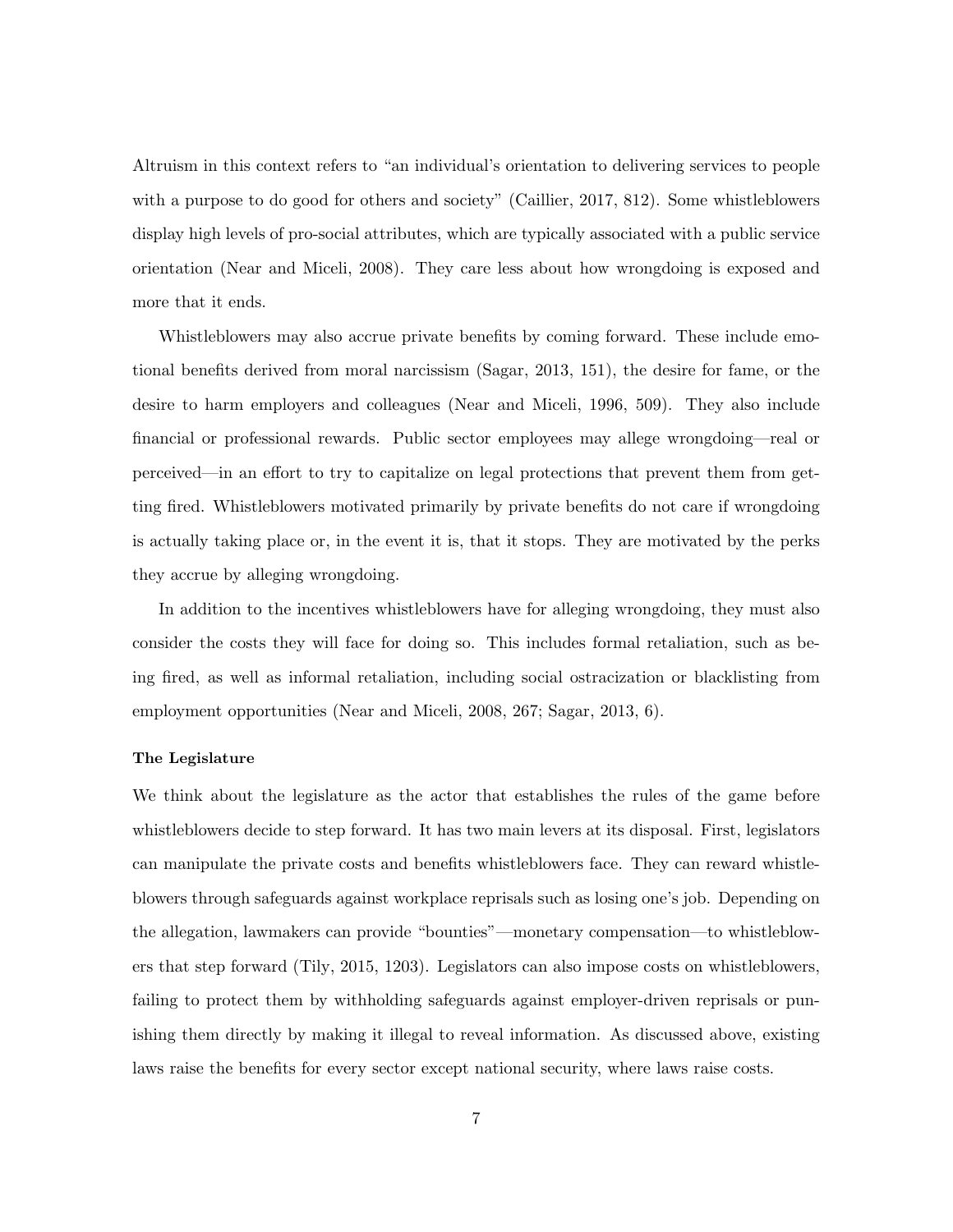Altruism in this context refers to "an individual's orientation to delivering services to people with a purpose to do good for others and society" (Caillier, 2017, 812). Some whistleblowers display high levels of pro-social attributes, which are typically associated with a public service orientation (Near and Miceli, 2008). They care less about how wrongdoing is exposed and more that it ends.

Whistleblowers may also accrue private benefits by coming forward. These include emotional benefits derived from moral narcissism (Sagar, 2013, 151), the desire for fame, or the desire to harm employers and colleagues (Near and Miceli, 1996, 509). They also include financial or professional rewards. Public sector employees may allege wrongdoing—real or perceived—in an effort to try to capitalize on legal protections that prevent them from getting fired. Whistleblowers motivated primarily by private benefits do not care if wrongdoing is actually taking place or, in the event it is, that it stops. They are motivated by the perks they accrue by alleging wrongdoing.

In addition to the incentives whistleblowers have for alleging wrongdoing, they must also consider the costs they will face for doing so. This includes formal retaliation, such as being fired, as well as informal retaliation, including social ostracization or blacklisting from employment opportunities (Near and Miceli, 2008, 267; Sagar, 2013, 6).

**The Legislature**

We think about the legislature as the actor that establishes the rules of the game before whistleblowers decide to step forward. It has two main levers at its disposal. First, legislators can manipulate the private costs and benefits whistleblowers face. They can reward whistleblowers through safeguards against workplace reprisals such as losing one's job. Depending on the allegation, lawmakers can provide "bounties"—monetary compensation—to whistleblowers that step forward (Tily, 2015, 1203). Legislators can also impose costs on whistleblowers, failing to protect them by withholding safeguards against employer-driven reprisals or punishing them directly by making it illegal to reveal information. As discussed above, existing laws raise the benefits for every sector except national security, where laws raise costs.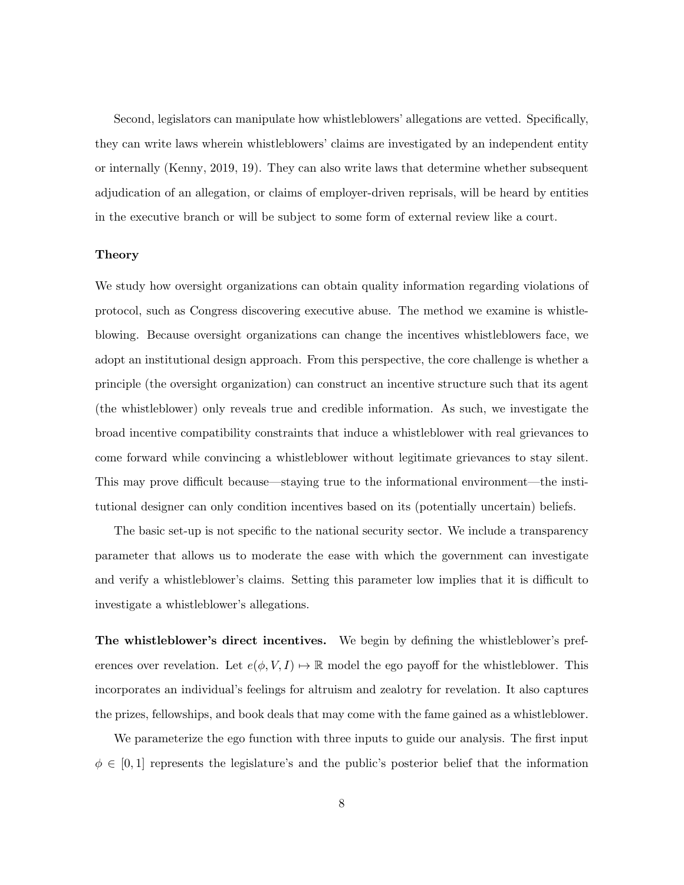Second, legislators can manipulate how whistleblowers' allegations are vetted. Specifically, they can write laws wherein whistleblowers' claims are investigated by an independent entity or internally (Kenny, 2019, 19). They can also write laws that determine whether subsequent adjudication of an allegation, or claims of employer-driven reprisals, will be heard by entities in the executive branch or will be subject to some form of external review like a court.

### Theory

We study how oversight organizations can obtain quality information regarding violations of protocol, such as Congress discovering executive abuse. The method we examine is whistleblowing. Because oversight organizations can change the incentives whistleblowers face, we adopt an institutional design approach. From this perspective, the core challenge is whether a principle (the oversight organization) can construct an incentive structure such that its agent (the whistleblower) only reveals true and credible information. As such, we investigate the broad incentive compatibility constraints that induce a whistleblower with real grievances to come forward while convincing a whistleblower without legitimate grievances to stay silent. This may prove difficult because—staying true to the informational environment—the institutional designer can only condition incentives based on its (potentially uncertain) beliefs.

The basic set-up is not specific to the national security sector. We include a transparency parameter that allows us to moderate the ease with which the government can investigate and verify a whistleblower's claims. Setting this parameter low implies that it is difficult to investigate a whistleblower's allegations.

**The whistleblower's direct incentives.** We begin by defining the whistleblower's preferences over revelation. Let $e(\phi, V, I) \mapsto \mathbb{R}$ model the ego payoff for the whistleblower. This incorporates an individual's feelings for altruism and zealotry for revelation. It also captures the prizes, fellowships, and book deals that may come with the fame gained as a whistleblower.

We parameterize the ego function with three inputs to guide our analysis. The first input $\phi \in [0, 1]$ represents the legislature's and the public's posterior belief that the information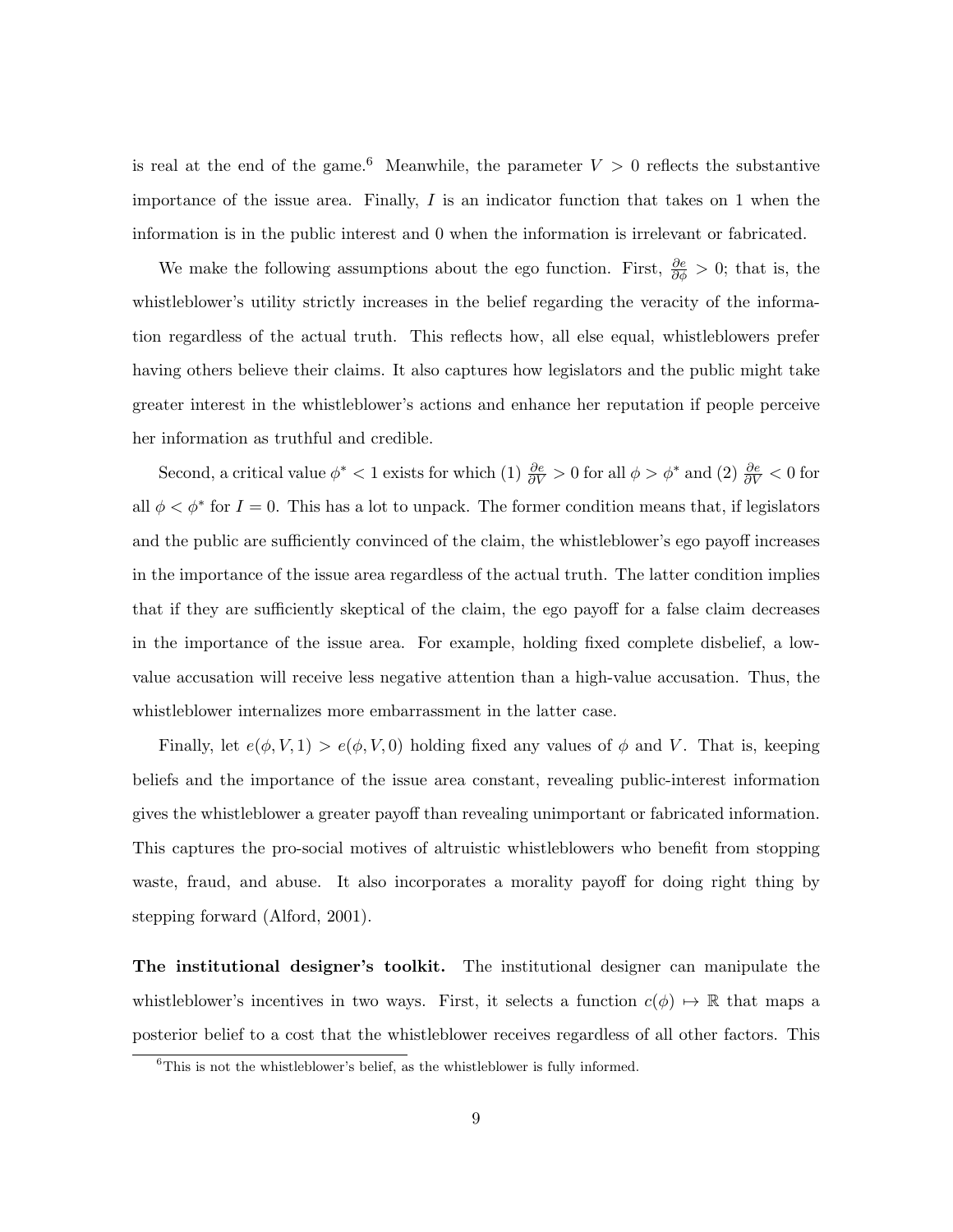is real at the end of the game.[6] Meanwhile, the parameter $V > 0$ reflects the substantive importance of the issue area. Finally, $I$ is an indicator function that takes on 1 when the information is in the public interest and 0 when the information is irrelevant or fabricated.

We make the following assumptions about the ego function. First, $\frac{\partial e}{\partial \phi} > 0$; that is, the whistleblower's utility strictly increases in the belief regarding the veracity of the information regardless of the actual truth. This reflects how, all else equal, whistleblowers prefer having others believe their claims. It also captures how legislators and the public might take greater interest in the whistleblower's actions and enhance her reputation if people perceive her information as truthful and credible.

Second, a critical value $\phi^* < 1$ exists for which (1) $\frac{\partial e}{\partial V} > 0$ for all $\phi > \phi^*$ and (2) $\frac{\partial e}{\partial V} < 0$ for all $\phi < \phi^*$ for $I = 0$. This has a lot to unpack. The former condition means that, if legislators and the public are sufficiently convinced of the claim, the whistleblower's ego payoff increases in the importance of the issue area regardless of the actual truth. The latter condition implies that if they are sufficiently skeptical of the claim, the ego payoff for a false claim decreases in the importance of the issue area. For example, holding fixed complete disbelief, a low-value accusation will receive less negative attention than a high-value accusation. Thus, the whistleblower internalizes more embarrassment in the latter case.

Finally, let $e(\phi, V, 1) > e(\phi, V, 0)$ holding fixed any values of $\phi$ and $V$. That is, keeping beliefs and the importance of the issue area constant, revealing public-interest information gives the whistleblower a greater payoff than revealing unimportant or fabricated information. This captures the pro-social motives of altruistic whistleblowers who benefit from stopping waste, fraud, and abuse. It also incorporates a morality payoff for doing right thing by stepping forward (Alford, 2001).

**The institutional designer's toolkit.** The institutional designer can manipulate the whistleblower's incentives in two ways. First, it selects a function $c(\phi) \mapsto \mathbb{R}$ that maps a posterior belief to a cost that the whistleblower receives regardless of all other factors. This

[6] This is not the whistleblower's belief, as the whistleblower is fully informed.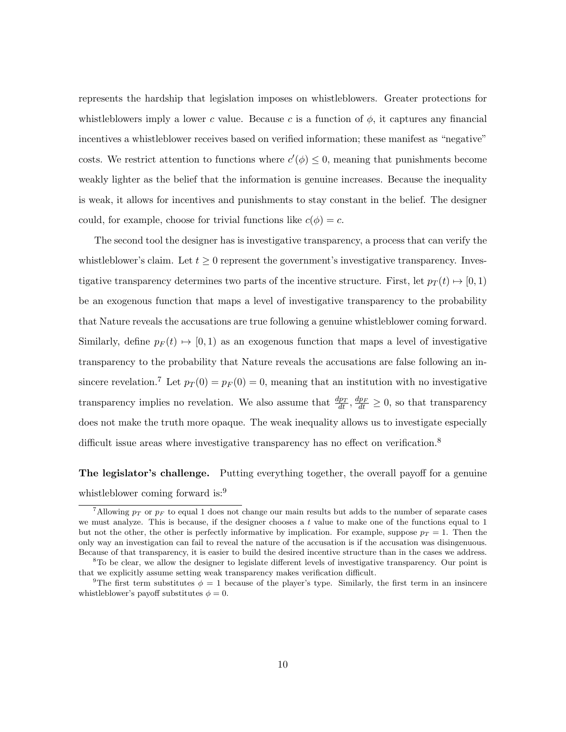represents the hardship that legislation imposes on whistleblowers. Greater protections for whistleblowers imply a lower $c$ value. Because $c$ is a function of $\phi$, it captures any financial incentives a whistleblower receives based on verified information; these manifest as "negative" costs. We restrict attention to functions where $c'(\phi) \leq 0$, meaning that punishments become weakly lighter as the belief that the information is genuine increases. Because the inequality is weak, it allows for incentives and punishments to stay constant in the belief. The designer could, for example, choose for trivial functions like $c(\phi) = c$.

The second tool the designer has is investigative transparency, a process that can verify the whistleblower's claim. Let $t \geq 0$ represent the government's investigative transparency. Investigative transparency determines two parts of the incentive structure. First, let $p_T(t) \mapsto [0, 1)$ be an exogenous function that maps a level of investigative transparency to the probability that Nature reveals the accusations are true following a genuine whistleblower coming forward. Similarly, define $p_F(t) \mapsto [0, 1)$ as an exogenous function that maps a level of investigative transparency to the probability that Nature reveals the accusations are false following an insincere revelation.[7] Let $p_T(0) = p_F(0) = 0$, meaning that an institution with no investigative transparency implies no revelation. We also assume that $\frac{dp_T}{dt}, \frac{dp_F}{dt} \geq 0$, so that transparency does not make the truth more opaque. The weak inequality allows us to investigate especially difficult issue areas where investigative transparency has no effect on verification.[8]

**The legislator's challenge.** Putting everything together, the overall payoff for a genuine whistleblower coming forward is:[9]

[7]Allowing $p_T$ or $p_F$ to equal 1 does not change our main results but adds to the number of separate cases we must analyze. This is because, if the designer chooses a $t$ value to make one of the functions equal to 1 but not the other, the other is perfectly informative by implication. For example, suppose $p_T = 1$. Then the only way an investigation can fail to reveal the nature of the accusation is if the accusation was disingenuous. Because of that transparency, it is easier to build the desired incentive structure than in the cases we address.

[8]To be clear, we allow the designer to legislate different levels of investigative transparency. Our point is that we explicitly assume setting weak transparency makes verification difficult.

[9]The first term substitutes $\phi = 1$ because of the player's type. Similarly, the first term in an insincere whistleblower's payoff substitutes $\phi = 0$.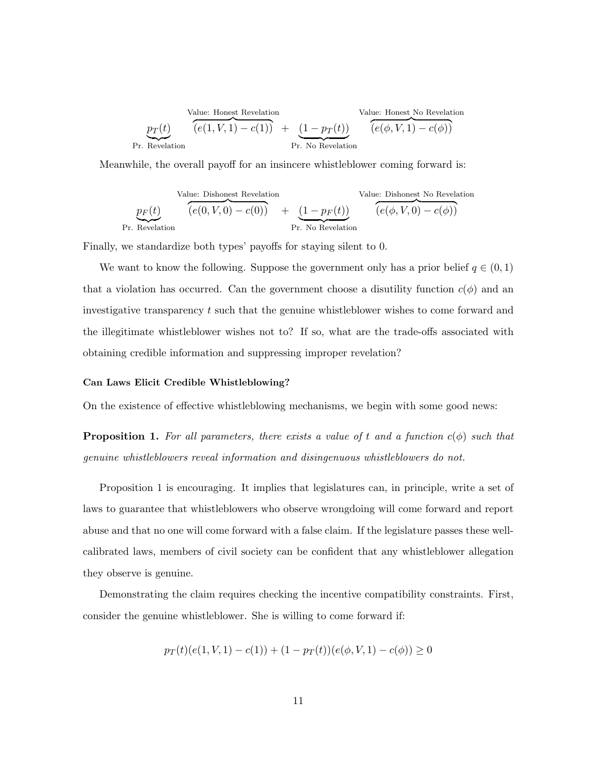$$\underbrace{p_T(t)}_{\text{Pr. Revelation}} \overbrace{(e(1,V,1) - c(1))}^{\text{Value: Honest Revelation}} + \underbrace{(1 - p_T(t))}_{\text{Pr. No Revelation}} \overbrace{(e(\phi,V,1) - c(\phi))}^{\text{Value: Honest No Revelation}}$$

Meanwhile, the overall payoff for an insincere whistleblower coming forward is:

$$\underbrace{p_F(t)}_{\text{Pr. Revelation}} \overbrace{(e(0,V,0) - c(0))}^{\text{Value: Dishonest Revelation}} + \underbrace{(1 - p_F(t))}_{\text{Pr. No Revelation}} \overbrace{(e(\phi,V,0) - c(\phi))}^{\text{Value: Dishonest No Revelation}}$$

Finally, we standardize both types' payoffs for staying silent to 0.

We want to know the following. Suppose the government only has a prior belief $q \in (0,1)$ that a violation has occurred. Can the government choose a disutility function $c(\phi)$ and an investigative transparency $t$ such that the genuine whistleblower wishes to come forward and the illegitimate whistleblower wishes not to? If so, what are the trade-offs associated with obtaining credible information and suppressing improper revelation?

**Can Laws Elicit Credible Whistleblowing?**

On the existence of effective whistleblowing mechanisms, we begin with some good news:

**Proposition 1.** *For all parameters, there exists a value of $t$ and a function $c(\phi)$ such that genuine whistleblowers reveal information and disingenuous whistleblowers do not.*

Proposition 1 is encouraging. It implies that legislatures can, in principle, write a set of laws to guarantee that whistleblowers who observe wrongdoing will come forward and report abuse and that no one will come forward with a false claim. If the legislature passes these well-calibrated laws, members of civil society can be confident that any whistleblower allegation they observe is genuine.

Demonstrating the claim requires checking the incentive compatibility constraints. First, consider the genuine whistleblower. She is willing to come forward if:

$$p_T(t)(e(1,V,1) - c(1)) + (1 - p_T(t))(e(\phi,V,1) - c(\phi)) \geq 0$$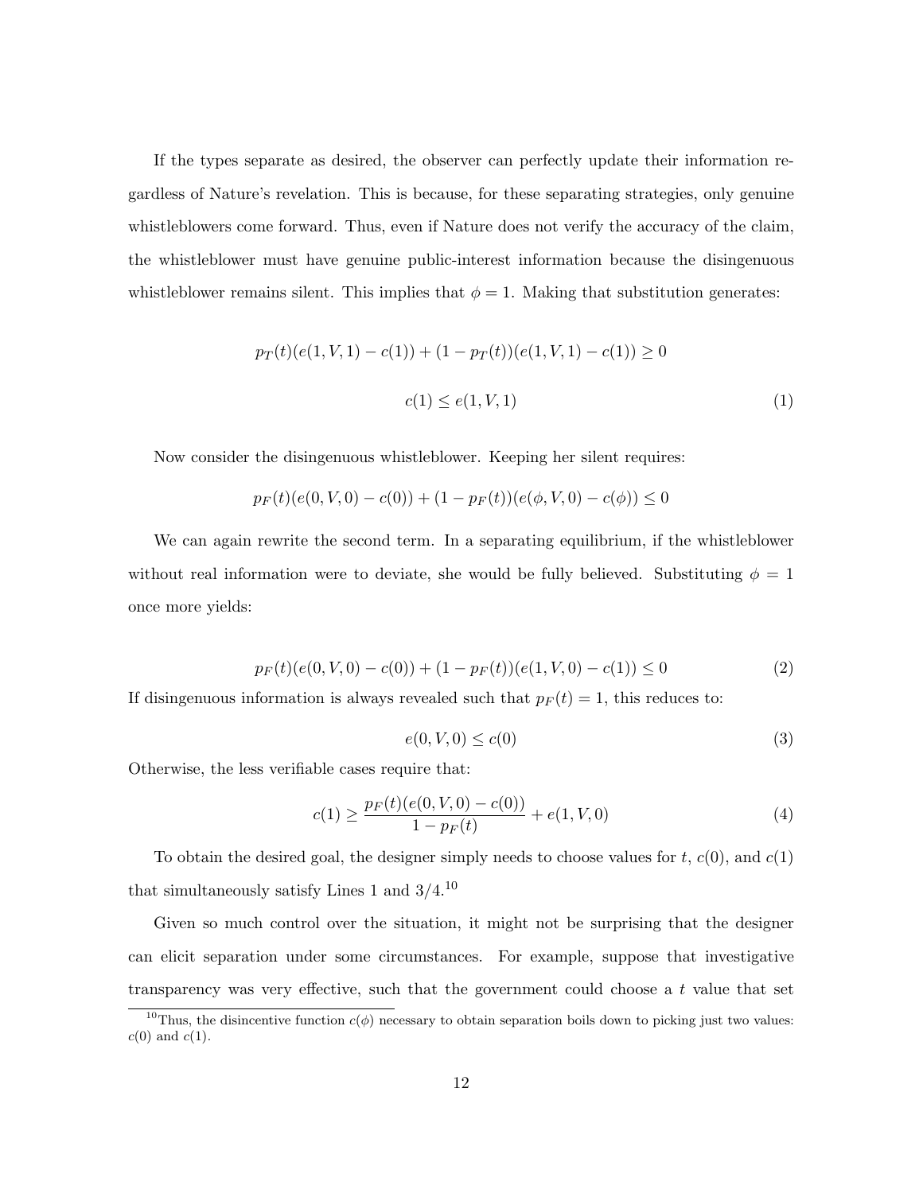If the types separate as desired, the observer can perfectly update their information regardless of Nature's revelation. This is because, for these separating strategies, only genuine whistleblowers come forward. Thus, even if Nature does not verify the accuracy of the claim, the whistleblower must have genuine public-interest information because the disingenuous whistleblower remains silent. This implies that $\phi = 1$. Making that substitution generates:

$$p_T(t)(e(1, V, 1) - c(1)) + (1 - p_T(t))(e(1, V, 1) - c(1)) \geq 0$$

$$c(1) \leq e(1, V, 1) \tag{1}$$

Now consider the disingenuous whistleblower. Keeping her silent requires:

$$p_F(t)(e(0, V, 0) - c(0)) + (1 - p_F(t))(e(\phi, V, 0) - c(\phi)) \leq 0$$

We can again rewrite the second term. In a separating equilibrium, if the whistleblower without real information were to deviate, she would be fully believed. Substituting $\phi = 1$ once more yields:

$$p_F(t)(e(0, V, 0) - c(0)) + (1 - p_F(t))(e(1, V, 0) - c(1)) \leq 0 \tag{2}$$

If disingenuous information is always revealed such that $p_F(t) = 1$, this reduces to:

$$e(0, V, 0) \leq c(0) \tag{3}$$

Otherwise, the less verifiable cases require that:

$$c(1) \geq \frac{p_F(t)(e(0, V, 0) - c(0))}{1 - p_F(t)} + e(1, V, 0) \tag{4}$$

To obtain the desired goal, the designer simply needs to choose values for $t$, $c(0)$, and $c(1)$ that simultaneously satisfy Lines 1 and 3/4.[10]

Given so much control over the situation, it might not be surprising that the designer can elicit separation under some circumstances. For example, suppose that investigative transparency was very effective, such that the government could choose a $t$ value that set

[10] Thus, the disincentive function $c(\phi)$ necessary to obtain separation boils down to picking just two values: $c(0)$ and $c(1)$.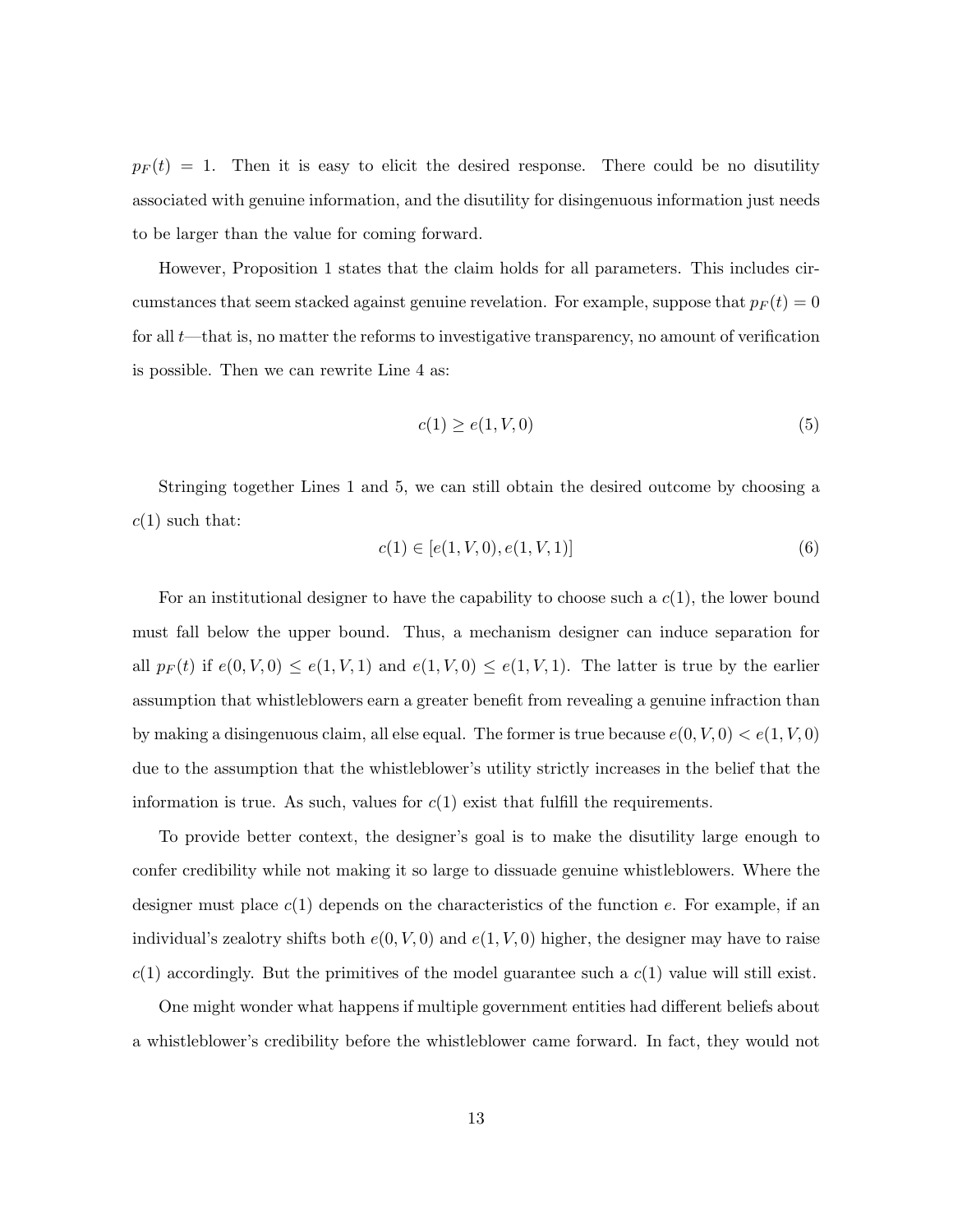$p_F(t) = 1$. Then it is easy to elicit the desired response. There could be no disutility associated with genuine information, and the disutility for disingenuous information just needs to be larger than the value for coming forward.

However, Proposition 1 states that the claim holds for all parameters. This includes circumstances that seem stacked against genuine revelation. For example, suppose that $p_F(t) = 0$ for all $t$—that is, no matter the reforms to investigative transparency, no amount of verification is possible. Then we can rewrite Line 4 as:

$$c(1) \geq e(1, V, 0) \tag{5}$$

Stringing together Lines 1 and 5, we can still obtain the desired outcome by choosing a $c(1)$ such that:

$$c(1) \in [e(1, V, 0), e(1, V, 1)] \tag{6}$$

For an institutional designer to have the capability to choose such a $c(1)$, the lower bound must fall below the upper bound. Thus, a mechanism designer can induce separation for all $p_F(t)$ if $e(0, V, 0) \leq e(1, V, 1)$ and $e(1, V, 0) \leq e(1, V, 1)$. The latter is true by the earlier assumption that whistleblowers earn a greater benefit from revealing a genuine infraction than by making a disingenuous claim, all else equal. The former is true because $e(0, V, 0) < e(1, V, 0)$ due to the assumption that the whistleblower's utility strictly increases in the belief that the information is true. As such, values for $c(1)$ exist that fulfill the requirements.

To provide better context, the designer's goal is to make the disutility large enough to confer credibility while not making it so large to dissuade genuine whistleblowers. Where the designer must place $c(1)$ depends on the characteristics of the function $e$. For example, if an individual's zealotry shifts both $e(0, V, 0)$ and $e(1, V, 0)$ higher, the designer may have to raise $c(1)$ accordingly. But the primitives of the model guarantee such a $c(1)$ value will still exist.

One might wonder what happens if multiple government entities had different beliefs about a whistleblower's credibility before the whistleblower came forward. In fact, they would not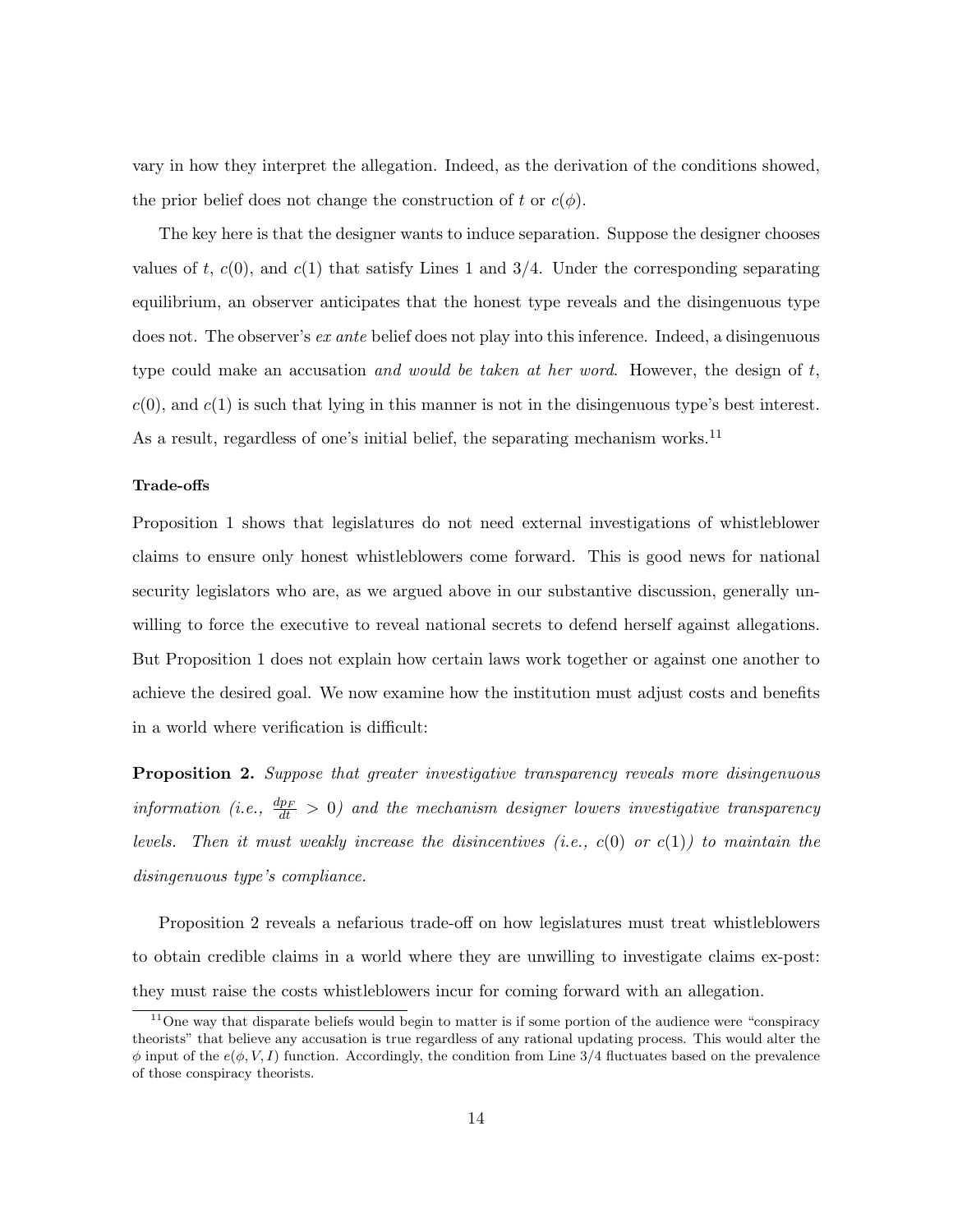vary in how they interpret the allegation. Indeed, as the derivation of the conditions showed, the prior belief does not change the construction of $t$ or $c(\phi)$.

The key here is that the designer wants to induce separation. Suppose the designer chooses values of $t$, $c(0)$, and $c(1)$ that satisfy Lines 1 and 3/4. Under the corresponding separating equilibrium, an observer anticipates that the honest type reveals and the disingenuous type does not. The observer's *ex ante* belief does not play into this inference. Indeed, a disingenuous type could make an accusation *and would be taken at her word*. However, the design of $t$, $c(0)$, and $c(1)$ is such that lying in this manner is not in the disingenuous type's best interest. As a result, regardless of one's initial belief, the separating mechanism works.[11]

#### Trade-offs

Proposition 1 shows that legislatures do not need external investigations of whistleblower claims to ensure only honest whistleblowers come forward. This is good news for national security legislators who are, as we argued above in our substantive discussion, generally unwilling to force the executive to reveal national secrets to defend herself against allegations. But Proposition 1 does not explain how certain laws work together or against one another to achieve the desired goal. We now examine how the institution must adjust costs and benefits in a world where verification is difficult:

**Proposition 2.** *Suppose that greater investigative transparency reveals more disingenuous information (i.e., $\frac{dp_F}{dt} > 0$) and the mechanism designer lowers investigative transparency levels. Then it must weakly increase the disincentives (i.e., $c(0)$ or $c(1)$) to maintain the disingenuous type's compliance.*

Proposition 2 reveals a nefarious trade-off on how legislatures must treat whistleblowers to obtain credible claims in a world where they are unwilling to investigate claims ex-post: they must raise the costs whistleblowers incur for coming forward with an allegation.

[11] One way that disparate beliefs would begin to matter is if some portion of the audience were "conspiracy theorists" that believe any accusation is true regardless of any rational updating process. This would alter the $\phi$ input of the $e(\phi, V, I)$ function. Accordingly, the condition from Line 3/4 fluctuates based on the prevalence of those conspiracy theorists.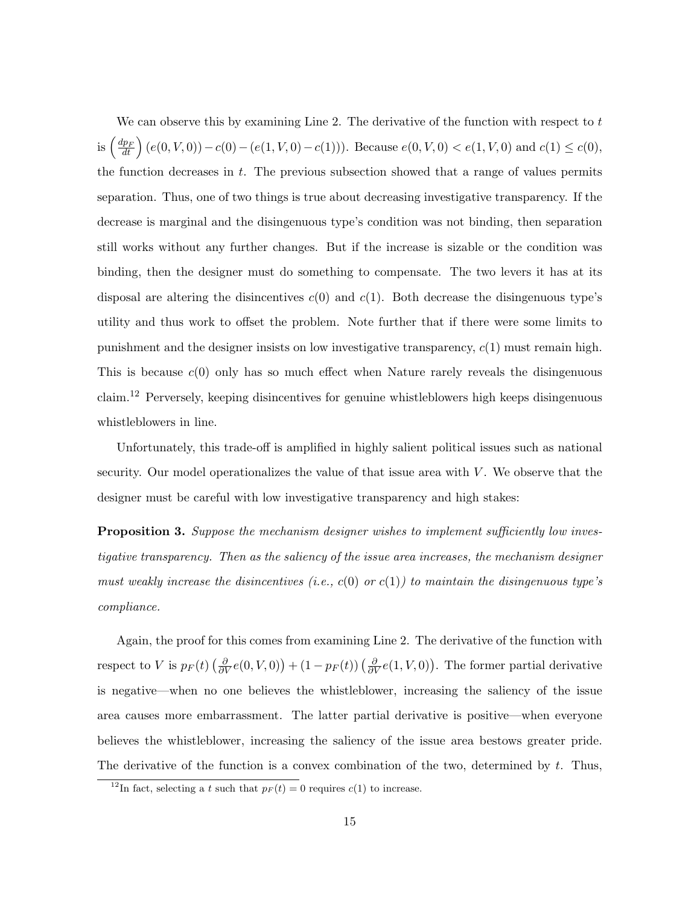We can observe this by examining Line 2. The derivative of the function with respect to $t$ is $\left(\frac{dp_F}{dt}\right)(e(0,V,0)) - c(0) - (e(1,V,0) - c(1)))$. Because $e(0,V,0) < e(1,V,0)$ and $c(1) \leq c(0)$, the function decreases in $t$. The previous subsection showed that a range of values permits separation. Thus, one of two things is true about decreasing investigative transparency. If the decrease is marginal and the disingenuous type's condition was not binding, then separation still works without any further changes. But if the increase is sizable or the condition was binding, then the designer must do something to compensate. The two levers it has at its disposal are altering the disincentives $c(0)$ and $c(1)$. Both decrease the disingenuous type's utility and thus work to offset the problem. Note further that if there were some limits to punishment and the designer insists on low investigative transparency, $c(1)$ must remain high. This is because $c(0)$ only has so much effect when Nature rarely reveals the disingenuous claim.[12] Perversely, keeping disincentives for genuine whistleblowers high keeps disingenuous whistleblowers in line.

Unfortunately, this trade-off is amplified in highly salient political issues such as national security. Our model operationalizes the value of that issue area with $V$. We observe that the designer must be careful with low investigative transparency and high stakes:

**Proposition 3.** *Suppose the mechanism designer wishes to implement sufficiently low investigative transparency. Then as the saliency of the issue area increases, the mechanism designer must weakly increase the disincentives (i.e., $c(0)$ or $c(1)$) to maintain the disingenuous type's compliance.*

Again, the proof for this comes from examining Line 2. The derivative of the function with respect to $V$ is $p_F(t)\left(\frac{\partial}{\partial V}e(0,V,0)\right) + (1 - p_F(t))\left(\frac{\partial}{\partial V}e(1,V,0)\right)$. The former partial derivative is negative—when no one believes the whistleblower, increasing the saliency of the issue area causes more embarrassment. The latter partial derivative is positive—when everyone believes the whistleblower, increasing the saliency of the issue area bestows greater pride. The derivative of the function is a convex combination of the two, determined by $t$. Thus,

[12] In fact, selecting a $t$ such that $p_F(t) = 0$ requires $c(1)$ to increase.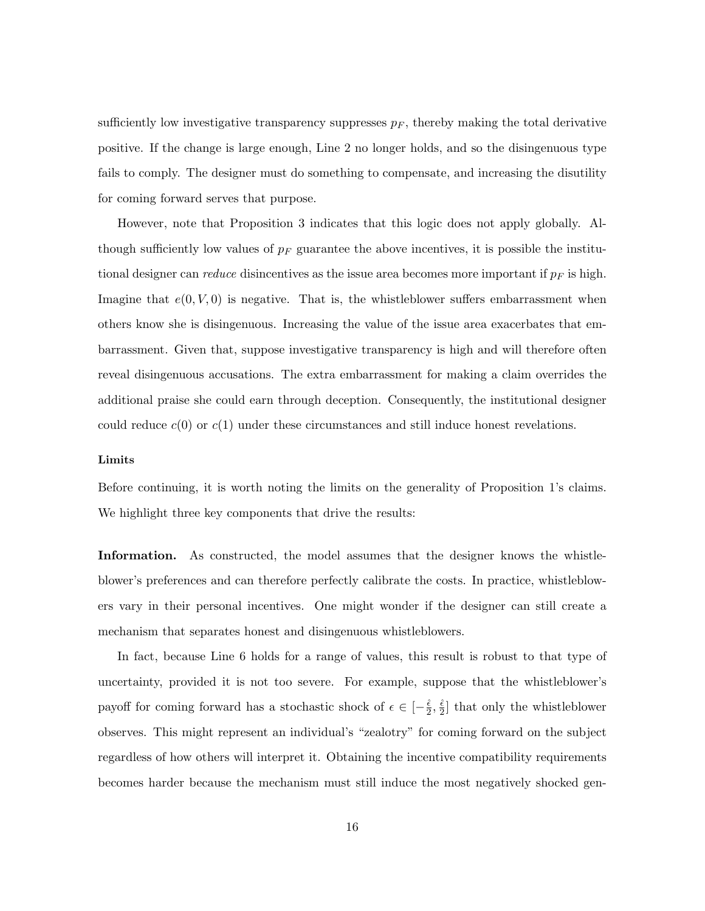sufficiently low investigative transparency suppresses $p_F$, thereby making the total derivative positive. If the change is large enough, Line 2 no longer holds, and so the disingenuous type fails to comply. The designer must do something to compensate, and increasing the disutility for coming forward serves that purpose.

However, note that Proposition 3 indicates that this logic does not apply globally. Although sufficiently low values of $p_F$ guarantee the above incentives, it is possible the institutional designer can *reduce* disincentives as the issue area becomes more important if $p_F$ is high. Imagine that $e(0, V, 0)$ is negative. That is, the whistleblower suffers embarrassment when others know she is disingenuous. Increasing the value of the issue area exacerbates that embarrassment. Given that, suppose investigative transparency is high and will therefore often reveal disingenuous accusations. The extra embarrassment for making a claim overrides the additional praise she could earn through deception. Consequently, the institutional designer could reduce $c(0)$ or $c(1)$ under these circumstances and still induce honest revelations.

**Limits**

Before continuing, it is worth noting the limits on the generality of Proposition 1's claims. We highlight three key components that drive the results:

**Information.** As constructed, the model assumes that the designer knows the whistleblower's preferences and can therefore perfectly calibrate the costs. In practice, whistleblowers vary in their personal incentives. One might wonder if the designer can still create a mechanism that separates honest and disingenuous whistleblowers.

In fact, because Line 6 holds for a range of values, this result is robust to that type of uncertainty, provided it is not too severe. For example, suppose that the whistleblower's payoff for coming forward has a stochastic shock of $\epsilon \in [-\frac{\hat{\epsilon}}{2}, \frac{\hat{\epsilon}}{2}]$ that only the whistleblower observes. This might represent an individual's "zealotry" for coming forward on the subject regardless of how others will interpret it. Obtaining the incentive compatibility requirements becomes harder because the mechanism must still induce the most negatively shocked gen-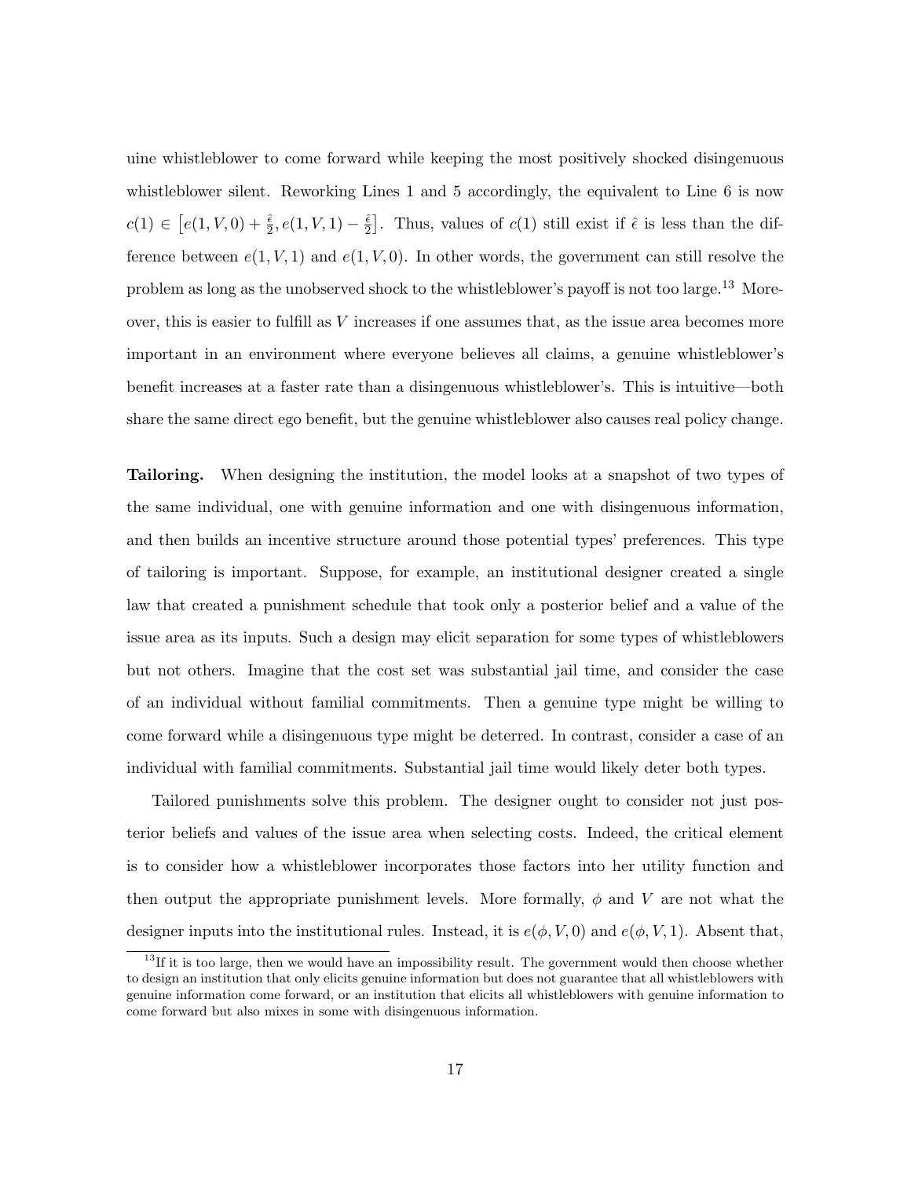uine whistleblower to come forward while keeping the most positively shocked disingenuous whistleblower silent. Reworking Lines 1 and 5 accordingly, the equivalent to Line 6 is now $c(1) \in \left[e(1,V,0) + \frac{\hat{\epsilon}}{2}, e(1,V,1) - \frac{\hat{\epsilon}}{2}\right]$. Thus, values of $c(1)$ still exist if $\hat{\epsilon}$ is less than the difference between $e(1,V,1)$ and $e(1,V,0)$. In other words, the government can still resolve the problem as long as the unobserved shock to the whistleblower's payoff is not too large.[13] Moreover, this is easier to fulfill as $V$ increases if one assumes that, as the issue area becomes more important in an environment where everyone believes all claims, a genuine whistleblower's benefit increases at a faster rate than a disingenuous whistleblower's. This is intuitive—both share the same direct ego benefit, but the genuine whistleblower also causes real policy change.

**Tailoring.** When designing the institution, the model looks at a snapshot of two types of the same individual, one with genuine information and one with disingenuous information, and then builds an incentive structure around those potential types' preferences. This type of tailoring is important. Suppose, for example, an institutional designer created a single law that created a punishment schedule that took only a posterior belief and a value of the issue area as its inputs. Such a design may elicit separation for some types of whistleblowers but not others. Imagine that the cost set was substantial jail time, and consider the case of an individual without familial commitments. Then a genuine type might be willing to come forward while a disingenuous type might be deterred. In contrast, consider a case of an individual with familial commitments. Substantial jail time would likely deter both types.

Tailored punishments solve this problem. The designer ought to consider not just posterior beliefs and values of the issue area when selecting costs. Indeed, the critical element is to consider how a whistleblower incorporates those factors into her utility function and then output the appropriate punishment levels. More formally, $\phi$ and $V$ are not what the designer inputs into the institutional rules. Instead, it is $e(\phi, V, 0)$ and $e(\phi, V, 1)$. Absent that,

[13] If it is too large, then we would have an impossibility result. The government would then choose whether to design an institution that only elicits genuine information but does not guarantee that all whistleblowers with genuine information come forward, or an institution that elicits all whistleblowers with genuine information to come forward but also mixes in some with disingenuous information.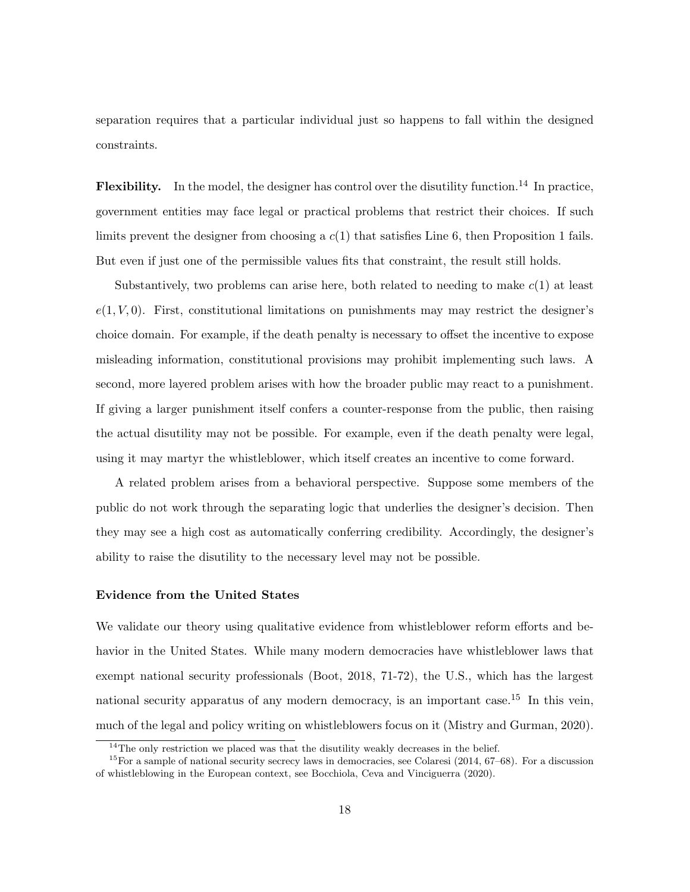separation requires that a particular individual just so happens to fall within the designed constraints.

**Flexibility.** In the model, the designer has control over the disutility function.[14] In practice, government entities may face legal or practical problems that restrict their choices. If such limits prevent the designer from choosing a $c(1)$ that satisfies Line 6, then Proposition 1 fails. But even if just one of the permissible values fits that constraint, the result still holds.

Substantively, two problems can arise here, both related to needing to make $c(1)$ at least $e(1, V, 0)$. First, constitutional limitations on punishments may may restrict the designer's choice domain. For example, if the death penalty is necessary to offset the incentive to expose misleading information, constitutional provisions may prohibit implementing such laws. A second, more layered problem arises with how the broader public may react to a punishment. If giving a larger punishment itself confers a counter-response from the public, then raising the actual disutility may not be possible. For example, even if the death penalty were legal, using it may martyr the whistleblower, which itself creates an incentive to come forward.

A related problem arises from a behavioral perspective. Suppose some members of the public do not work through the separating logic that underlies the designer's decision. Then they may see a high cost as automatically conferring credibility. Accordingly, the designer's ability to raise the disutility to the necessary level may not be possible.

### Evidence from the United States

We validate our theory using qualitative evidence from whistleblower reform efforts and behavior in the United States. While many modern democracies have whistleblower laws that exempt national security professionals (Boot, 2018, 71-72), the U.S., which has the largest national security apparatus of any modern democracy, is an important case.[15] In this vein, much of the legal and policy writing on whistleblowers focus on it (Mistry and Gurman, 2020).

[14] The only restriction we placed was that the disutility weakly decreases in the belief.

[15] For a sample of national security secrecy laws in democracies, see Colaresi (2014, 67–68). For a discussion of whistleblowing in the European context, see Bocchiola, Ceva and Vinciguerra (2020).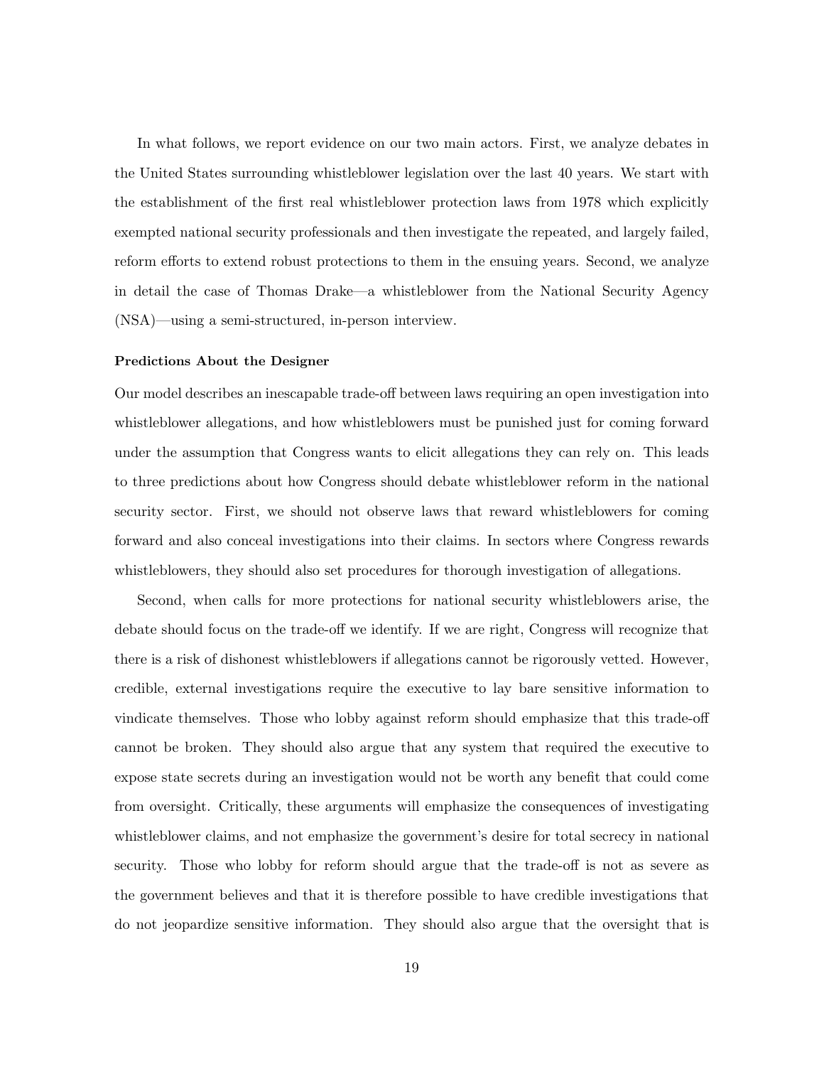In what follows, we report evidence on our two main actors. First, we analyze debates in the United States surrounding whistleblower legislation over the last 40 years. We start with the establishment of the first real whistleblower protection laws from 1978 which explicitly exempted national security professionals and then investigate the repeated, and largely failed, reform efforts to extend robust protections to them in the ensuing years. Second, we analyze in detail the case of Thomas Drake—a whistleblower from the National Security Agency (NSA)—using a semi-structured, in-person interview.

**Predictions About the Designer**

Our model describes an inescapable trade-off between laws requiring an open investigation into whistleblower allegations, and how whistleblowers must be punished just for coming forward under the assumption that Congress wants to elicit allegations they can rely on. This leads to three predictions about how Congress should debate whistleblower reform in the national security sector. First, we should not observe laws that reward whistleblowers for coming forward and also conceal investigations into their claims. In sectors where Congress rewards whistleblowers, they should also set procedures for thorough investigation of allegations.

Second, when calls for more protections for national security whistleblowers arise, the debate should focus on the trade-off we identify. If we are right, Congress will recognize that there is a risk of dishonest whistleblowers if allegations cannot be rigorously vetted. However, credible, external investigations require the executive to lay bare sensitive information to vindicate themselves. Those who lobby against reform should emphasize that this trade-off cannot be broken. They should also argue that any system that required the executive to expose state secrets during an investigation would not be worth any benefit that could come from oversight. Critically, these arguments will emphasize the consequences of investigating whistleblower claims, and not emphasize the government's desire for total secrecy in national security. Those who lobby for reform should argue that the trade-off is not as severe as the government believes and that it is therefore possible to have credible investigations that do not jeopardize sensitive information. They should also argue that the oversight that is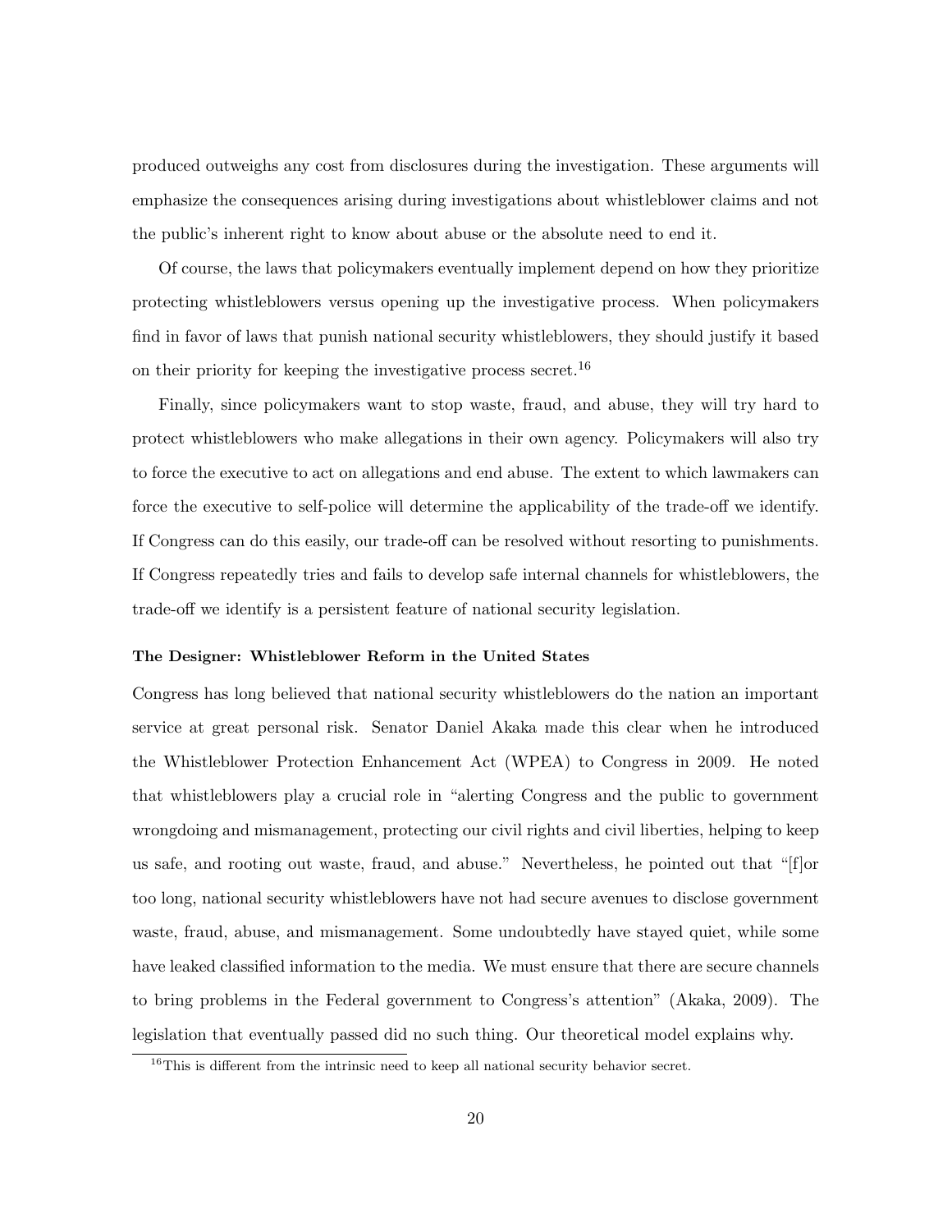produced outweighs any cost from disclosures during the investigation. These arguments will emphasize the consequences arising during investigations about whistleblower claims and not the public's inherent right to know about abuse or the absolute need to end it.

Of course, the laws that policymakers eventually implement depend on how they prioritize protecting whistleblowers versus opening up the investigative process. When policymakers find in favor of laws that punish national security whistleblowers, they should justify it based on their priority for keeping the investigative process secret.[16]

Finally, since policymakers want to stop waste, fraud, and abuse, they will try hard to protect whistleblowers who make allegations in their own agency. Policymakers will also try to force the executive to act on allegations and end abuse. The extent to which lawmakers can force the executive to self-police will determine the applicability of the trade-off we identify. If Congress can do this easily, our trade-off can be resolved without resorting to punishments. If Congress repeatedly tries and fails to develop safe internal channels for whistleblowers, the trade-off we identify is a persistent feature of national security legislation.

**The Designer: Whistleblower Reform in the United States**

Congress has long believed that national security whistleblowers do the nation an important service at great personal risk. Senator Daniel Akaka made this clear when he introduced the Whistleblower Protection Enhancement Act (WPEA) to Congress in 2009. He noted that whistleblowers play a crucial role in "alerting Congress and the public to government wrongdoing and mismanagement, protecting our civil rights and civil liberties, helping to keep us safe, and rooting out waste, fraud, and abuse." Nevertheless, he pointed out that "[f]or too long, national security whistleblowers have not had secure avenues to disclose government waste, fraud, abuse, and mismanagement. Some undoubtedly have stayed quiet, while some have leaked classified information to the media. We must ensure that there are secure channels to bring problems in the Federal government to Congress's attention" (Akaka, 2009). The legislation that eventually passed did no such thing. Our theoretical model explains why.

[16] This is different from the intrinsic need to keep all national security behavior secret.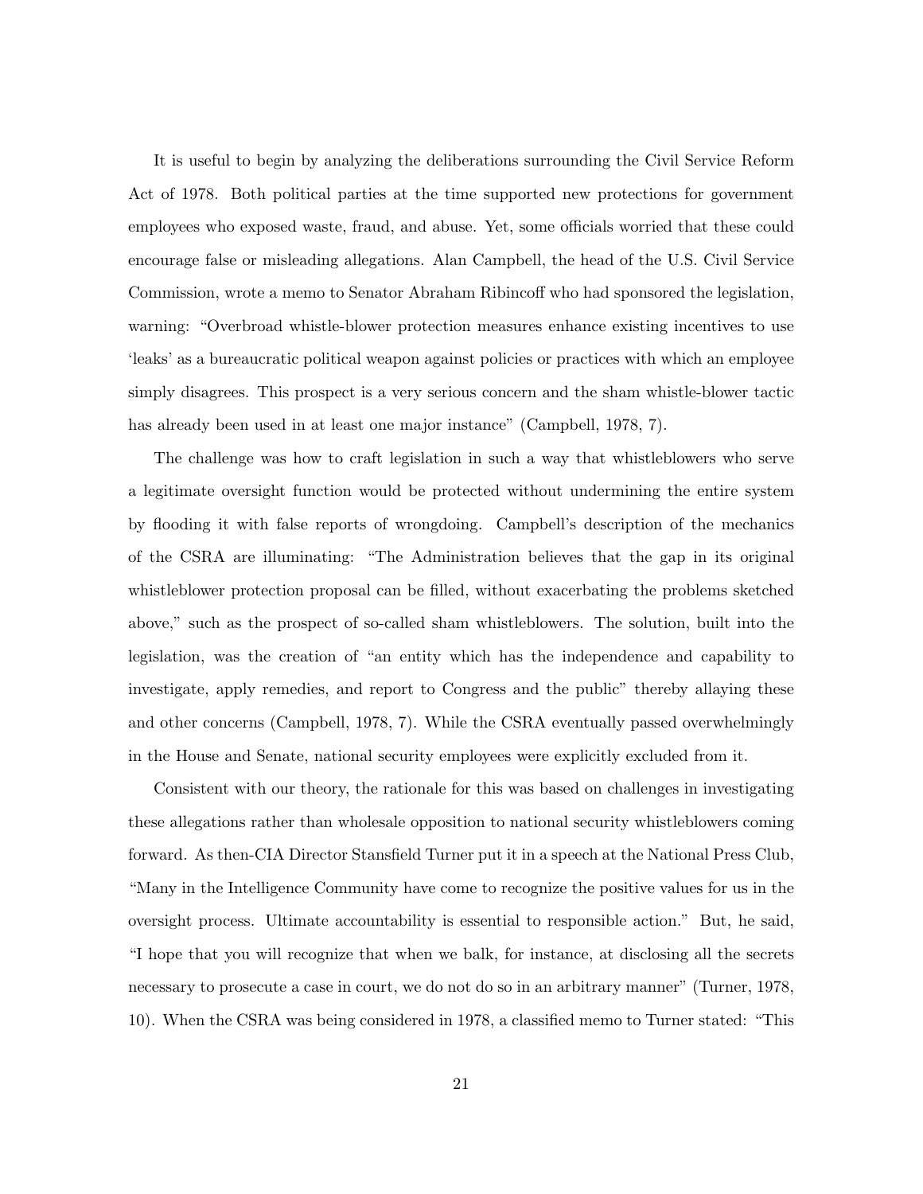It is useful to begin by analyzing the deliberations surrounding the Civil Service Reform Act of 1978. Both political parties at the time supported new protections for government employees who exposed waste, fraud, and abuse. Yet, some officials worried that these could encourage false or misleading allegations. Alan Campbell, the head of the U.S. Civil Service Commission, wrote a memo to Senator Abraham Ribincoff who had sponsored the legislation, warning: "Overbroad whistle-blower protection measures enhance existing incentives to use 'leaks' as a bureaucratic political weapon against policies or practices with which an employee simply disagrees. This prospect is a very serious concern and the sham whistle-blower tactic has already been used in at least one major instance" (Campbell, 1978, 7).

The challenge was how to craft legislation in such a way that whistleblowers who serve a legitimate oversight function would be protected without undermining the entire system by flooding it with false reports of wrongdoing. Campbell's description of the mechanics of the CSRA are illuminating: "The Administration believes that the gap in its original whistleblower protection proposal can be filled, without exacerbating the problems sketched above," such as the prospect of so-called sham whistleblowers. The solution, built into the legislation, was the creation of "an entity which has the independence and capability to investigate, apply remedies, and report to Congress and the public" thereby allaying these and other concerns (Campbell, 1978, 7). While the CSRA eventually passed overwhelmingly in the House and Senate, national security employees were explicitly excluded from it.

Consistent with our theory, the rationale for this was based on challenges in investigating these allegations rather than wholesale opposition to national security whistleblowers coming forward. As then-CIA Director Stansfield Turner put it in a speech at the National Press Club, "Many in the Intelligence Community have come to recognize the positive values for us in the oversight process. Ultimate accountability is essential to responsible action." But, he said, "I hope that you will recognize that when we balk, for instance, at disclosing all the secrets necessary to prosecute a case in court, we do not do so in an arbitrary manner" (Turner, 1978, 10). When the CSRA was being considered in 1978, a classified memo to Turner stated: "This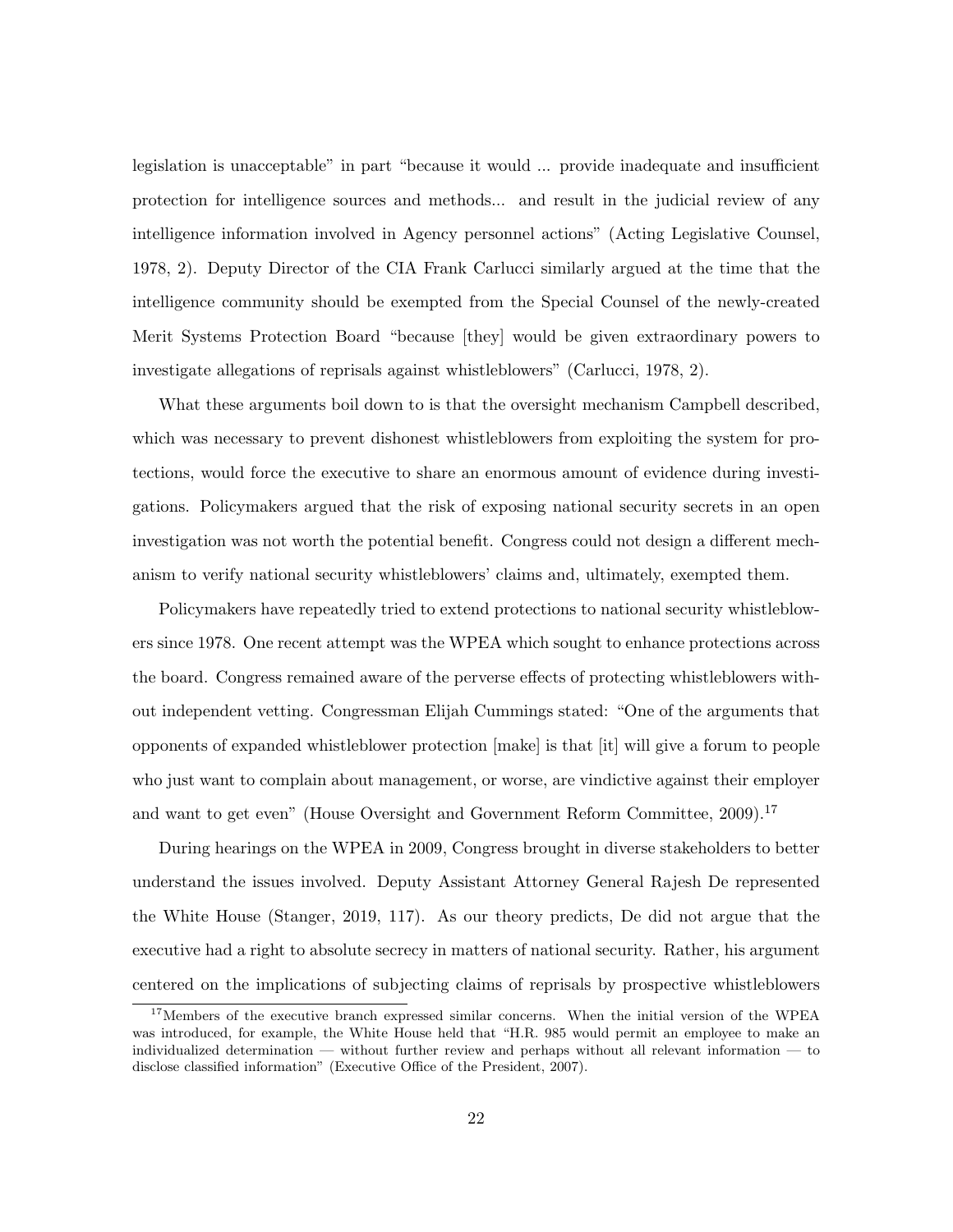legislation is unacceptable" in part "because it would ... provide inadequate and insufficient protection for intelligence sources and methods... and result in the judicial review of any intelligence information involved in Agency personnel actions" (Acting Legislative Counsel, 1978, 2). Deputy Director of the CIA Frank Carlucci similarly argued at the time that the intelligence community should be exempted from the Special Counsel of the newly-created Merit Systems Protection Board "because [they] would be given extraordinary powers to investigate allegations of reprisals against whistleblowers" (Carlucci, 1978, 2).

What these arguments boil down to is that the oversight mechanism Campbell described, which was necessary to prevent dishonest whistleblowers from exploiting the system for protections, would force the executive to share an enormous amount of evidence during investigations. Policymakers argued that the risk of exposing national security secrets in an open investigation was not worth the potential benefit. Congress could not design a different mechanism to verify national security whistleblowers' claims and, ultimately, exempted them.

Policymakers have repeatedly tried to extend protections to national security whistleblowers since 1978. One recent attempt was the WPEA which sought to enhance protections across the board. Congress remained aware of the perverse effects of protecting whistleblowers without independent vetting. Congressman Elijah Cummings stated: "One of the arguments that opponents of expanded whistleblower protection [make] is that [it] will give a forum to people who just want to complain about management, or worse, are vindictive against their employer and want to get even" (House Oversight and Government Reform Committee, 2009).[17]

During hearings on the WPEA in 2009, Congress brought in diverse stakeholders to better understand the issues involved. Deputy Assistant Attorney General Rajesh De represented the White House (Stanger, 2019, 117). As our theory predicts, De did not argue that the executive had a right to absolute secrecy in matters of national security. Rather, his argument centered on the implications of subjecting claims of reprisals by prospective whistleblowers

[17] Members of the executive branch expressed similar concerns. When the initial version of the WPEA was introduced, for example, the White House held that "H.R. 985 would permit an employee to make an individualized determination — without further review and perhaps without all relevant information — to disclose classified information" (Executive Office of the President, 2007).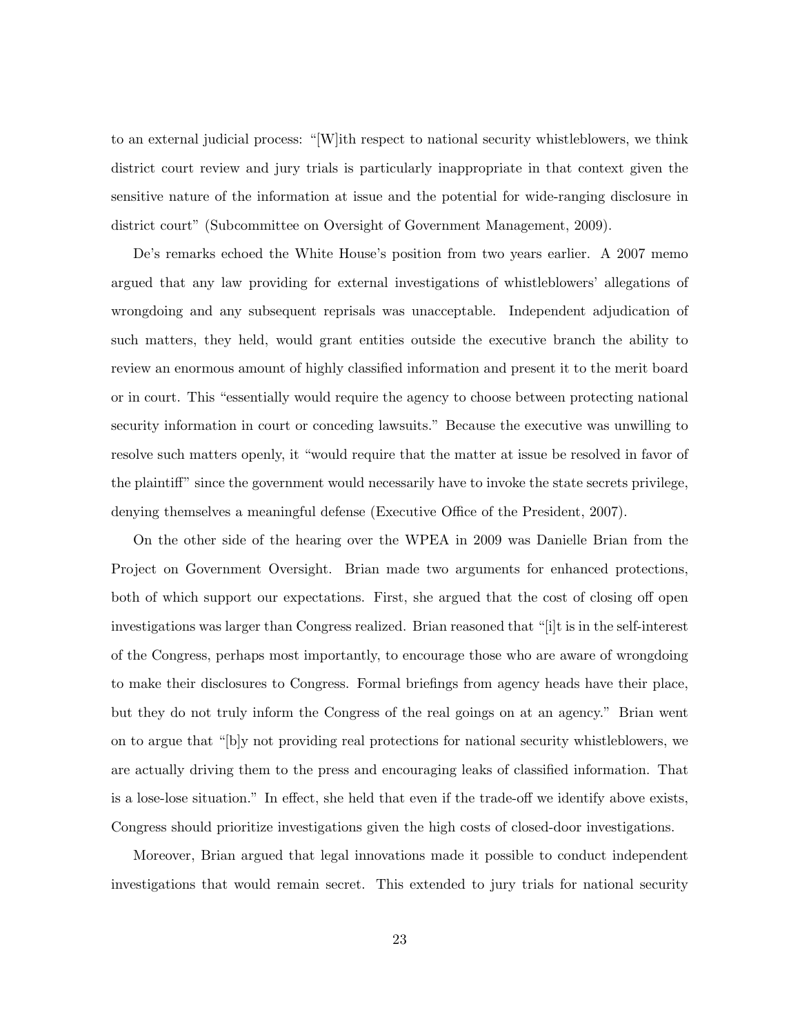to an external judicial process: "[W]ith respect to national security whistleblowers, we think district court review and jury trials is particularly inappropriate in that context given the sensitive nature of the information at issue and the potential for wide-ranging disclosure in district court" (Subcommittee on Oversight of Government Management, 2009).

De's remarks echoed the White House's position from two years earlier. A 2007 memo argued that any law providing for external investigations of whistleblowers' allegations of wrongdoing and any subsequent reprisals was unacceptable. Independent adjudication of such matters, they held, would grant entities outside the executive branch the ability to review an enormous amount of highly classified information and present it to the merit board or in court. This "essentially would require the agency to choose between protecting national security information in court or conceding lawsuits." Because the executive was unwilling to resolve such matters openly, it "would require that the matter at issue be resolved in favor of the plaintiff" since the government would necessarily have to invoke the state secrets privilege, denying themselves a meaningful defense (Executive Office of the President, 2007).

On the other side of the hearing over the WPEA in 2009 was Danielle Brian from the Project on Government Oversight. Brian made two arguments for enhanced protections, both of which support our expectations. First, she argued that the cost of closing off open investigations was larger than Congress realized. Brian reasoned that "[i]t is in the self-interest of the Congress, perhaps most importantly, to encourage those who are aware of wrongdoing to make their disclosures to Congress. Formal briefings from agency heads have their place, but they do not truly inform the Congress of the real goings on at an agency." Brian went on to argue that "[b]y not providing real protections for national security whistleblowers, we are actually driving them to the press and encouraging leaks of classified information. That is a lose-lose situation." In effect, she held that even if the trade-off we identify above exists, Congress should prioritize investigations given the high costs of closed-door investigations.

Moreover, Brian argued that legal innovations made it possible to conduct independent investigations that would remain secret. This extended to jury trials for national security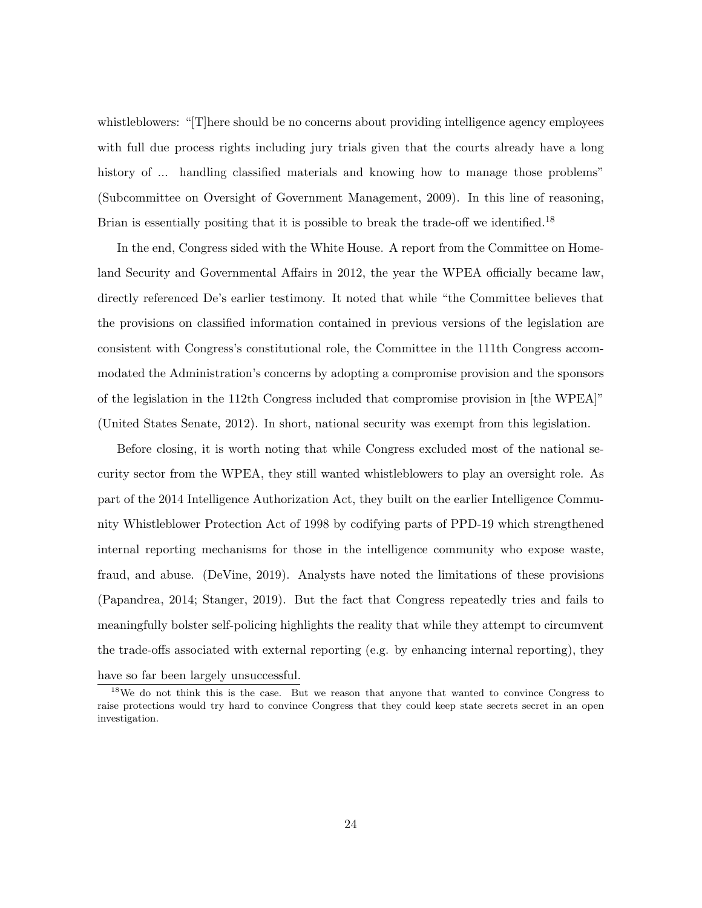whistleblowers: "[T]here should be no concerns about providing intelligence agency employees with full due process rights including jury trials given that the courts already have a long history of ... handling classified materials and knowing how to manage those problems" (Subcommittee on Oversight of Government Management, 2009). In this line of reasoning, Brian is essentially positing that it is possible to break the trade-off we identified.[18]

In the end, Congress sided with the White House. A report from the Committee on Homeland Security and Governmental Affairs in 2012, the year the WPEA officially became law, directly referenced De's earlier testimony. It noted that while "the Committee believes that the provisions on classified information contained in previous versions of the legislation are consistent with Congress's constitutional role, the Committee in the 111th Congress accommodated the Administration's concerns by adopting a compromise provision and the sponsors of the legislation in the 112th Congress included that compromise provision in [the WPEA]" (United States Senate, 2012). In short, national security was exempt from this legislation.

Before closing, it is worth noting that while Congress excluded most of the national security sector from the WPEA, they still wanted whistleblowers to play an oversight role. As part of the 2014 Intelligence Authorization Act, they built on the earlier Intelligence Community Whistleblower Protection Act of 1998 by codifying parts of PPD-19 which strengthened internal reporting mechanisms for those in the intelligence community who expose waste, fraud, and abuse. (DeVine, 2019). Analysts have noted the limitations of these provisions (Papandrea, 2014; Stanger, 2019). But the fact that Congress repeatedly tries and fails to meaningfully bolster self-policing highlights the reality that while they attempt to circumvent the trade-offs associated with external reporting (e.g. by enhancing internal reporting), they have so far been largely unsuccessful.

[18] We do not think this is the case. But we reason that anyone that wanted to convince Congress to raise protections would try hard to convince Congress that they could keep state secrets secret in an open investigation.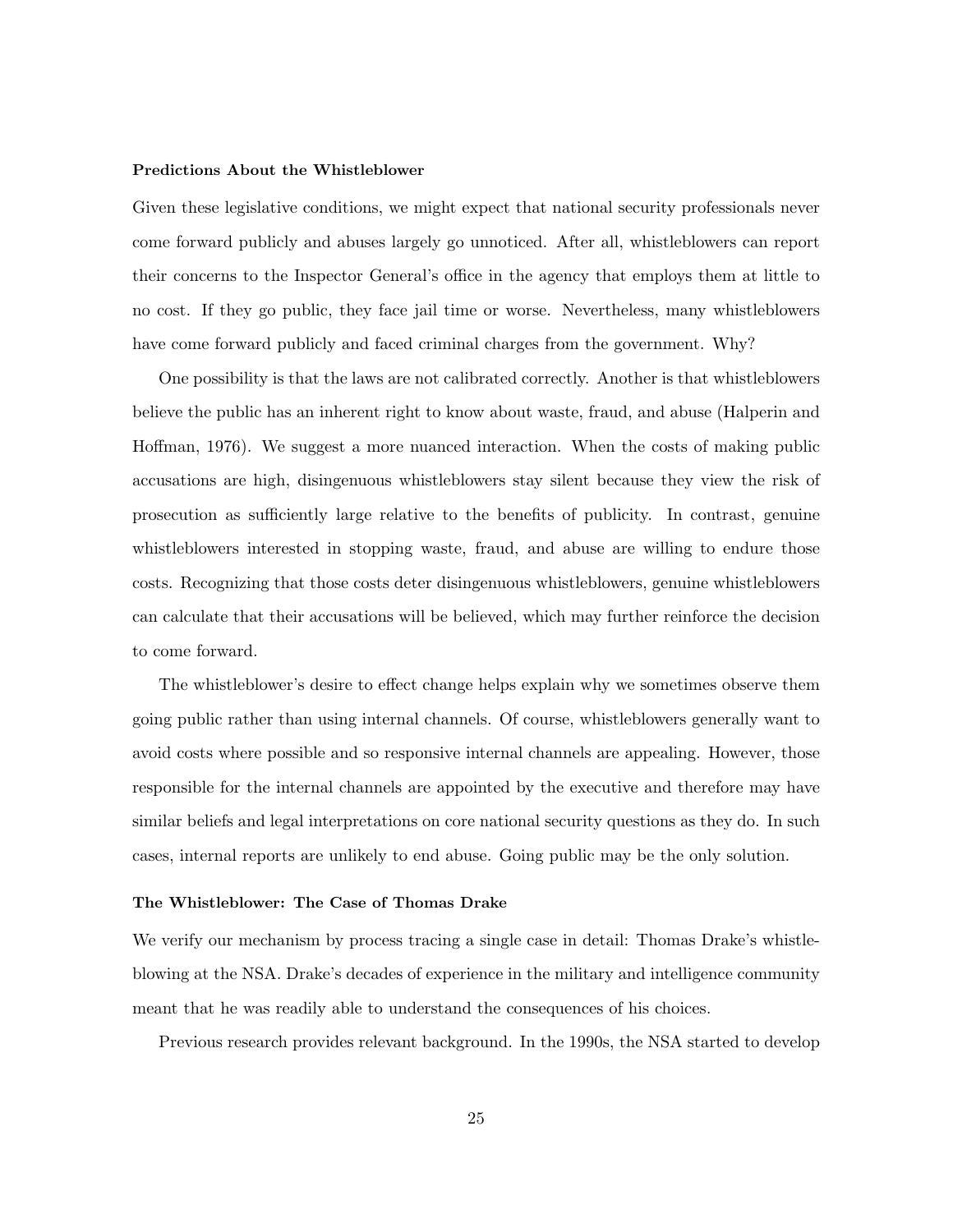### Predictions About the Whistleblower

Given these legislative conditions, we might expect that national security professionals never come forward publicly and abuses largely go unnoticed. After all, whistleblowers can report their concerns to the Inspector General's office in the agency that employs them at little to no cost. If they go public, they face jail time or worse. Nevertheless, many whistleblowers have come forward publicly and faced criminal charges from the government. Why?

One possibility is that the laws are not calibrated correctly. Another is that whistleblowers believe the public has an inherent right to know about waste, fraud, and abuse (Halperin and Hoffman, 1976). We suggest a more nuanced interaction. When the costs of making public accusations are high, disingenuous whistleblowers stay silent because they view the risk of prosecution as sufficiently large relative to the benefits of publicity. In contrast, genuine whistleblowers interested in stopping waste, fraud, and abuse are willing to endure those costs. Recognizing that those costs deter disingenuous whistleblowers, genuine whistleblowers can calculate that their accusations will be believed, which may further reinforce the decision to come forward.

The whistleblower's desire to effect change helps explain why we sometimes observe them going public rather than using internal channels. Of course, whistleblowers generally want to avoid costs where possible and so responsive internal channels are appealing. However, those responsible for the internal channels are appointed by the executive and therefore may have similar beliefs and legal interpretations on core national security questions as they do. In such cases, internal reports are unlikely to end abuse. Going public may be the only solution.

### The Whistleblower: The Case of Thomas Drake

We verify our mechanism by process tracing a single case in detail: Thomas Drake's whistleblowing at the NSA. Drake's decades of experience in the military and intelligence community meant that he was readily able to understand the consequences of his choices.

Previous research provides relevant background. In the 1990s, the NSA started to develop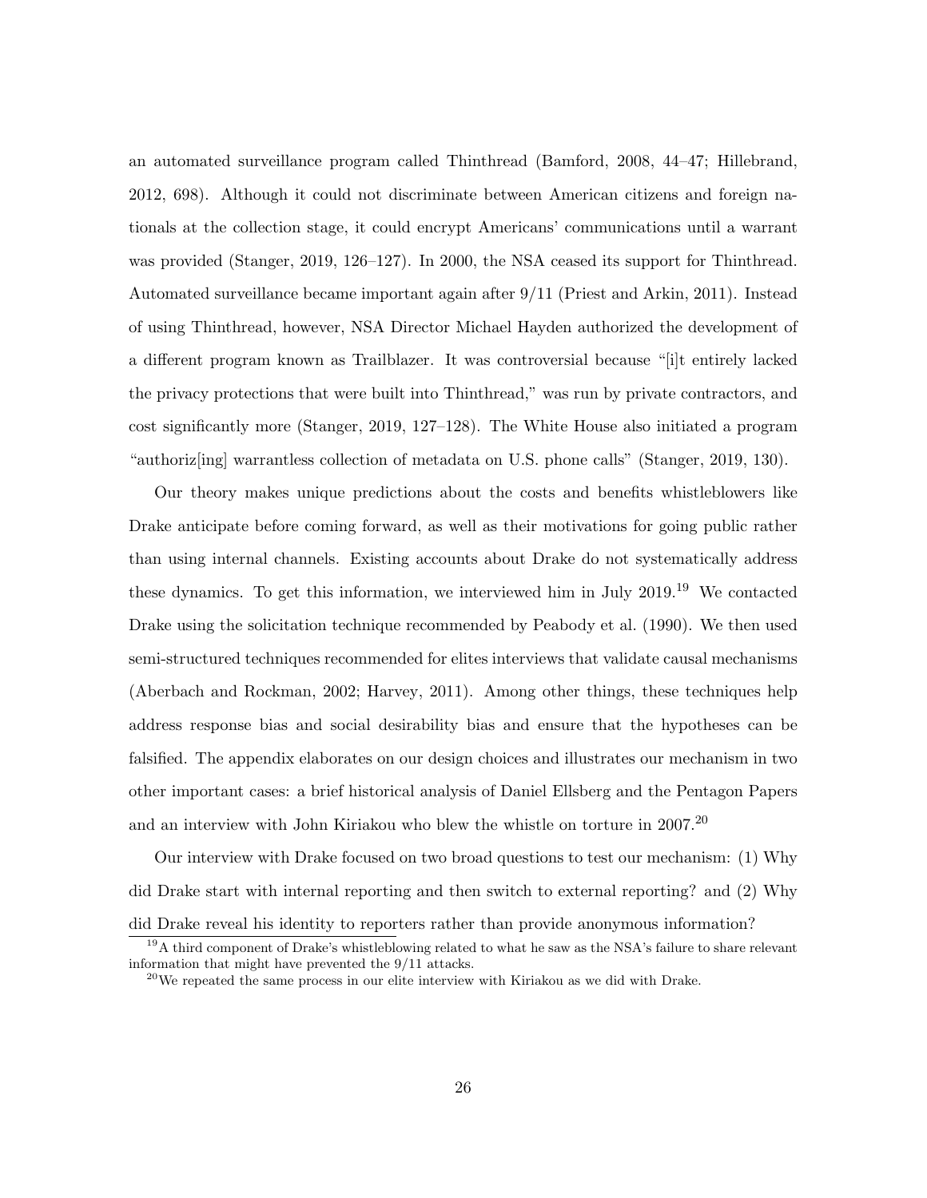an automated surveillance program called Thinthread (Bamford, 2008, 44–47; Hillebrand, 2012, 698). Although it could not discriminate between American citizens and foreign nationals at the collection stage, it could encrypt Americans' communications until a warrant was provided (Stanger, 2019, 126–127). In 2000, the NSA ceased its support for Thinthread. Automated surveillance became important again after 9/11 (Priest and Arkin, 2011). Instead of using Thinthread, however, NSA Director Michael Hayden authorized the development of a different program known as Trailblazer. It was controversial because "[i]t entirely lacked the privacy protections that were built into Thinthread," was run by private contractors, and cost significantly more (Stanger, 2019, 127–128). The White House also initiated a program "authoriz[ing] warrantless collection of metadata on U.S. phone calls" (Stanger, 2019, 130).

Our theory makes unique predictions about the costs and benefits whistleblowers like Drake anticipate before coming forward, as well as their motivations for going public rather than using internal channels. Existing accounts about Drake do not systematically address these dynamics. To get this information, we interviewed him in July 2019.[19] We contacted Drake using the solicitation technique recommended by Peabody et al. (1990). We then used semi-structured techniques recommended for elites interviews that validate causal mechanisms (Aberbach and Rockman, 2002; Harvey, 2011). Among other things, these techniques help address response bias and social desirability bias and ensure that the hypotheses can be falsified. The appendix elaborates on our design choices and illustrates our mechanism in two other important cases: a brief historical analysis of Daniel Ellsberg and the Pentagon Papers and an interview with John Kiriakou who blew the whistle on torture in 2007.[20]

Our interview with Drake focused on two broad questions to test our mechanism: (1) Why did Drake start with internal reporting and then switch to external reporting? and (2) Why did Drake reveal his identity to reporters rather than provide anonymous information?

[19] A third component of Drake's whistleblowing related to what he saw as the NSA's failure to share relevant information that might have prevented the 9/11 attacks.

[20] We repeated the same process in our elite interview with Kiriakou as we did with Drake.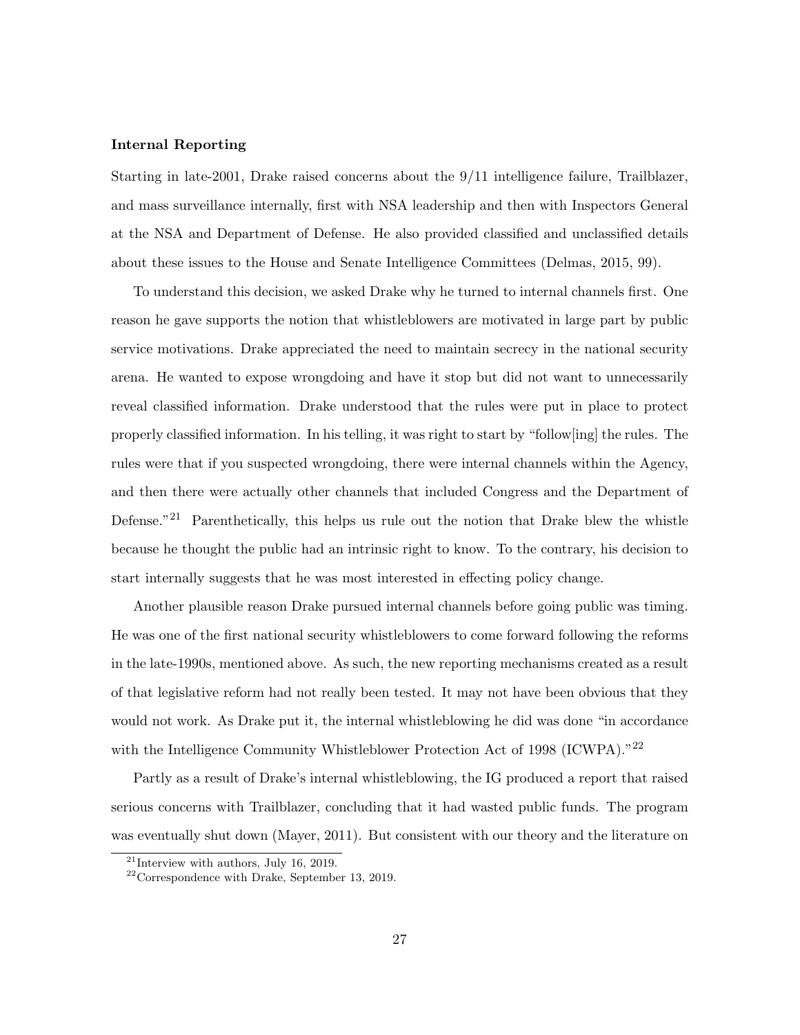**Internal Reporting**

Starting in late-2001, Drake raised concerns about the 9/11 intelligence failure, Trailblazer, and mass surveillance internally, first with NSA leadership and then with Inspectors General at the NSA and Department of Defense. He also provided classified and unclassified details about these issues to the House and Senate Intelligence Committees (Delmas, 2015, 99).

To understand this decision, we asked Drake why he turned to internal channels first. One reason he gave supports the notion that whistleblowers are motivated in large part by public service motivations. Drake appreciated the need to maintain secrecy in the national security arena. He wanted to expose wrongdoing and have it stop but did not want to unnecessarily reveal classified information. Drake understood that the rules were put in place to protect properly classified information. In his telling, it was right to start by "follow[ing] the rules. The rules were that if you suspected wrongdoing, there were internal channels within the Agency, and then there were actually other channels that included Congress and the Department of Defense."[21] Parenthetically, this helps us rule out the notion that Drake blew the whistle because he thought the public had an intrinsic right to know. To the contrary, his decision to start internally suggests that he was most interested in effecting policy change.

Another plausible reason Drake pursued internal channels before going public was timing. He was one of the first national security whistleblowers to come forward following the reforms in the late-1990s, mentioned above. As such, the new reporting mechanisms created as a result of that legislative reform had not really been tested. It may not have been obvious that they would not work. As Drake put it, the internal whistleblowing he did was done "in accordance with the Intelligence Community Whistleblower Protection Act of 1998 (ICWPA)."[22]

Partly as a result of Drake's internal whistleblowing, the IG produced a report that raised serious concerns with Trailblazer, concluding that it had wasted public funds. The program was eventually shut down (Mayer, 2011). But consistent with our theory and the literature on

[21] Interview with authors, July 16, 2019.

[22] Correspondence with Drake, September 13, 2019.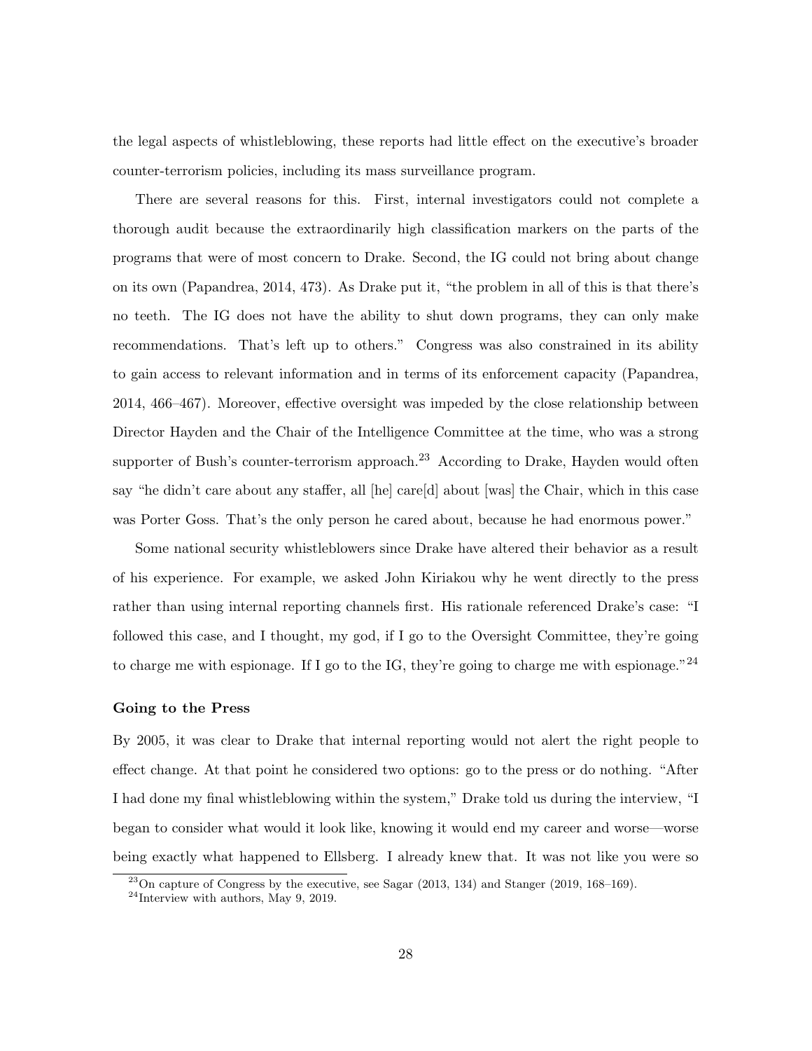the legal aspects of whistleblowing, these reports had little effect on the executive's broader counter-terrorism policies, including its mass surveillance program.

There are several reasons for this. First, internal investigators could not complete a thorough audit because the extraordinarily high classification markers on the parts of the programs that were of most concern to Drake. Second, the IG could not bring about change on its own (Papandrea, 2014, 473). As Drake put it, "the problem in all of this is that there's no teeth. The IG does not have the ability to shut down programs, they can only make recommendations. That's left up to others." Congress was also constrained in its ability to gain access to relevant information and in terms of its enforcement capacity (Papandrea, 2014, 466–467). Moreover, effective oversight was impeded by the close relationship between Director Hayden and the Chair of the Intelligence Committee at the time, who was a strong supporter of Bush's counter-terrorism approach.[23] According to Drake, Hayden would often say "he didn't care about any staffer, all [he] care[d] about [was] the Chair, which in this case was Porter Goss. That's the only person he cared about, because he had enormous power."

Some national security whistleblowers since Drake have altered their behavior as a result of his experience. For example, we asked John Kiriakou why he went directly to the press rather than using internal reporting channels first. His rationale referenced Drake's case: "I followed this case, and I thought, my god, if I go to the Oversight Committee, they're going to charge me with espionage. If I go to the IG, they're going to charge me with espionage."[24]

**Going to the Press**

By 2005, it was clear to Drake that internal reporting would not alert the right people to effect change. At that point he considered two options: go to the press or do nothing. "After I had done my final whistleblowing within the system," Drake told us during the interview, "I began to consider what would it look like, knowing it would end my career and worse—worse being exactly what happened to Ellsberg. I already knew that. It was not like you were so

[23] On capture of Congress by the executive, see Sagar (2013, 134) and Stanger (2019, 168–169).

[24] Interview with authors, May 9, 2019.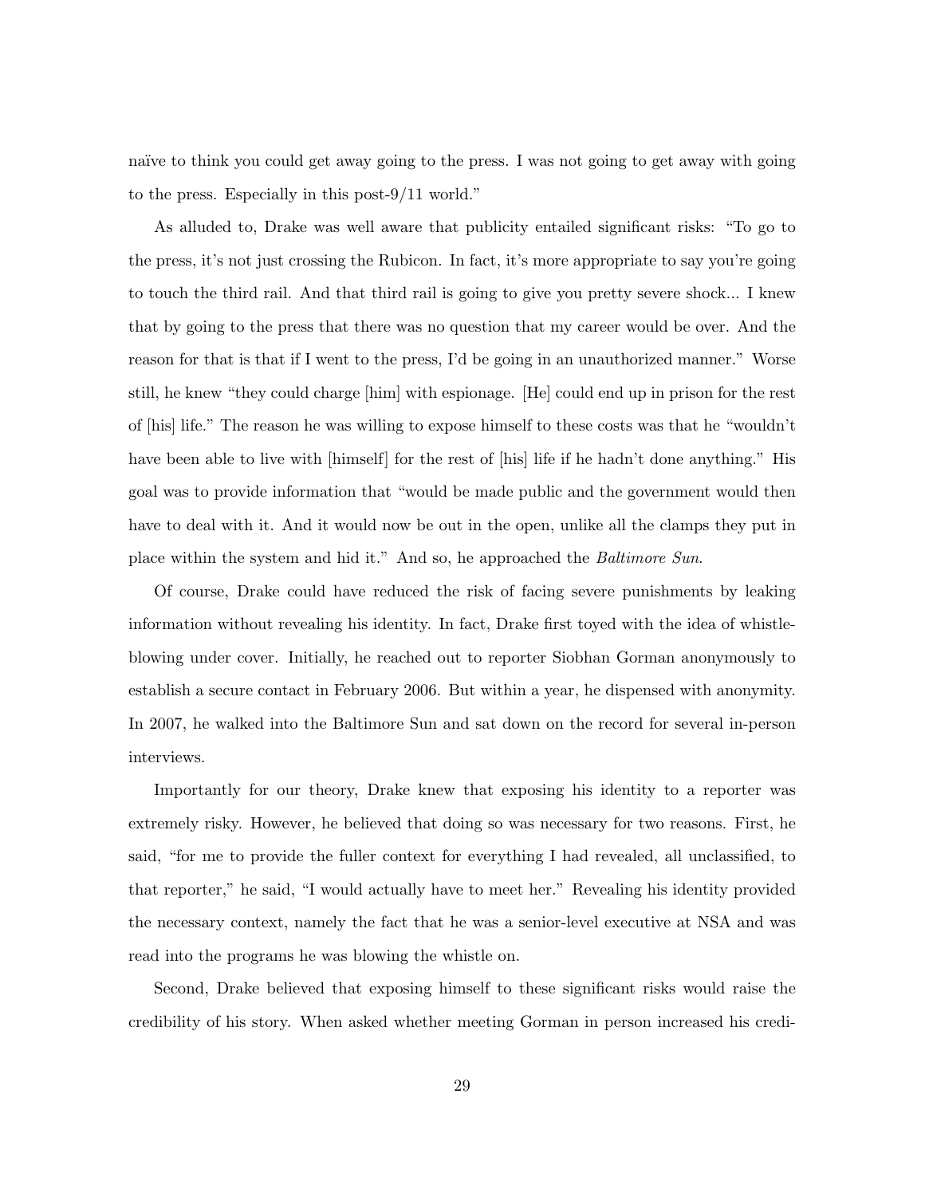naïve to think you could get away going to the press. I was not going to get away with going to the press. Especially in this post-9/11 world."

As alluded to, Drake was well aware that publicity entailed significant risks: "To go to the press, it's not just crossing the Rubicon. In fact, it's more appropriate to say you're going to touch the third rail. And that third rail is going to give you pretty severe shock... I knew that by going to the press that there was no question that my career would be over. And the reason for that is that if I went to the press, I'd be going in an unauthorized manner." Worse still, he knew "they could charge [him] with espionage. [He] could end up in prison for the rest of [his] life." The reason he was willing to expose himself to these costs was that he "wouldn't have been able to live with [himself] for the rest of [his] life if he hadn't done anything." His goal was to provide information that "would be made public and the government would then have to deal with it. And it would now be out in the open, unlike all the clamps they put in place within the system and hid it." And so, he approached the *Baltimore Sun*.

Of course, Drake could have reduced the risk of facing severe punishments by leaking information without revealing his identity. In fact, Drake first toyed with the idea of whistle-blowing under cover. Initially, he reached out to reporter Siobhan Gorman anonymously to establish a secure contact in February 2006. But within a year, he dispensed with anonymity. In 2007, he walked into the Baltimore Sun and sat down on the record for several in-person interviews.

Importantly for our theory, Drake knew that exposing his identity to a reporter was extremely risky. However, he believed that doing so was necessary for two reasons. First, he said, "for me to provide the fuller context for everything I had revealed, all unclassified, to that reporter," he said, "I would actually have to meet her." Revealing his identity provided the necessary context, namely the fact that he was a senior-level executive at NSA and was read into the programs he was blowing the whistle on.

Second, Drake believed that exposing himself to these significant risks would raise the credibility of his story. When asked whether meeting Gorman in person increased his credi-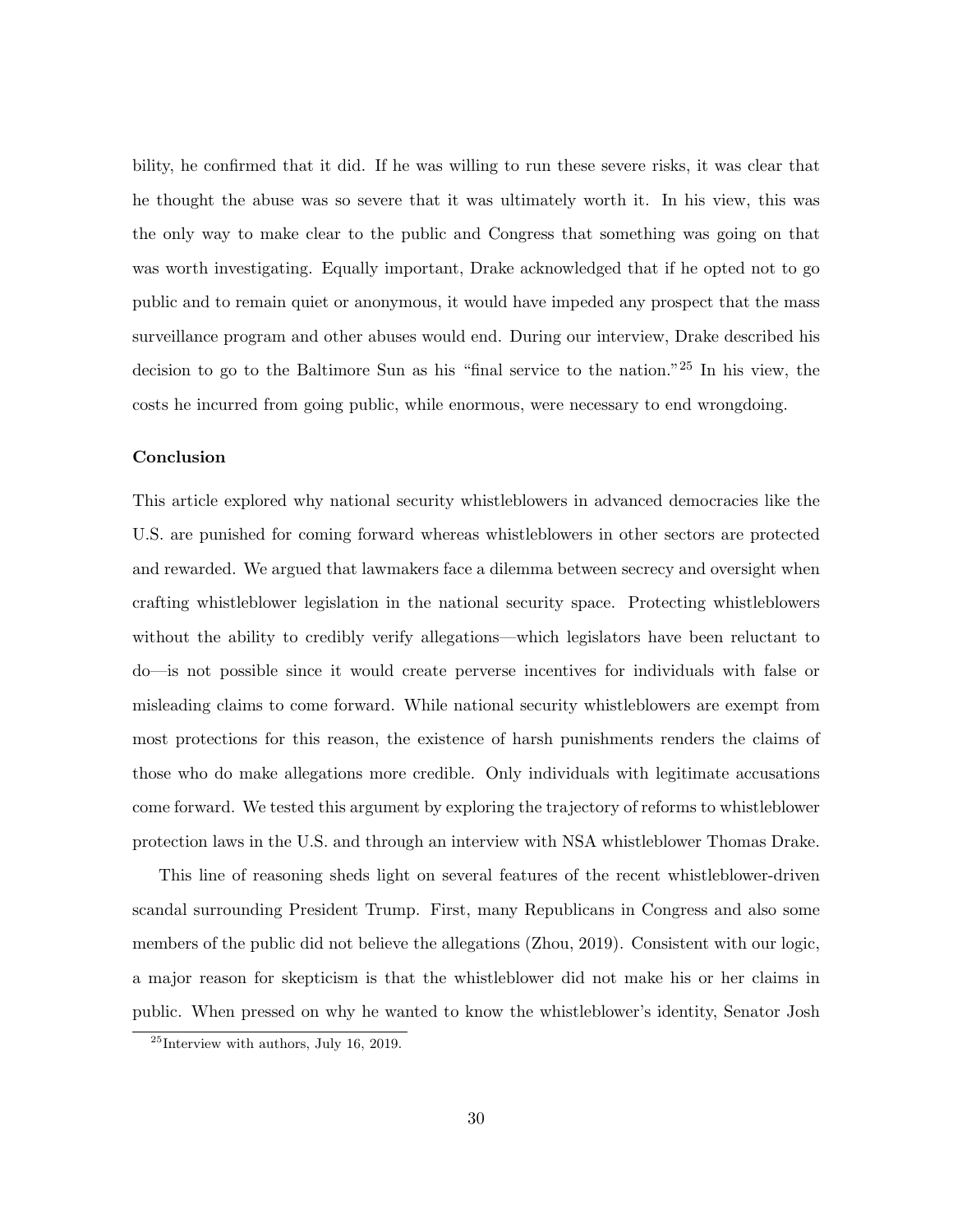bility, he confirmed that it did. If he was willing to run these severe risks, it was clear that he thought the abuse was so severe that it was ultimately worth it. In his view, this was the only way to make clear to the public and Congress that something was going on that was worth investigating. Equally important, Drake acknowledged that if he opted not to go public and to remain quiet or anonymous, it would have impeded any prospect that the mass surveillance program and other abuses would end. During our interview, Drake described his decision to go to the Baltimore Sun as his "final service to the nation."[25] In his view, the costs he incurred from going public, while enormous, were necessary to end wrongdoing.

### Conclusion

This article explored why national security whistleblowers in advanced democracies like the U.S. are punished for coming forward whereas whistleblowers in other sectors are protected and rewarded. We argued that lawmakers face a dilemma between secrecy and oversight when crafting whistleblower legislation in the national security space. Protecting whistleblowers without the ability to credibly verify allegations—which legislators have been reluctant to do—is not possible since it would create perverse incentives for individuals with false or misleading claims to come forward. While national security whistleblowers are exempt from most protections for this reason, the existence of harsh punishments renders the claims of those who do make allegations more credible. Only individuals with legitimate accusations come forward. We tested this argument by exploring the trajectory of reforms to whistleblower protection laws in the U.S. and through an interview with NSA whistleblower Thomas Drake.

This line of reasoning sheds light on several features of the recent whistleblower-driven scandal surrounding President Trump. First, many Republicans in Congress and also some members of the public did not believe the allegations (Zhou, 2019). Consistent with our logic, a major reason for skepticism is that the whistleblower did not make his or her claims in public. When pressed on why he wanted to know the whistleblower's identity, Senator Josh

[25] Interview with authors, July 16, 2019.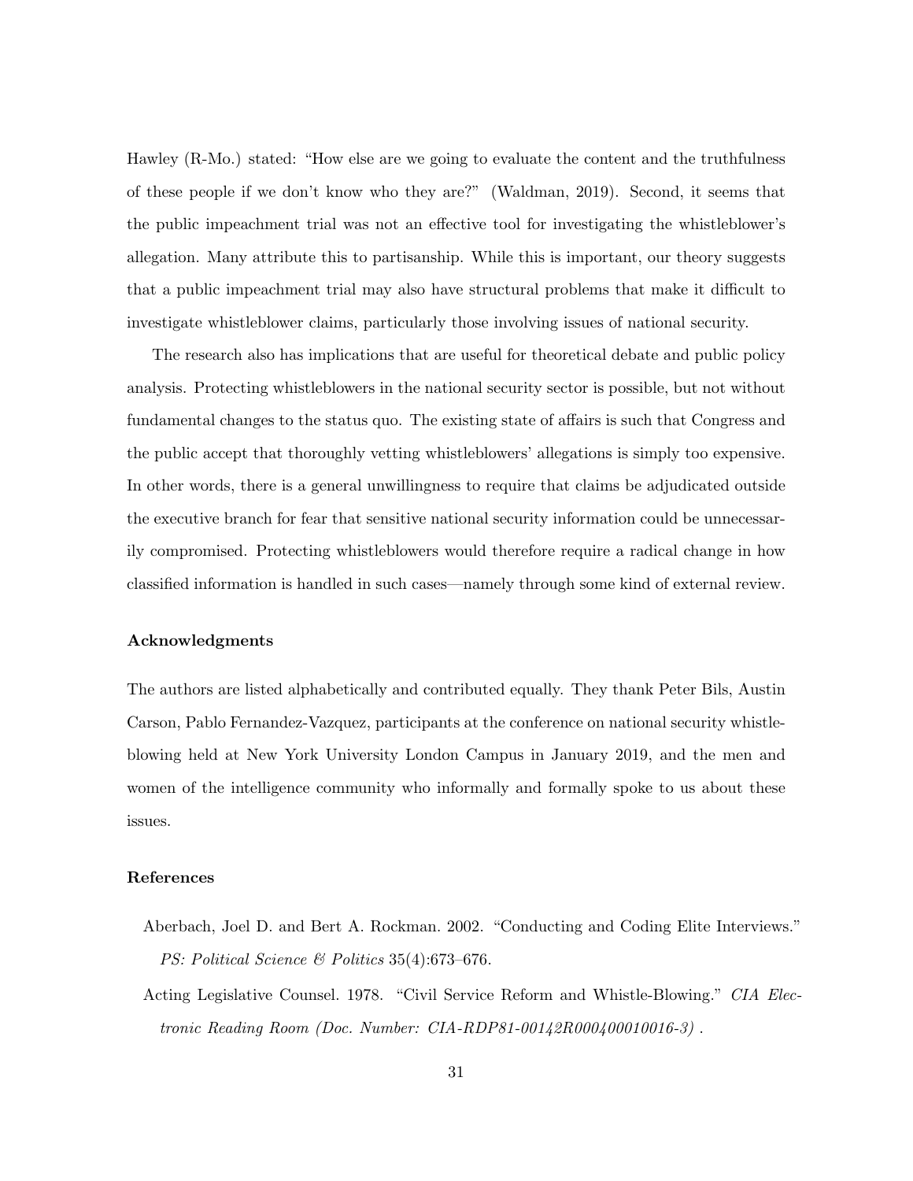Hawley (R-Mo.) stated: "How else are we going to evaluate the content and the truthfulness of these people if we don't know who they are?" (Waldman, 2019). Second, it seems that the public impeachment trial was not an effective tool for investigating the whistleblower's allegation. Many attribute this to partisanship. While this is important, our theory suggests that a public impeachment trial may also have structural problems that make it difficult to investigate whistleblower claims, particularly those involving issues of national security.

The research also has implications that are useful for theoretical debate and public policy analysis. Protecting whistleblowers in the national security sector is possible, but not without fundamental changes to the status quo. The existing state of affairs is such that Congress and the public accept that thoroughly vetting whistleblowers' allegations is simply too expensive. In other words, there is a general unwillingness to require that claims be adjudicated outside the executive branch for fear that sensitive national security information could be unnecessarily compromised. Protecting whistleblowers would therefore require a radical change in how classified information is handled in such cases—namely through some kind of external review.

### Acknowledgments

The authors are listed alphabetically and contributed equally. They thank Peter Bils, Austin Carson, Pablo Fernandez-Vazquez, participants at the conference on national security whistleblowing held at New York University London Campus in January 2019, and the men and women of the intelligence community who informally and formally spoke to us about these issues.

### References

Aberbach, Joel D. and Bert A. Rockman. 2002. "Conducting and Coding Elite Interviews." *PS: Political Science & Politics* 35(4):673–676.

Acting Legislative Counsel. 1978. "Civil Service Reform and Whistle-Blowing." *CIA Electronic Reading Room (Doc. Number: CIA-RDP81-00142R000400010016-3)* .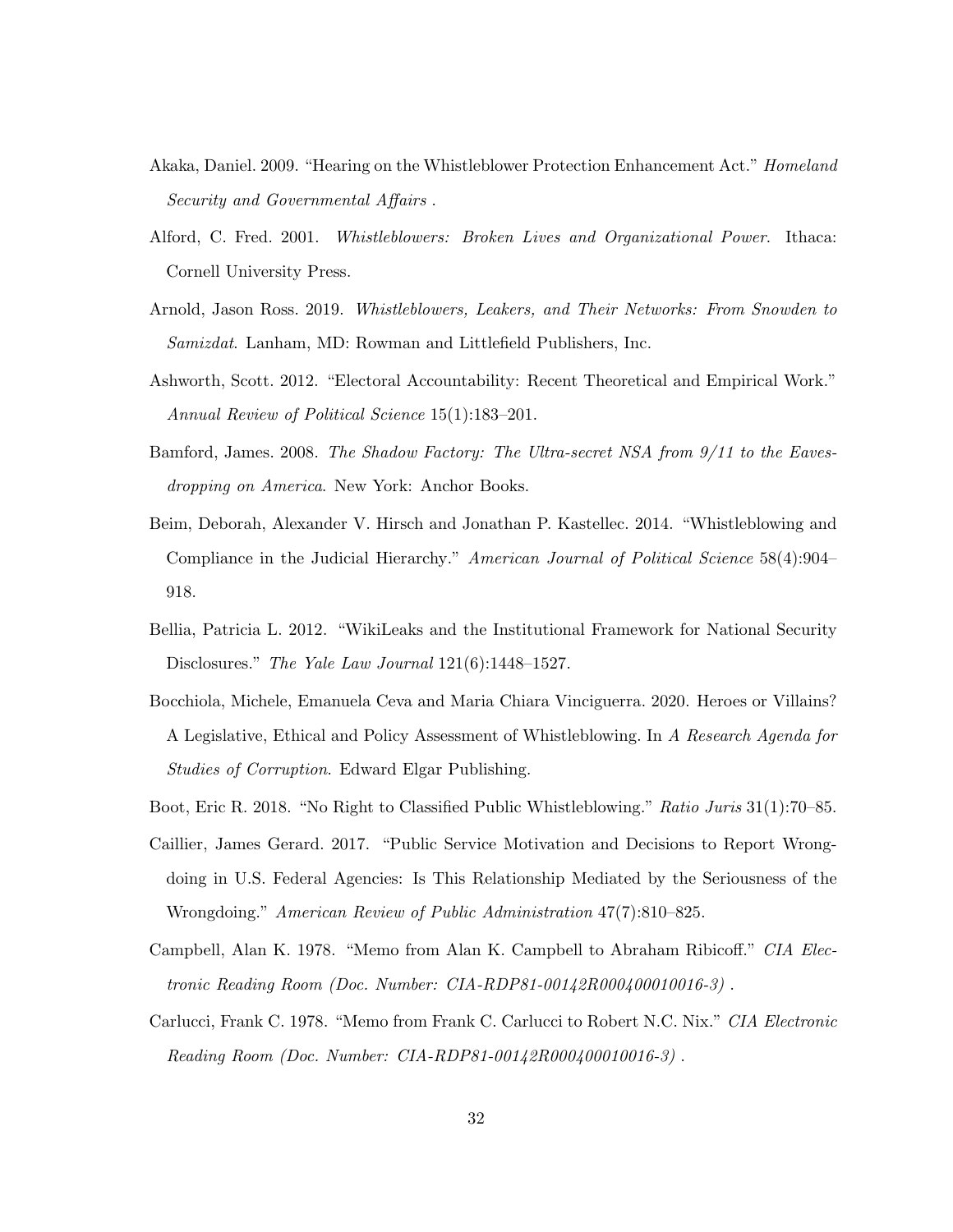Akaka, Daniel. 2009. "Hearing on the Whistleblower Protection Enhancement Act." *Homeland Security and Governmental Affairs* .

Alford, C. Fred. 2001. *Whistleblowers: Broken Lives and Organizational Power*. Ithaca: Cornell University Press.

Arnold, Jason Ross. 2019. *Whistleblowers, Leakers, and Their Networks: From Snowden to Samizdat*. Lanham, MD: Rowman and Littlefield Publishers, Inc.

Ashworth, Scott. 2012. "Electoral Accountability: Recent Theoretical and Empirical Work." *Annual Review of Political Science* 15(1):183–201.

Bamford, James. 2008. *The Shadow Factory: The Ultra-secret NSA from 9/11 to the Eavesdropping on America*. New York: Anchor Books.

Beim, Deborah, Alexander V. Hirsch and Jonathan P. Kastellec. 2014. "Whistleblowing and Compliance in the Judicial Hierarchy." *American Journal of Political Science* 58(4):904–918.

Bellia, Patricia L. 2012. "WikiLeaks and the Institutional Framework for National Security Disclosures." *The Yale Law Journal* 121(6):1448–1527.

Bocchiola, Michele, Emanuela Ceva and Maria Chiara Vinciguerra. 2020. Heroes or Villains? A Legislative, Ethical and Policy Assessment of Whistleblowing. In *A Research Agenda for Studies of Corruption*. Edward Elgar Publishing.

Boot, Eric R. 2018. "No Right to Classified Public Whistleblowing." *Ratio Juris* 31(1):70–85.

Caillier, James Gerard. 2017. "Public Service Motivation and Decisions to Report Wrongdoing in U.S. Federal Agencies: Is This Relationship Mediated by the Seriousness of the Wrongdoing." *American Review of Public Administration* 47(7):810–825.

Campbell, Alan K. 1978. "Memo from Alan K. Campbell to Abraham Ribicoff." *CIA Electronic Reading Room (Doc. Number: CIA-RDP81-00142R000400010016-3)* .

Carlucci, Frank C. 1978. "Memo from Frank C. Carlucci to Robert N.C. Nix." *CIA Electronic Reading Room (Doc. Number: CIA-RDP81-00142R000400010016-3)* .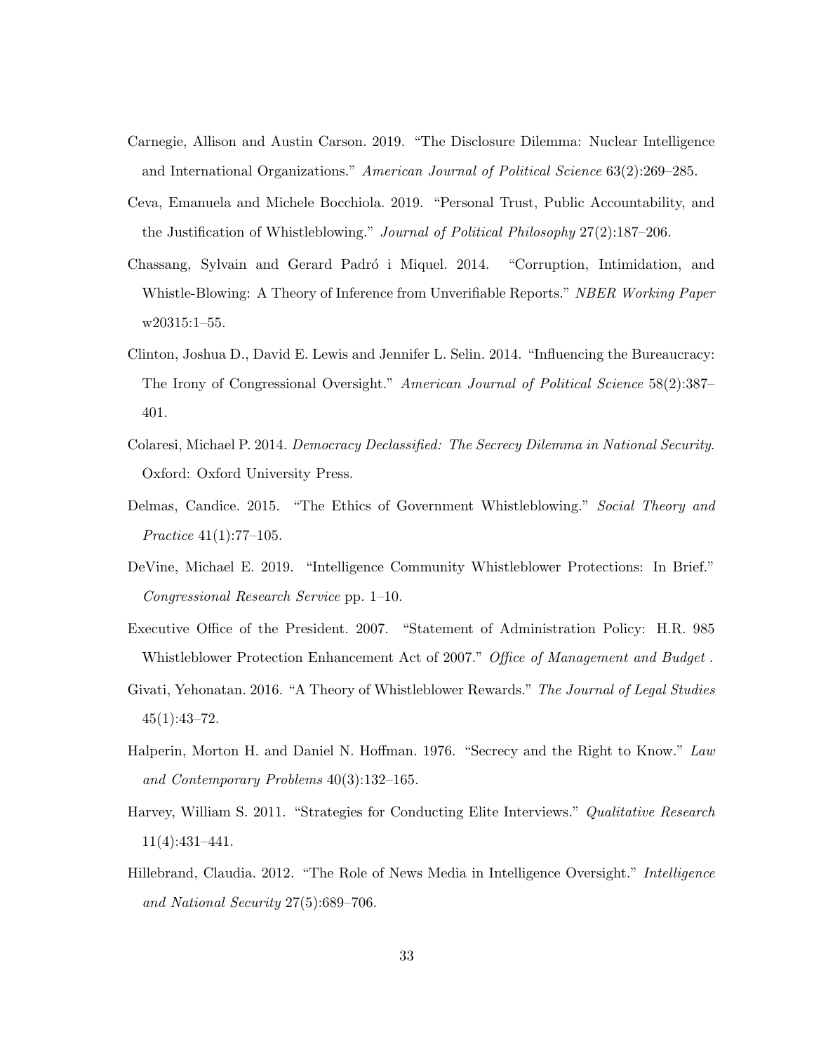Carnegie, Allison and Austin Carson. 2019. "The Disclosure Dilemma: Nuclear Intelligence and International Organizations." *American Journal of Political Science* 63(2):269–285.

Ceva, Emanuela and Michele Bocchiola. 2019. "Personal Trust, Public Accountability, and the Justification of Whistleblowing." *Journal of Political Philosophy* 27(2):187–206.

Chassang, Sylvain and Gerard Padró i Miquel. 2014. "Corruption, Intimidation, and Whistle-Blowing: A Theory of Inference from Unverifiable Reports." *NBER Working Paper* w20315:1–55.

Clinton, Joshua D., David E. Lewis and Jennifer L. Selin. 2014. "Influencing the Bureaucracy: The Irony of Congressional Oversight." *American Journal of Political Science* 58(2):387–401.

Colaresi, Michael P. 2014. *Democracy Declassified: The Secrecy Dilemma in National Security.* Oxford: Oxford University Press.

Delmas, Candice. 2015. "The Ethics of Government Whistleblowing." *Social Theory and Practice* 41(1):77–105.

DeVine, Michael E. 2019. "Intelligence Community Whistleblower Protections: In Brief." *Congressional Research Service* pp. 1–10.

Executive Office of the President. 2007. "Statement of Administration Policy: H.R. 985 Whistleblower Protection Enhancement Act of 2007." *Office of Management and Budget* .

Givati, Yehonatan. 2016. "A Theory of Whistleblower Rewards." *The Journal of Legal Studies* 45(1):43–72.

Halperin, Morton H. and Daniel N. Hoffman. 1976. "Secrecy and the Right to Know." *Law and Contemporary Problems* 40(3):132–165.

Harvey, William S. 2011. "Strategies for Conducting Elite Interviews." *Qualitative Research* 11(4):431–441.

Hillebrand, Claudia. 2012. "The Role of News Media in Intelligence Oversight." *Intelligence and National Security* 27(5):689–706.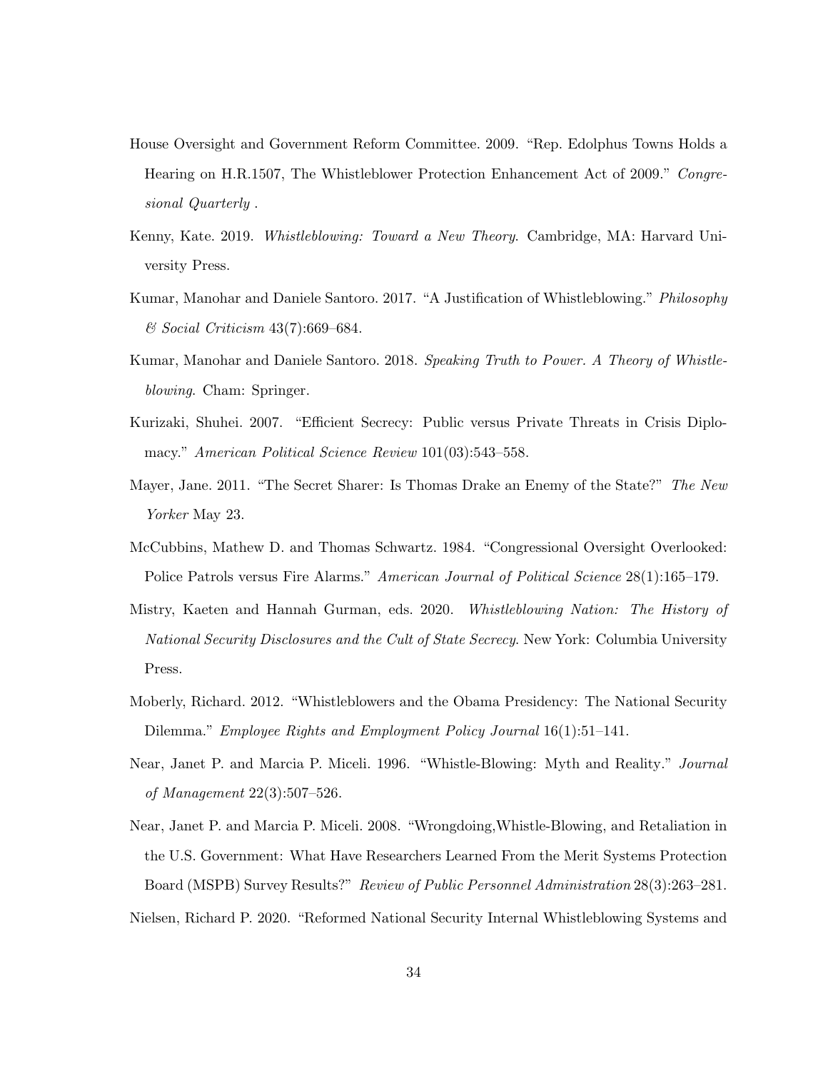House Oversight and Government Reform Committee. 2009. "Rep. Edolphus Towns Holds a Hearing on H.R.1507, The Whistleblower Protection Enhancement Act of 2009." *Congressional Quarterly* .

Kenny, Kate. 2019. *Whistleblowing: Toward a New Theory*. Cambridge, MA: Harvard University Press.

Kumar, Manohar and Daniele Santoro. 2017. "A Justification of Whistleblowing." *Philosophy & Social Criticism* 43(7):669–684.

Kumar, Manohar and Daniele Santoro. 2018. *Speaking Truth to Power. A Theory of Whistleblowing*. Cham: Springer.

Kurizaki, Shuhei. 2007. "Efficient Secrecy: Public versus Private Threats in Crisis Diplomacy." *American Political Science Review* 101(03):543–558.

Mayer, Jane. 2011. "The Secret Sharer: Is Thomas Drake an Enemy of the State?" *The New Yorker* May 23.

McCubbins, Mathew D. and Thomas Schwartz. 1984. "Congressional Oversight Overlooked: Police Patrols versus Fire Alarms." *American Journal of Political Science* 28(1):165–179.

Mistry, Kaeten and Hannah Gurman, eds. 2020. *Whistleblowing Nation: The History of National Security Disclosures and the Cult of State Secrecy*. New York: Columbia University Press.

Moberly, Richard. 2012. "Whistleblowers and the Obama Presidency: The National Security Dilemma." *Employee Rights and Employment Policy Journal* 16(1):51–141.

Near, Janet P. and Marcia P. Miceli. 1996. "Whistle-Blowing: Myth and Reality." *Journal of Management* 22(3):507–526.

Near, Janet P. and Marcia P. Miceli. 2008. "Wrongdoing,Whistle-Blowing, and Retaliation in the U.S. Government: What Have Researchers Learned From the Merit Systems Protection Board (MSPB) Survey Results?" *Review of Public Personnel Administration* 28(3):263–281.

Nielsen, Richard P. 2020. "Reformed National Security Internal Whistleblowing Systems and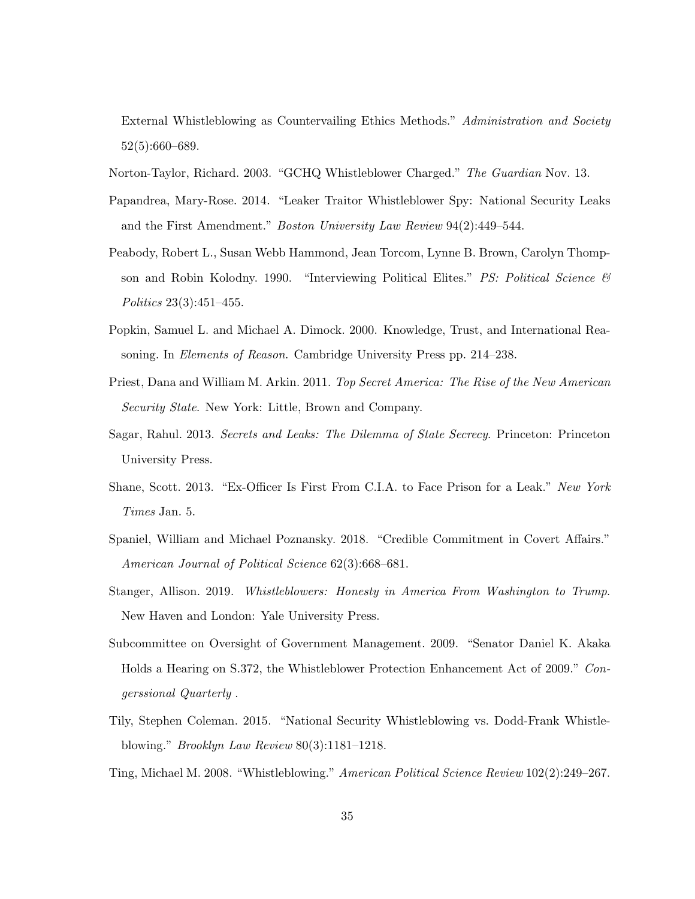External Whistleblowing as Countervailing Ethics Methods." *Administration and Society* 52(5):660–689.

Norton-Taylor, Richard. 2003. "GCHQ Whistleblower Charged." *The Guardian* Nov. 13.

Papandrea, Mary-Rose. 2014. "Leaker Traitor Whistleblower Spy: National Security Leaks and the First Amendment." *Boston University Law Review* 94(2):449–544.

Peabody, Robert L., Susan Webb Hammond, Jean Torcom, Lynne B. Brown, Carolyn Thompson and Robin Kolodny. 1990. "Interviewing Political Elites." *PS: Political Science & Politics* 23(3):451–455.

Popkin, Samuel L. and Michael A. Dimock. 2000. Knowledge, Trust, and International Reasoning. In *Elements of Reason*. Cambridge University Press pp. 214–238.

Priest, Dana and William M. Arkin. 2011. *Top Secret America: The Rise of the New American Security State*. New York: Little, Brown and Company.

Sagar, Rahul. 2013. *Secrets and Leaks: The Dilemma of State Secrecy*. Princeton: Princeton University Press.

Shane, Scott. 2013. "Ex-Officer Is First From C.I.A. to Face Prison for a Leak." *New York Times* Jan. 5.

Spaniel, William and Michael Poznansky. 2018. "Credible Commitment in Covert Affairs." *American Journal of Political Science* 62(3):668–681.

Stanger, Allison. 2019. *Whistleblowers: Honesty in America From Washington to Trump*. New Haven and London: Yale University Press.

Subcommittee on Oversight of Government Management. 2009. "Senator Daniel K. Akaka Holds a Hearing on S.372, the Whistleblower Protection Enhancement Act of 2009." *Congerssional Quarterly* .

Tily, Stephen Coleman. 2015. "National Security Whistleblowing vs. Dodd-Frank Whistleblowing." *Brooklyn Law Review* 80(3):1181–1218.

Ting, Michael M. 2008. "Whistleblowing." *American Political Science Review* 102(2):249–267.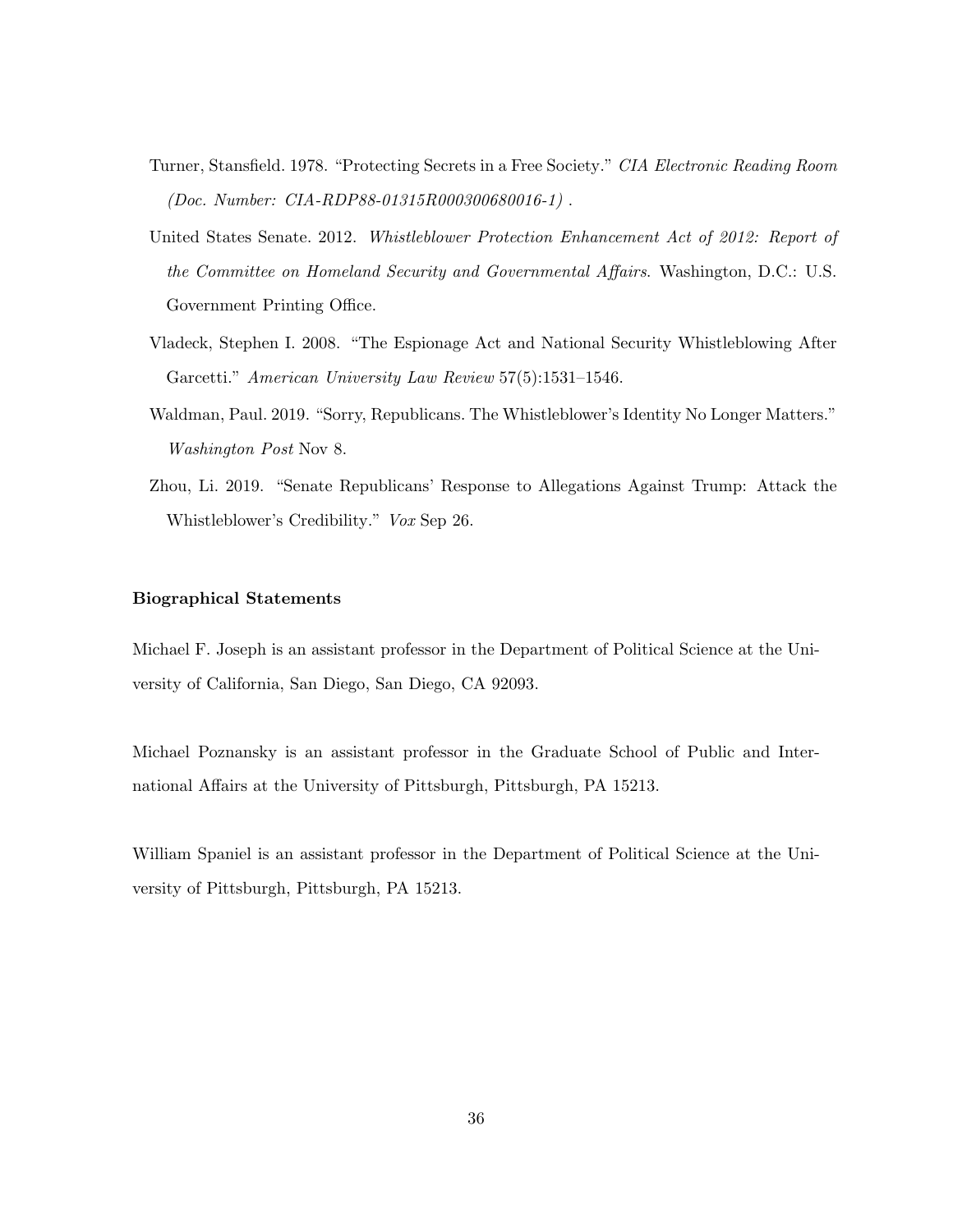Turner, Stansfield. 1978. "Protecting Secrets in a Free Society." *CIA Electronic Reading Room (Doc. Number: CIA-RDP88-01315R000300680016-1)* .

United States Senate. 2012. *Whistleblower Protection Enhancement Act of 2012: Report of the Committee on Homeland Security and Governmental Affairs*. Washington, D.C.: U.S. Government Printing Office.

Vladeck, Stephen I. 2008. "The Espionage Act and National Security Whistleblowing After Garcetti." *American University Law Review* 57(5):1531–1546.

Waldman, Paul. 2019. "Sorry, Republicans. The Whistleblower's Identity No Longer Matters." *Washington Post* Nov 8.

Zhou, Li. 2019. "Senate Republicans' Response to Allegations Against Trump: Attack the Whistleblower's Credibility." *Vox* Sep 26.

**Biographical Statements**

Michael F. Joseph is an assistant professor in the Department of Political Science at the University of California, San Diego, San Diego, CA 92093.

Michael Poznansky is an assistant professor in the Graduate School of Public and International Affairs at the University of Pittsburgh, Pittsburgh, PA 15213.

William Spaniel is an assistant professor in the Department of Political Science at the University of Pittsburgh, Pittsburgh, PA 15213.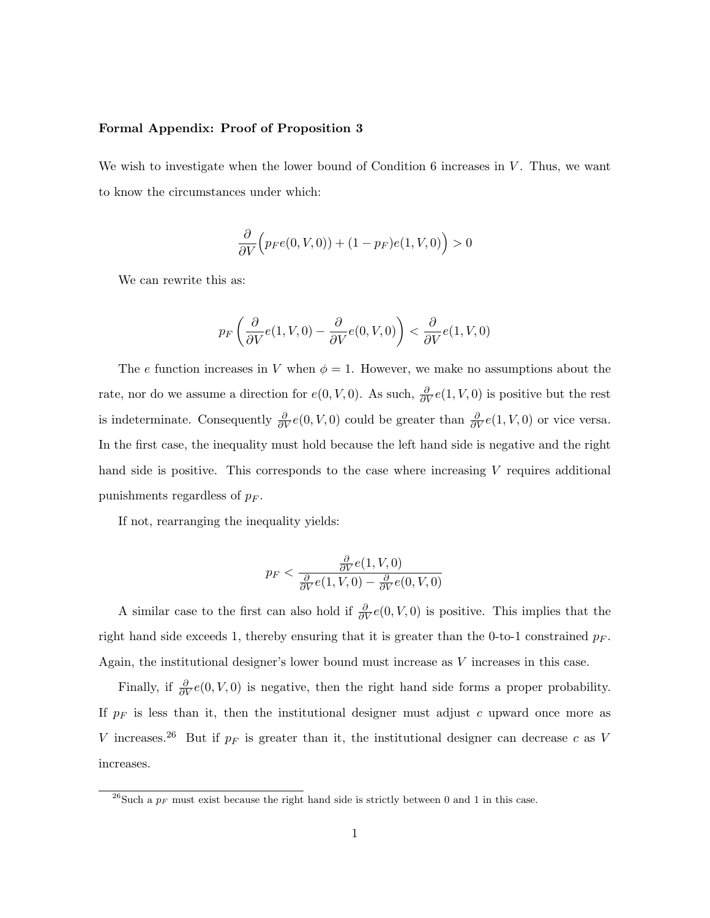**Formal Appendix: Proof of Proposition 3**

We wish to investigate when the lower bound of Condition 6 increases in $V$. Thus, we want to know the circumstances under which:

$$\frac{\partial}{\partial V}\Big(p_F e(0, V, 0)) + (1 - p_F)e(1, V, 0)\Big) > 0$$

We can rewrite this as:

$$p_F \left( \frac{\partial}{\partial V} e(1, V, 0) - \frac{\partial}{\partial V} e(0, V, 0) \right) < \frac{\partial}{\partial V} e(1, V, 0)$$

The $e$ function increases in $V$ when $\phi = 1$. However, we make no assumptions about the rate, nor do we assume a direction for $e(0, V, 0)$. As such, $\frac{\partial}{\partial V} e(1, V, 0)$ is positive but the rest is indeterminate. Consequently $\frac{\partial}{\partial V} e(0, V, 0)$ could be greater than $\frac{\partial}{\partial V} e(1, V, 0)$ or vice versa. In the first case, the inequality must hold because the left hand side is negative and the right hand side is positive. This corresponds to the case where increasing $V$ requires additional punishments regardless of $p_F$.

If not, rearranging the inequality yields:

$$p_F < \frac{\frac{\partial}{\partial V} e(1, V, 0)}{\frac{\partial}{\partial V} e(1, V, 0) - \frac{\partial}{\partial V} e(0, V, 0)}$$

A similar case to the first can also hold if $\frac{\partial}{\partial V} e(0, V, 0)$ is positive. This implies that the right hand side exceeds 1, thereby ensuring that it is greater than the 0-to-1 constrained $p_F$. Again, the institutional designer's lower bound must increase as $V$ increases in this case.

Finally, if $\frac{\partial}{\partial V} e(0, V, 0)$ is negative, then the right hand side forms a proper probability. If $p_F$ is less than it, then the institutional designer must adjust $c$ upward once more as $V$ increases.[26] But if $p_F$ is greater than it, the institutional designer can decrease $c$ as $V$ increases.

[26] Such a $p_F$ must exist because the right hand side is strictly between 0 and 1 in this case.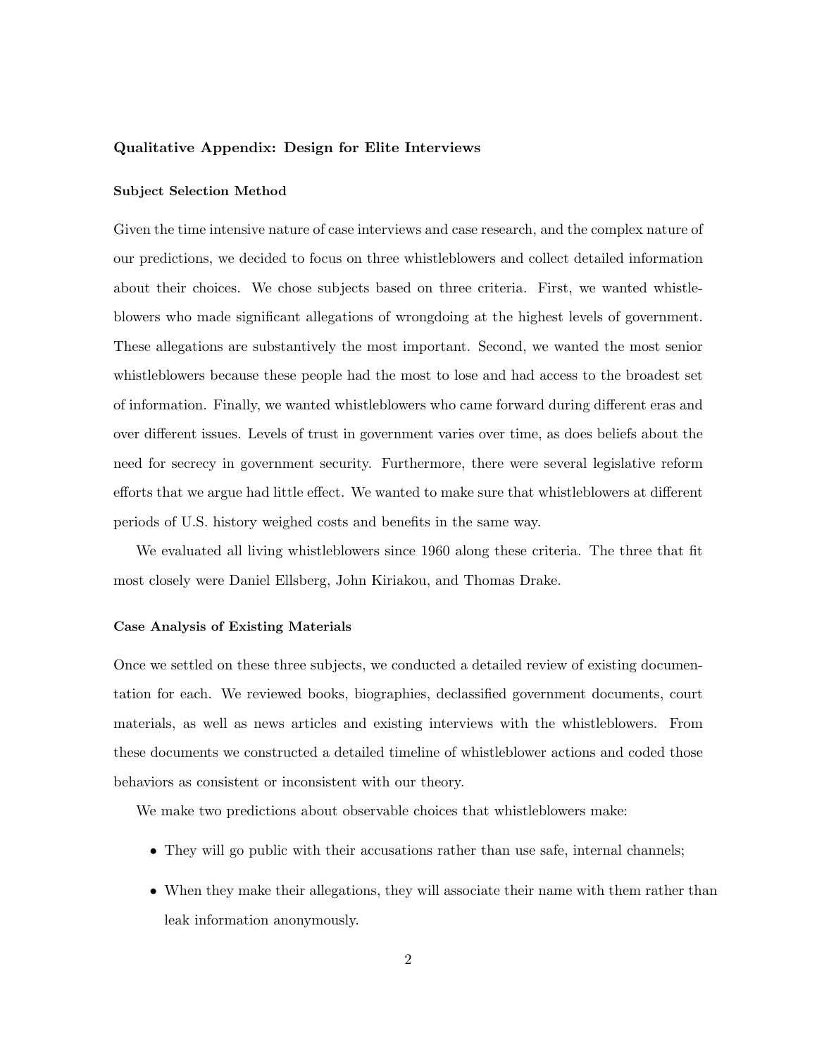### Qualitative Appendix: Design for Elite Interviews

#### Subject Selection Method

Given the time intensive nature of case interviews and case research, and the complex nature of our predictions, we decided to focus on three whistleblowers and collect detailed information about their choices. We chose subjects based on three criteria. First, we wanted whistleblowers who made significant allegations of wrongdoing at the highest levels of government. These allegations are substantively the most important. Second, we wanted the most senior whistleblowers because these people had the most to lose and had access to the broadest set of information. Finally, we wanted whistleblowers who came forward during different eras and over different issues. Levels of trust in government varies over time, as does beliefs about the need for secrecy in government security. Furthermore, there were several legislative reform efforts that we argue had little effect. We wanted to make sure that whistleblowers at different periods of U.S. history weighed costs and benefits in the same way.

We evaluated all living whistleblowers since 1960 along these criteria. The three that fit most closely were Daniel Ellsberg, John Kiriakou, and Thomas Drake.

#### Case Analysis of Existing Materials

Once we settled on these three subjects, we conducted a detailed review of existing documentation for each. We reviewed books, biographies, declassified government documents, court materials, as well as news articles and existing interviews with the whistleblowers. From these documents we constructed a detailed timeline of whistleblower actions and coded those behaviors as consistent or inconsistent with our theory.

We make two predictions about observable choices that whistleblowers make:

- They will go public with their accusations rather than use safe, internal channels;
- When they make their allegations, they will associate their name with them rather than leak information anonymously.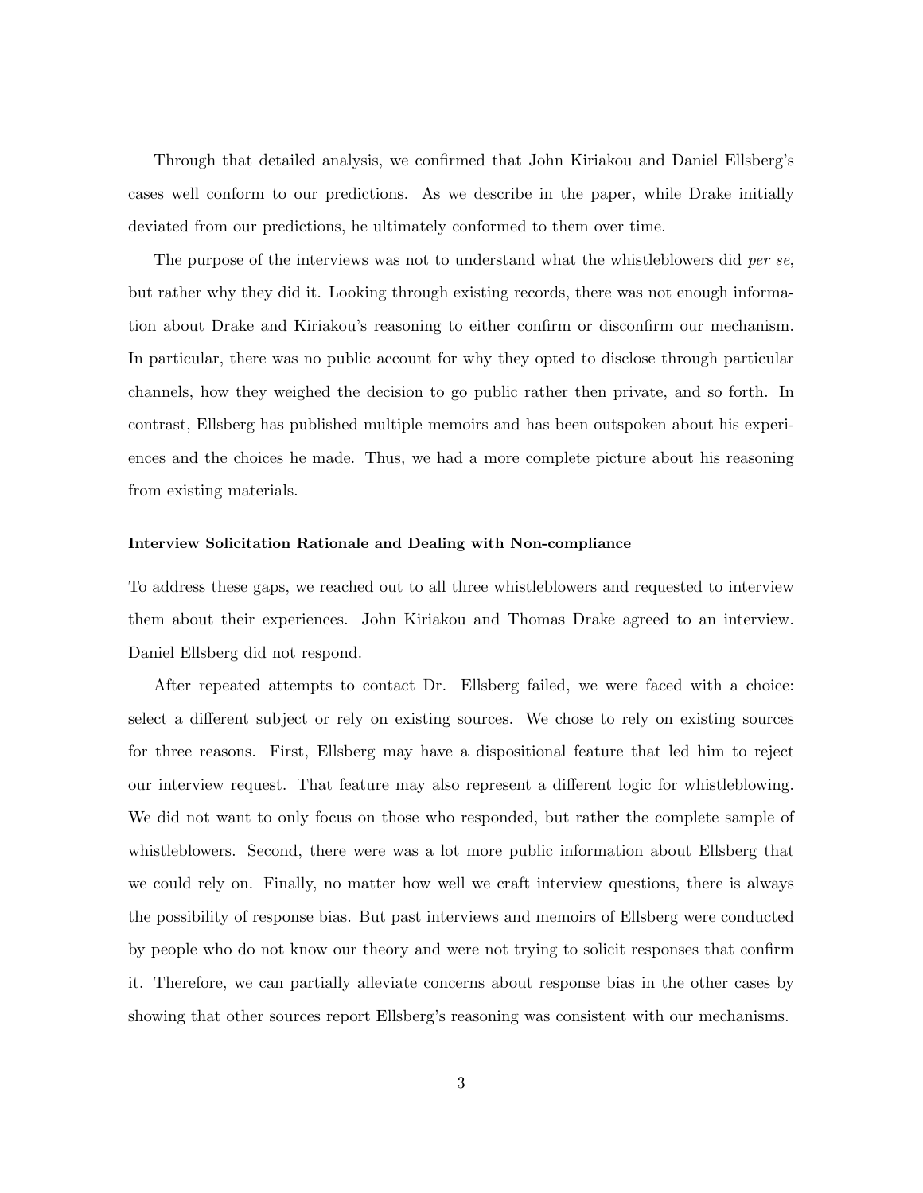Through that detailed analysis, we confirmed that John Kiriakou and Daniel Ellsberg's cases well conform to our predictions. As we describe in the paper, while Drake initially deviated from our predictions, he ultimately conformed to them over time.

The purpose of the interviews was not to understand what the whistleblowers did *per se*, but rather why they did it. Looking through existing records, there was not enough information about Drake and Kiriakou's reasoning to either confirm or disconfirm our mechanism. In particular, there was no public account for why they opted to disclose through particular channels, how they weighed the decision to go public rather then private, and so forth. In contrast, Ellsberg has published multiple memoirs and has been outspoken about his experiences and the choices he made. Thus, we had a more complete picture about his reasoning from existing materials.

**Interview Solicitation Rationale and Dealing with Non-compliance**

To address these gaps, we reached out to all three whistleblowers and requested to interview them about their experiences. John Kiriakou and Thomas Drake agreed to an interview. Daniel Ellsberg did not respond.

After repeated attempts to contact Dr. Ellsberg failed, we were faced with a choice: select a different subject or rely on existing sources. We chose to rely on existing sources for three reasons. First, Ellsberg may have a dispositional feature that led him to reject our interview request. That feature may also represent a different logic for whistleblowing. We did not want to only focus on those who responded, but rather the complete sample of whistleblowers. Second, there were was a lot more public information about Ellsberg that we could rely on. Finally, no matter how well we craft interview questions, there is always the possibility of response bias. But past interviews and memoirs of Ellsberg were conducted by people who do not know our theory and were not trying to solicit responses that confirm it. Therefore, we can partially alleviate concerns about response bias in the other cases by showing that other sources report Ellsberg's reasoning was consistent with our mechanisms.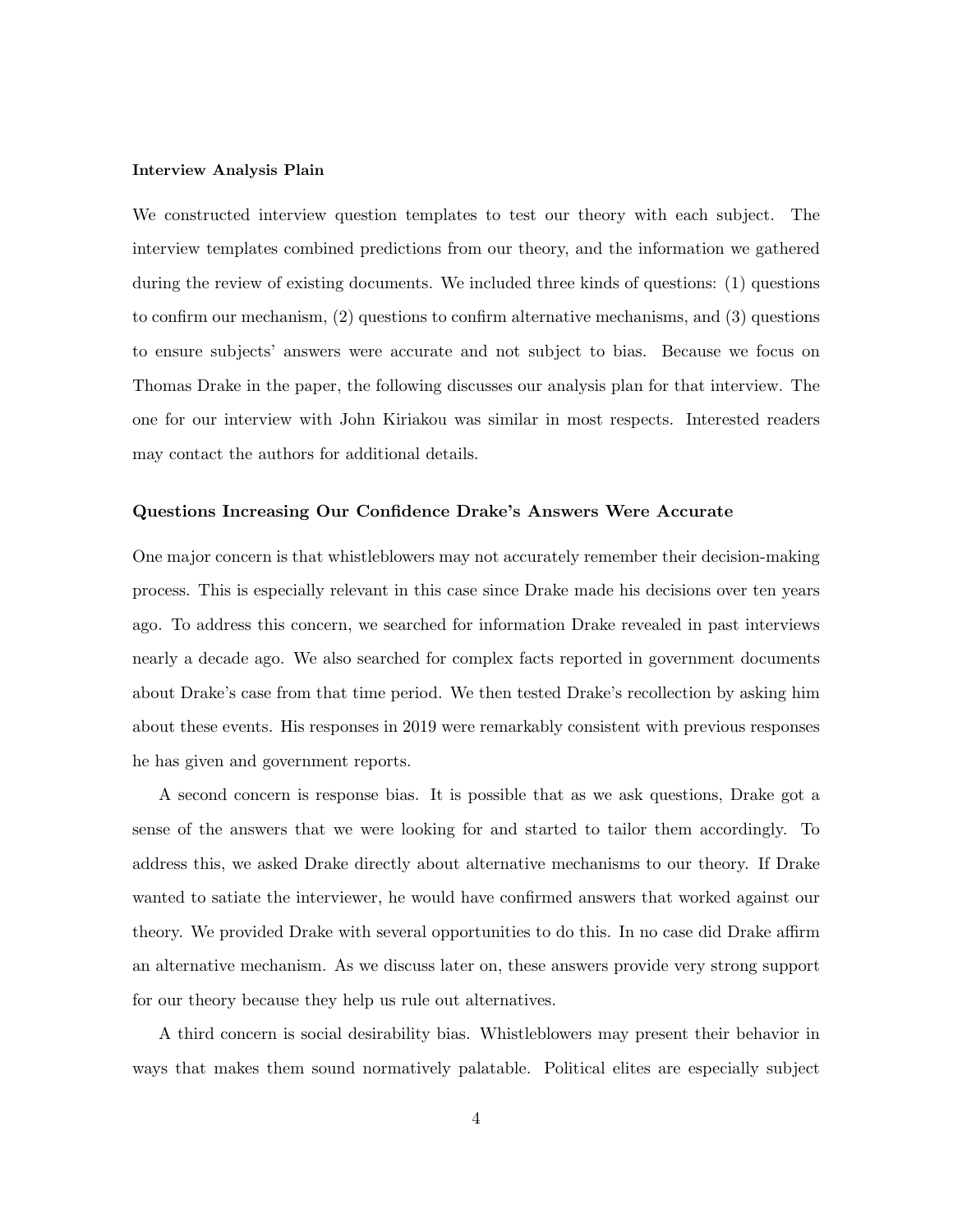**Interview Analysis Plain**

We constructed interview question templates to test our theory with each subject. The interview templates combined predictions from our theory, and the information we gathered during the review of existing documents. We included three kinds of questions: (1) questions to confirm our mechanism, (2) questions to confirm alternative mechanisms, and (3) questions to ensure subjects' answers were accurate and not subject to bias. Because we focus on Thomas Drake in the paper, the following discusses our analysis plan for that interview. The one for our interview with John Kiriakou was similar in most respects. Interested readers may contact the authors for additional details.

**Questions Increasing Our Confidence Drake's Answers Were Accurate**

One major concern is that whistleblowers may not accurately remember their decision-making process. This is especially relevant in this case since Drake made his decisions over ten years ago. To address this concern, we searched for information Drake revealed in past interviews nearly a decade ago. We also searched for complex facts reported in government documents about Drake's case from that time period. We then tested Drake's recollection by asking him about these events. His responses in 2019 were remarkably consistent with previous responses he has given and government reports.

A second concern is response bias. It is possible that as we ask questions, Drake got a sense of the answers that we were looking for and started to tailor them accordingly. To address this, we asked Drake directly about alternative mechanisms to our theory. If Drake wanted to satiate the interviewer, he would have confirmed answers that worked against our theory. We provided Drake with several opportunities to do this. In no case did Drake affirm an alternative mechanism. As we discuss later on, these answers provide very strong support for our theory because they help us rule out alternatives.

A third concern is social desirability bias. Whistleblowers may present their behavior in ways that makes them sound normatively palatable. Political elites are especially subject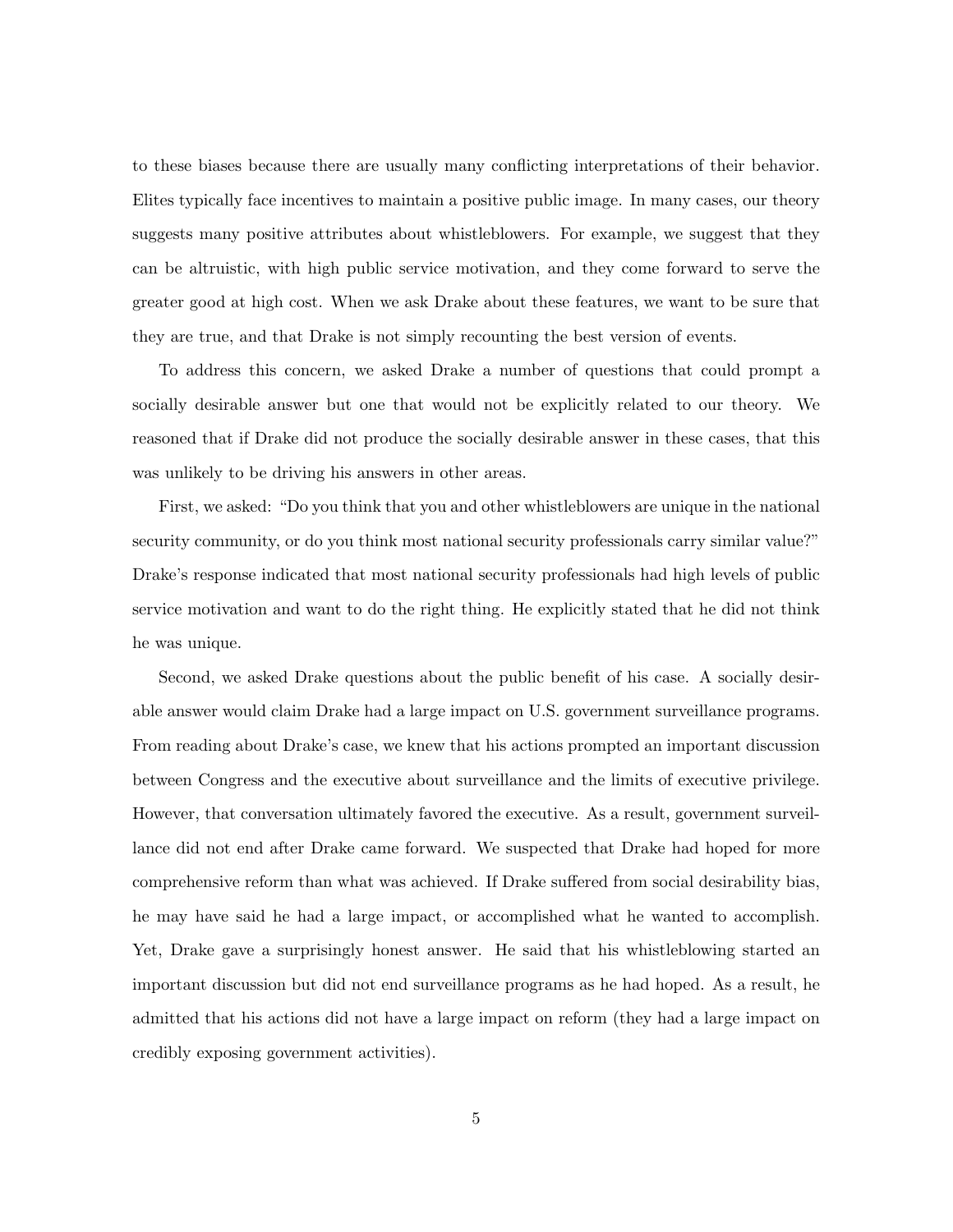to these biases because there are usually many conflicting interpretations of their behavior. Elites typically face incentives to maintain a positive public image. In many cases, our theory suggests many positive attributes about whistleblowers. For example, we suggest that they can be altruistic, with high public service motivation, and they come forward to serve the greater good at high cost. When we ask Drake about these features, we want to be sure that they are true, and that Drake is not simply recounting the best version of events.

To address this concern, we asked Drake a number of questions that could prompt a socially desirable answer but one that would not be explicitly related to our theory. We reasoned that if Drake did not produce the socially desirable answer in these cases, that this was unlikely to be driving his answers in other areas.

First, we asked: "Do you think that you and other whistleblowers are unique in the national security community, or do you think most national security professionals carry similar value?" Drake's response indicated that most national security professionals had high levels of public service motivation and want to do the right thing. He explicitly stated that he did not think he was unique.

Second, we asked Drake questions about the public benefit of his case. A socially desirable answer would claim Drake had a large impact on U.S. government surveillance programs. From reading about Drake's case, we knew that his actions prompted an important discussion between Congress and the executive about surveillance and the limits of executive privilege. However, that conversation ultimately favored the executive. As a result, government surveillance did not end after Drake came forward. We suspected that Drake had hoped for more comprehensive reform than what was achieved. If Drake suffered from social desirability bias, he may have said he had a large impact, or accomplished what he wanted to accomplish. Yet, Drake gave a surprisingly honest answer. He said that his whistleblowing started an important discussion but did not end surveillance programs as he had hoped. As a result, he admitted that his actions did not have a large impact on reform (they had a large impact on credibly exposing government activities).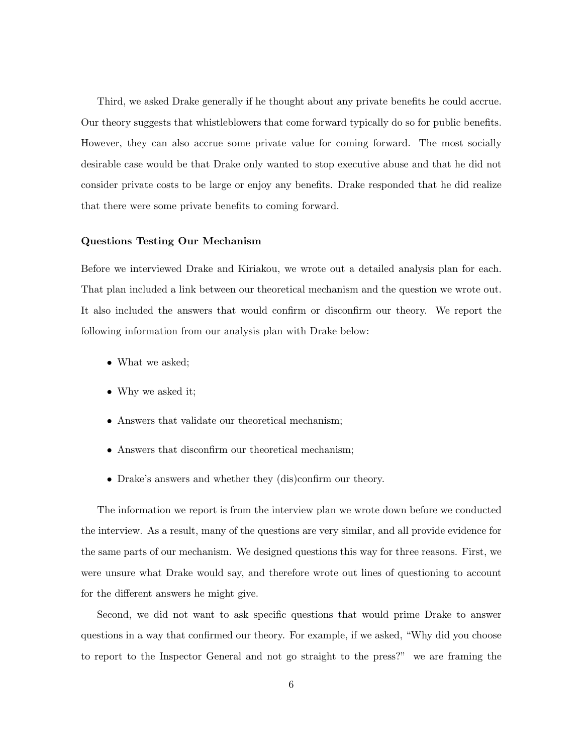Third, we asked Drake generally if he thought about any private benefits he could accrue. Our theory suggests that whistleblowers that come forward typically do so for public benefits. However, they can also accrue some private value for coming forward. The most socially desirable case would be that Drake only wanted to stop executive abuse and that he did not consider private costs to be large or enjoy any benefits. Drake responded that he did realize that there were some private benefits to coming forward.

**Questions Testing Our Mechanism**

Before we interviewed Drake and Kiriakou, we wrote out a detailed analysis plan for each. That plan included a link between our theoretical mechanism and the question we wrote out. It also included the answers that would confirm or disconfirm our theory. We report the following information from our analysis plan with Drake below:

- What we asked;
- Why we asked it;
- Answers that validate our theoretical mechanism;
- Answers that disconfirm our theoretical mechanism;
- Drake's answers and whether they (dis)confirm our theory.

The information we report is from the interview plan we wrote down before we conducted the interview. As a result, many of the questions are very similar, and all provide evidence for the same parts of our mechanism. We designed questions this way for three reasons. First, we were unsure what Drake would say, and therefore wrote out lines of questioning to account for the different answers he might give.

Second, we did not want to ask specific questions that would prime Drake to answer questions in a way that confirmed our theory. For example, if we asked, "Why did you choose to report to the Inspector General and not go straight to the press?" we are framing the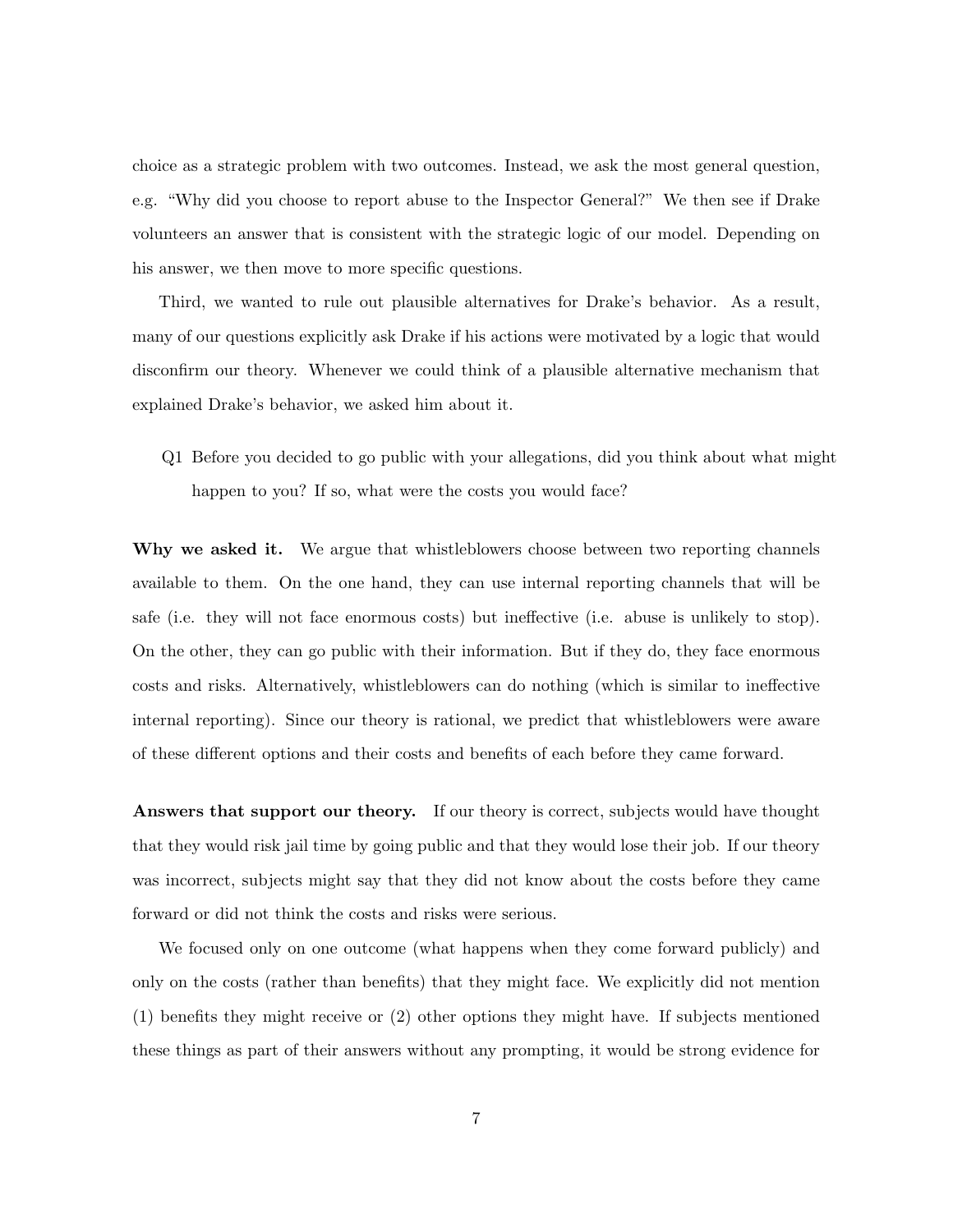choice as a strategic problem with two outcomes. Instead, we ask the most general question, e.g. "Why did you choose to report abuse to the Inspector General?" We then see if Drake volunteers an answer that is consistent with the strategic logic of our model. Depending on his answer, we then move to more specific questions.

Third, we wanted to rule out plausible alternatives for Drake's behavior. As a result, many of our questions explicitly ask Drake if his actions were motivated by a logic that would disconfirm our theory. Whenever we could think of a plausible alternative mechanism that explained Drake's behavior, we asked him about it.

Q1 Before you decided to go public with your allegations, did you think about what might happen to you? If so, what were the costs you would face?

**Why we asked it.** We argue that whistleblowers choose between two reporting channels available to them. On the one hand, they can use internal reporting channels that will be safe (i.e. they will not face enormous costs) but ineffective (i.e. abuse is unlikely to stop). On the other, they can go public with their information. But if they do, they face enormous costs and risks. Alternatively, whistleblowers can do nothing (which is similar to ineffective internal reporting). Since our theory is rational, we predict that whistleblowers were aware of these different options and their costs and benefits of each before they came forward.

**Answers that support our theory.** If our theory is correct, subjects would have thought that they would risk jail time by going public and that they would lose their job. If our theory was incorrect, subjects might say that they did not know about the costs before they came forward or did not think the costs and risks were serious.

We focused only on one outcome (what happens when they come forward publicly) and only on the costs (rather than benefits) that they might face. We explicitly did not mention (1) benefits they might receive or (2) other options they might have. If subjects mentioned these things as part of their answers without any prompting, it would be strong evidence for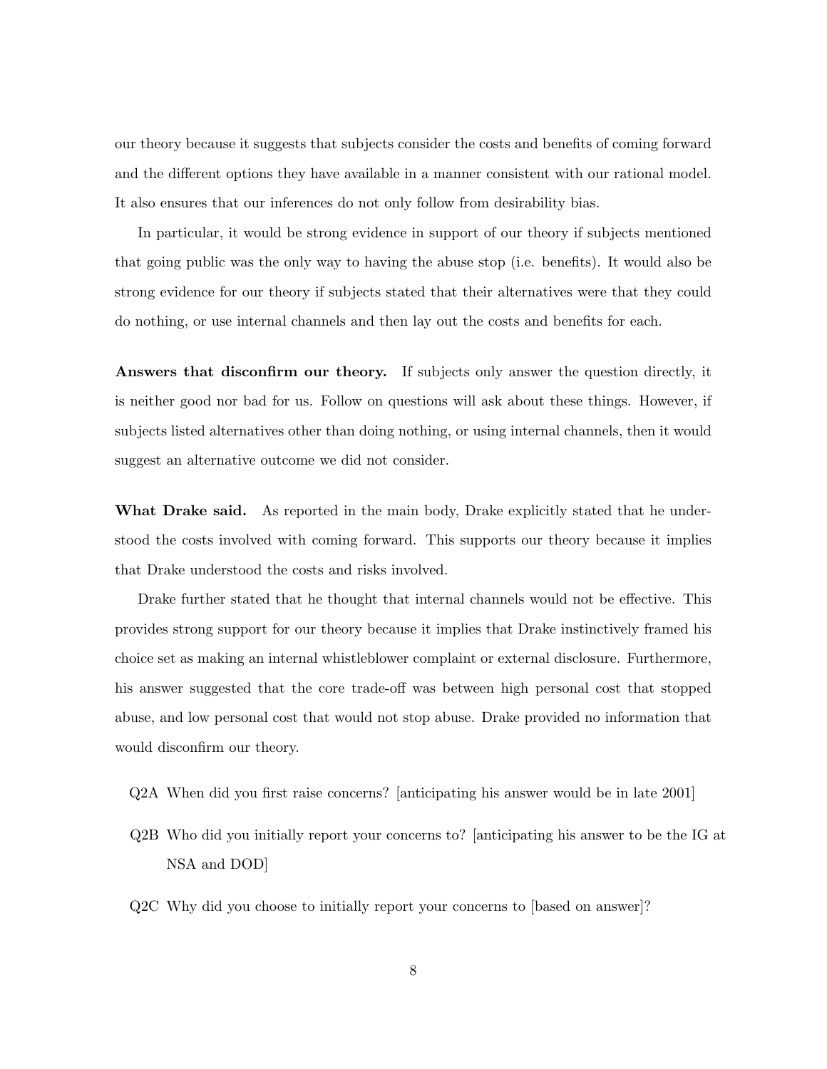our theory because it suggests that subjects consider the costs and benefits of coming forward and the different options they have available in a manner consistent with our rational model. It also ensures that our inferences do not only follow from desirability bias.

In particular, it would be strong evidence in support of our theory if subjects mentioned that going public was the only way to having the abuse stop (i.e. benefits). It would also be strong evidence for our theory if subjects stated that their alternatives were that they could do nothing, or use internal channels and then lay out the costs and benefits for each.

**Answers that disconfirm our theory.** If subjects only answer the question directly, it is neither good nor bad for us. Follow on questions will ask about these things. However, if subjects listed alternatives other than doing nothing, or using internal channels, then it would suggest an alternative outcome we did not consider.

**What Drake said.** As reported in the main body, Drake explicitly stated that he understood the costs involved with coming forward. This supports our theory because it implies that Drake understood the costs and risks involved.

Drake further stated that he thought that internal channels would not be effective. This provides strong support for our theory because it implies that Drake instinctively framed his choice set as making an internal whistleblower complaint or external disclosure. Furthermore, his answer suggested that the core trade-off was between high personal cost that stopped abuse, and low personal cost that would not stop abuse. Drake provided no information that would disconfirm our theory.

Q2A When did you first raise concerns? [anticipating his answer would be in late 2001]

Q2B Who did you initially report your concerns to? [anticipating his answer to be the IG at NSA and DOD]

Q2C Why did you choose to initially report your concerns to [based on answer]?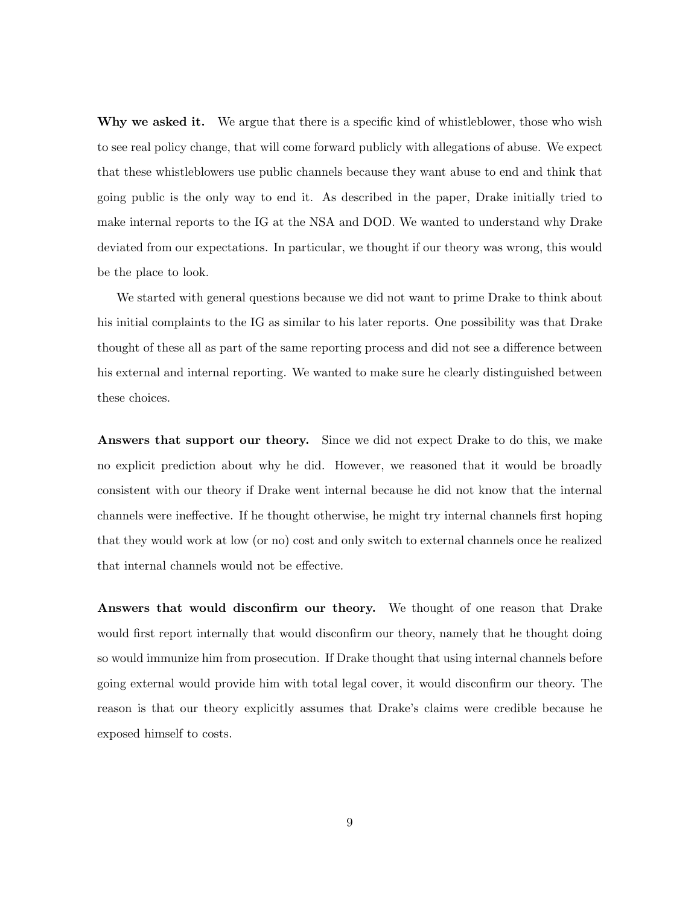**Why we asked it.** We argue that there is a specific kind of whistleblower, those who wish to see real policy change, that will come forward publicly with allegations of abuse. We expect that these whistleblowers use public channels because they want abuse to end and think that going public is the only way to end it. As described in the paper, Drake initially tried to make internal reports to the IG at the NSA and DOD. We wanted to understand why Drake deviated from our expectations. In particular, we thought if our theory was wrong, this would be the place to look.

We started with general questions because we did not want to prime Drake to think about his initial complaints to the IG as similar to his later reports. One possibility was that Drake thought of these all as part of the same reporting process and did not see a difference between his external and internal reporting. We wanted to make sure he clearly distinguished between these choices.

**Answers that support our theory.** Since we did not expect Drake to do this, we make no explicit prediction about why he did. However, we reasoned that it would be broadly consistent with our theory if Drake went internal because he did not know that the internal channels were ineffective. If he thought otherwise, he might try internal channels first hoping that they would work at low (or no) cost and only switch to external channels once he realized that internal channels would not be effective.

**Answers that would disconfirm our theory.** We thought of one reason that Drake would first report internally that would disconfirm our theory, namely that he thought doing so would immunize him from prosecution. If Drake thought that using internal channels before going external would provide him with total legal cover, it would disconfirm our theory. The reason is that our theory explicitly assumes that Drake's claims were credible because he exposed himself to costs.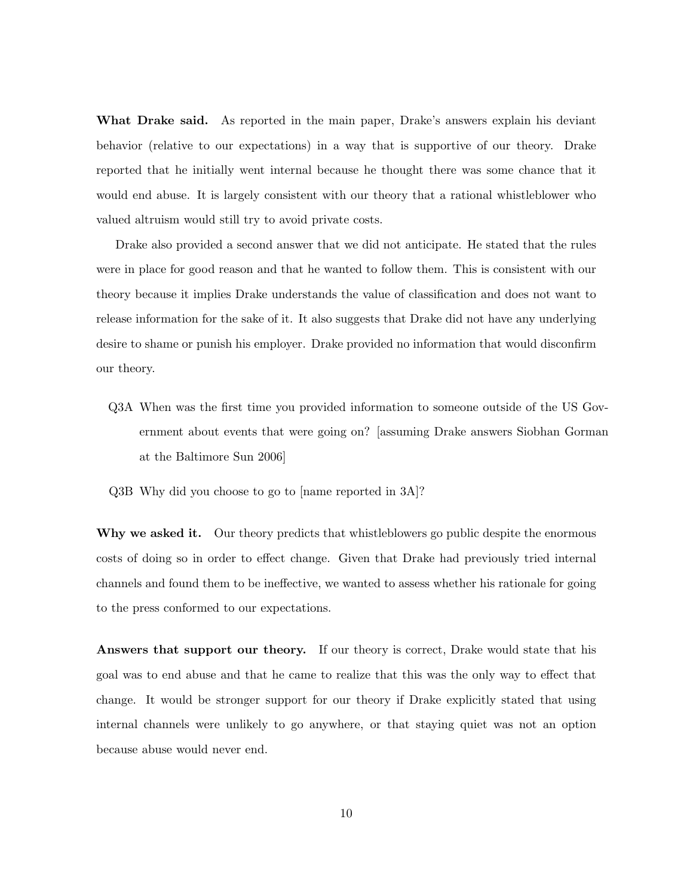**What Drake said.** As reported in the main paper, Drake's answers explain his deviant behavior (relative to our expectations) in a way that is supportive of our theory. Drake reported that he initially went internal because he thought there was some chance that it would end abuse. It is largely consistent with our theory that a rational whistleblower who valued altruism would still try to avoid private costs.

Drake also provided a second answer that we did not anticipate. He stated that the rules were in place for good reason and that he wanted to follow them. This is consistent with our theory because it implies Drake understands the value of classification and does not want to release information for the sake of it. It also suggests that Drake did not have any underlying desire to shame or punish his employer. Drake provided no information that would disconfirm our theory.

Q3A When was the first time you provided information to someone outside of the US Government about events that were going on? [assuming Drake answers Siobhan Gorman at the Baltimore Sun 2006]

Q3B Why did you choose to go to [name reported in 3A]?

**Why we asked it.** Our theory predicts that whistleblowers go public despite the enormous costs of doing so in order to effect change. Given that Drake had previously tried internal channels and found them to be ineffective, we wanted to assess whether his rationale for going to the press conformed to our expectations.

**Answers that support our theory.** If our theory is correct, Drake would state that his goal was to end abuse and that he came to realize that this was the only way to effect that change. It would be stronger support for our theory if Drake explicitly stated that using internal channels were unlikely to go anywhere, or that staying quiet was not an option because abuse would never end.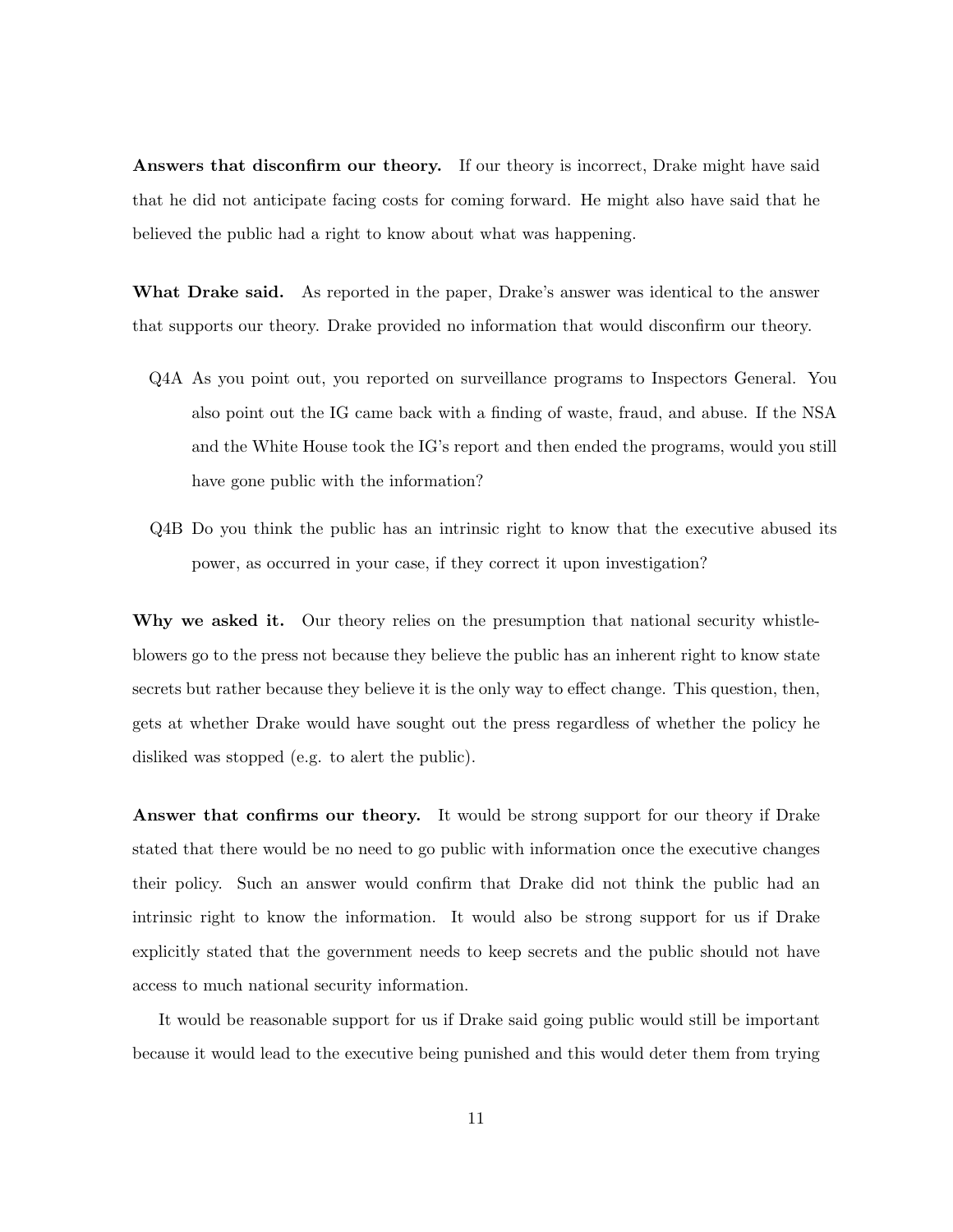**Answers that disconfirm our theory.** If our theory is incorrect, Drake might have said that he did not anticipate facing costs for coming forward. He might also have said that he believed the public had a right to know about what was happening.

**What Drake said.** As reported in the paper, Drake's answer was identical to the answer that supports our theory. Drake provided no information that would disconfirm our theory.

- Q4A As you point out, you reported on surveillance programs to Inspectors General. You also point out the IG came back with a finding of waste, fraud, and abuse. If the NSA and the White House took the IG's report and then ended the programs, would you still have gone public with the information?
- Q4B Do you think the public has an intrinsic right to know that the executive abused its power, as occurred in your case, if they correct it upon investigation?

**Why we asked it.** Our theory relies on the presumption that national security whistleblowers go to the press not because they believe the public has an inherent right to know state secrets but rather because they believe it is the only way to effect change. This question, then, gets at whether Drake would have sought out the press regardless of whether the policy he disliked was stopped (e.g. to alert the public).

**Answer that confirms our theory.** It would be strong support for our theory if Drake stated that there would be no need to go public with information once the executive changes their policy. Such an answer would confirm that Drake did not think the public had an intrinsic right to know the information. It would also be strong support for us if Drake explicitly stated that the government needs to keep secrets and the public should not have access to much national security information.

It would be reasonable support for us if Drake said going public would still be important because it would lead to the executive being punished and this would deter them from trying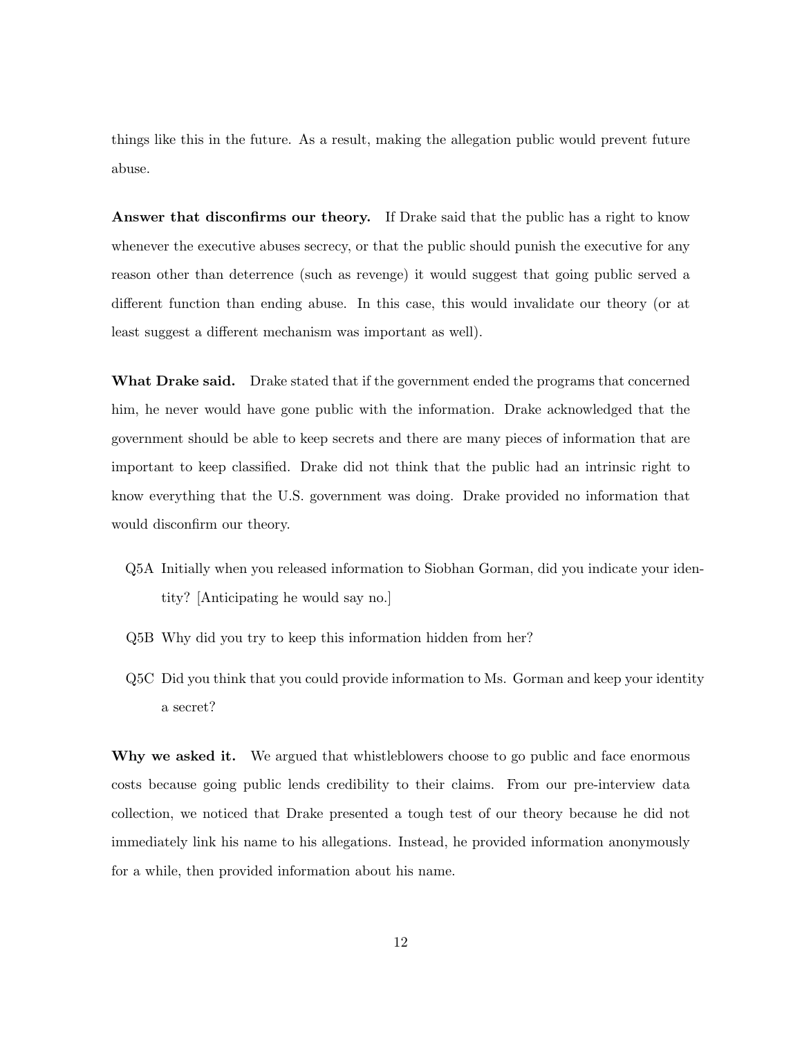things like this in the future. As a result, making the allegation public would prevent future abuse.

**Answer that disconfirms our theory.** If Drake said that the public has a right to know whenever the executive abuses secrecy, or that the public should punish the executive for any reason other than deterrence (such as revenge) it would suggest that going public served a different function than ending abuse. In this case, this would invalidate our theory (or at least suggest a different mechanism was important as well).

**What Drake said.** Drake stated that if the government ended the programs that concerned him, he never would have gone public with the information. Drake acknowledged that the government should be able to keep secrets and there are many pieces of information that are important to keep classified. Drake did not think that the public had an intrinsic right to know everything that the U.S. government was doing. Drake provided no information that would disconfirm our theory.

- Q5A Initially when you released information to Siobhan Gorman, did you indicate your identity? [Anticipating he would say no.]
- Q5B Why did you try to keep this information hidden from her?
- Q5C Did you think that you could provide information to Ms. Gorman and keep your identity a secret?

**Why we asked it.** We argued that whistleblowers choose to go public and face enormous costs because going public lends credibility to their claims. From our pre-interview data collection, we noticed that Drake presented a tough test of our theory because he did not immediately link his name to his allegations. Instead, he provided information anonymously for a while, then provided information about his name.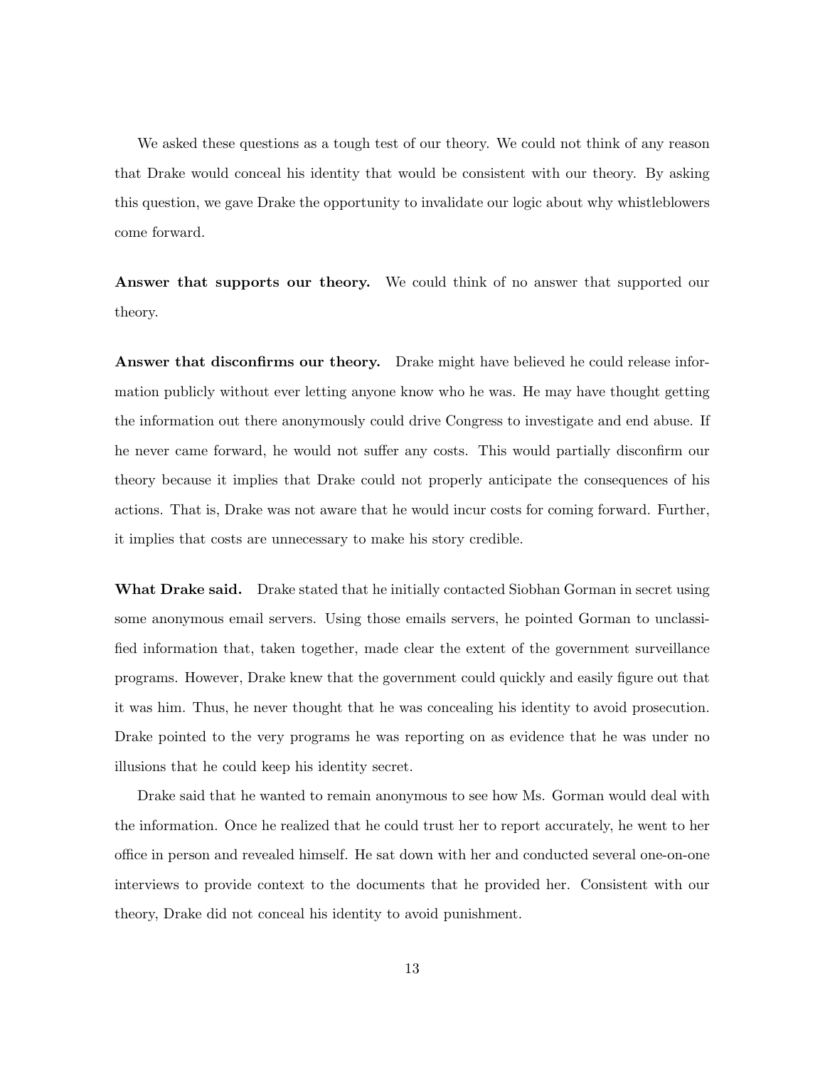We asked these questions as a tough test of our theory. We could not think of any reason that Drake would conceal his identity that would be consistent with our theory. By asking this question, we gave Drake the opportunity to invalidate our logic about why whistleblowers come forward.

**Answer that supports our theory.** We could think of no answer that supported our theory.

**Answer that disconfirms our theory.** Drake might have believed he could release information publicly without ever letting anyone know who he was. He may have thought getting the information out there anonymously could drive Congress to investigate and end abuse. If he never came forward, he would not suffer any costs. This would partially disconfirm our theory because it implies that Drake could not properly anticipate the consequences of his actions. That is, Drake was not aware that he would incur costs for coming forward. Further, it implies that costs are unnecessary to make his story credible.

**What Drake said.** Drake stated that he initially contacted Siobhan Gorman in secret using some anonymous email servers. Using those emails servers, he pointed Gorman to unclassified information that, taken together, made clear the extent of the government surveillance programs. However, Drake knew that the government could quickly and easily figure out that it was him. Thus, he never thought that he was concealing his identity to avoid prosecution. Drake pointed to the very programs he was reporting on as evidence that he was under no illusions that he could keep his identity secret.

Drake said that he wanted to remain anonymous to see how Ms. Gorman would deal with the information. Once he realized that he could trust her to report accurately, he went to her office in person and revealed himself. He sat down with her and conducted several one-on-one interviews to provide context to the documents that he provided her. Consistent with our theory, Drake did not conceal his identity to avoid punishment.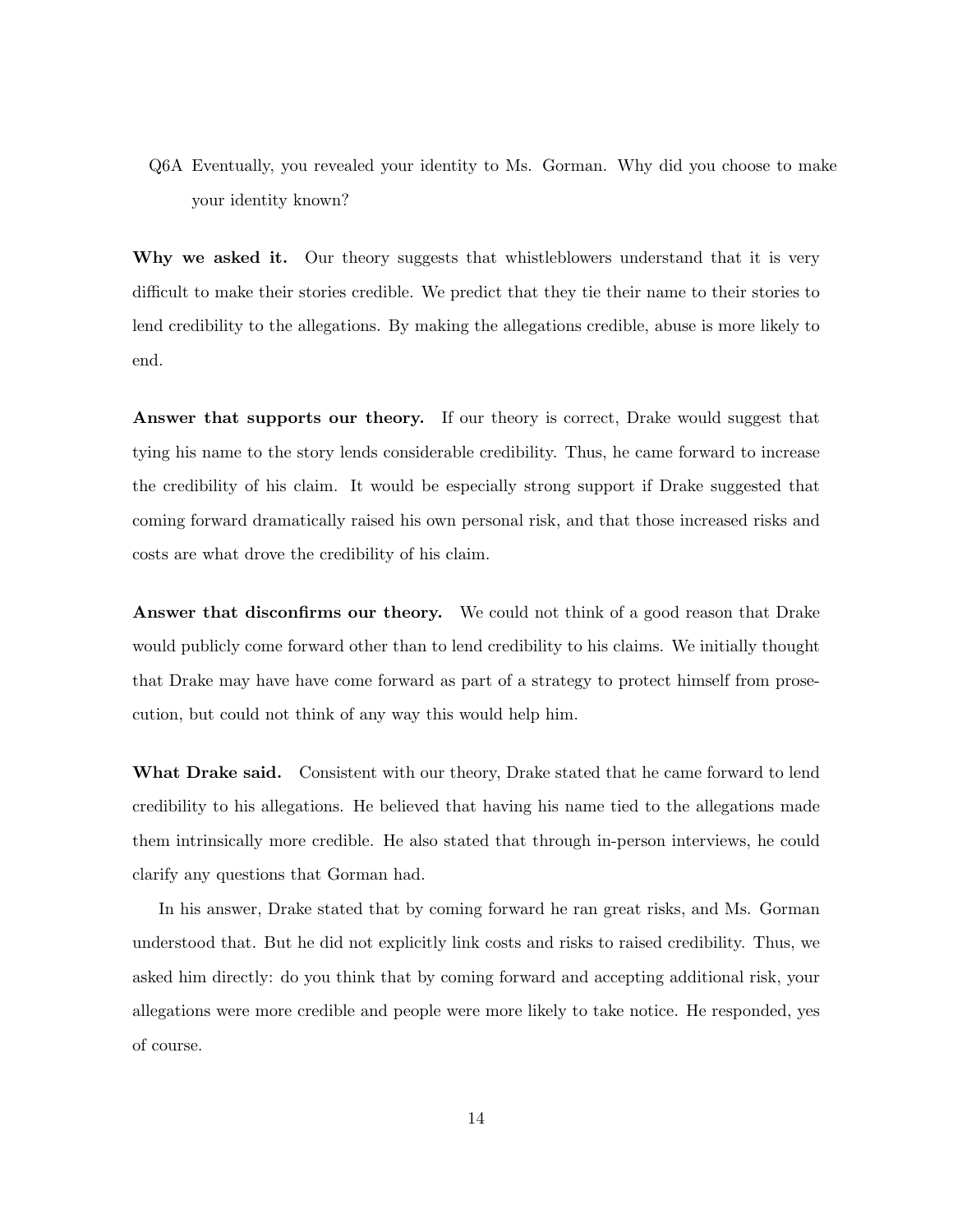Q6A Eventually, you revealed your identity to Ms. Gorman. Why did you choose to make your identity known?

**Why we asked it.** Our theory suggests that whistleblowers understand that it is very difficult to make their stories credible. We predict that they tie their name to their stories to lend credibility to the allegations. By making the allegations credible, abuse is more likely to end.

**Answer that supports our theory.** If our theory is correct, Drake would suggest that tying his name to the story lends considerable credibility. Thus, he came forward to increase the credibility of his claim. It would be especially strong support if Drake suggested that coming forward dramatically raised his own personal risk, and that those increased risks and costs are what drove the credibility of his claim.

**Answer that disconfirms our theory.** We could not think of a good reason that Drake would publicly come forward other than to lend credibility to his claims. We initially thought that Drake may have have come forward as part of a strategy to protect himself from prosecution, but could not think of any way this would help him.

**What Drake said.** Consistent with our theory, Drake stated that he came forward to lend credibility to his allegations. He believed that having his name tied to the allegations made them intrinsically more credible. He also stated that through in-person interviews, he could clarify any questions that Gorman had.

In his answer, Drake stated that by coming forward he ran great risks, and Ms. Gorman understood that. But he did not explicitly link costs and risks to raised credibility. Thus, we asked him directly: do you think that by coming forward and accepting additional risk, your allegations were more credible and people were more likely to take notice. He responded, yes of course.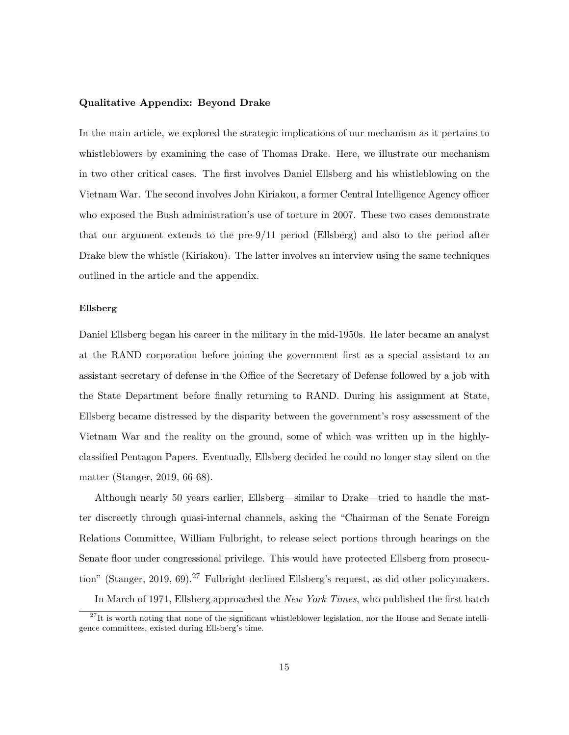### Qualitative Appendix: Beyond Drake

In the main article, we explored the strategic implications of our mechanism as it pertains to whistleblowers by examining the case of Thomas Drake. Here, we illustrate our mechanism in two other critical cases. The first involves Daniel Ellsberg and his whistleblowing on the Vietnam War. The second involves John Kiriakou, a former Central Intelligence Agency officer who exposed the Bush administration's use of torture in 2007. These two cases demonstrate that our argument extends to the pre-9/11 period (Ellsberg) and also to the period after Drake blew the whistle (Kiriakou). The latter involves an interview using the same techniques outlined in the article and the appendix.

#### Ellsberg

Daniel Ellsberg began his career in the military in the mid-1950s. He later became an analyst at the RAND corporation before joining the government first as a special assistant to an assistant secretary of defense in the Office of the Secretary of Defense followed by a job with the State Department before finally returning to RAND. During his assignment at State, Ellsberg became distressed by the disparity between the government's rosy assessment of the Vietnam War and the reality on the ground, some of which was written up in the highly-classified Pentagon Papers. Eventually, Ellsberg decided he could no longer stay silent on the matter (Stanger, 2019, 66-68).

Although nearly 50 years earlier, Ellsberg—similar to Drake—tried to handle the matter discreetly through quasi-internal channels, asking the "Chairman of the Senate Foreign Relations Committee, William Fulbright, to release select portions through hearings on the Senate floor under congressional privilege. This would have protected Ellsberg from prosecution" (Stanger, 2019, 69).[27] Fulbright declined Ellsberg's request, as did other policymakers.

In March of 1971, Ellsberg approached the *New York Times*, who published the first batch

[27] It is worth noting that none of the significant whistleblower legislation, nor the House and Senate intelligence committees, existed during Ellsberg's time.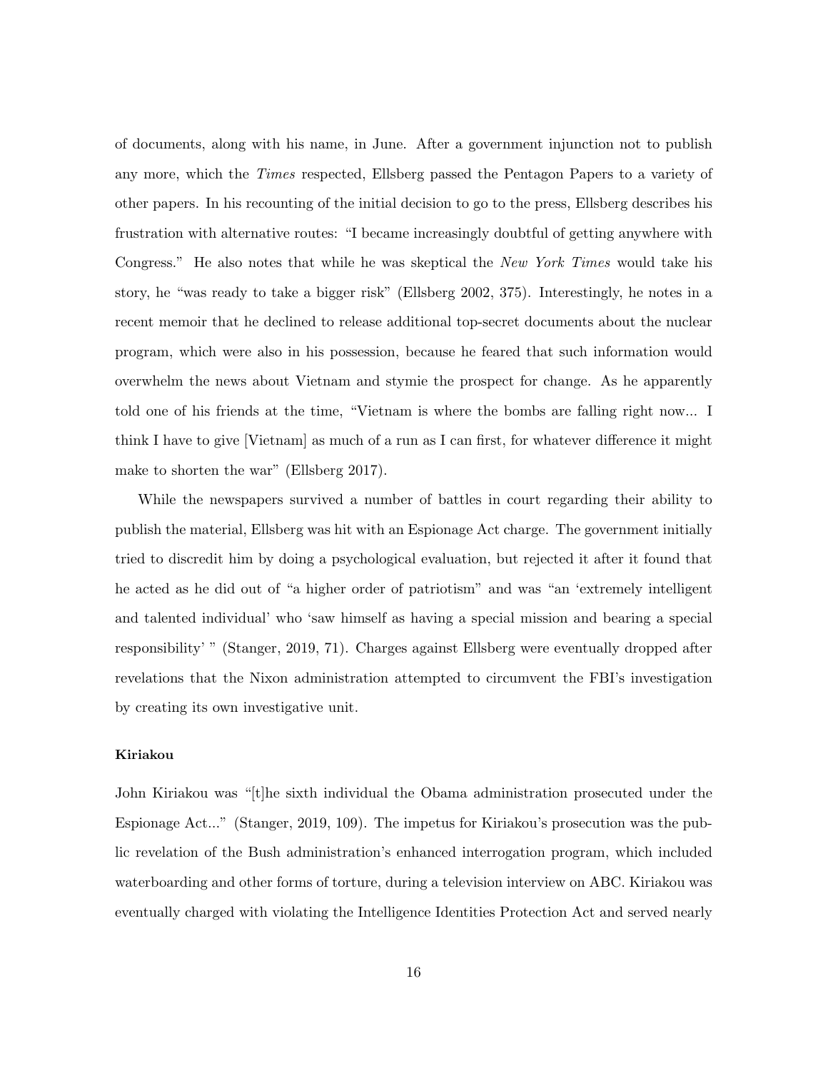of documents, along with his name, in June. After a government injunction not to publish any more, which the *Times* respected, Ellsberg passed the Pentagon Papers to a variety of other papers. In his recounting of the initial decision to go to the press, Ellsberg describes his frustration with alternative routes: "I became increasingly doubtful of getting anywhere with Congress." He also notes that while he was skeptical the *New York Times* would take his story, he "was ready to take a bigger risk" (Ellsberg 2002, 375). Interestingly, he notes in a recent memoir that he declined to release additional top-secret documents about the nuclear program, which were also in his possession, because he feared that such information would overwhelm the news about Vietnam and stymie the prospect for change. As he apparently told one of his friends at the time, "Vietnam is where the bombs are falling right now... I think I have to give [Vietnam] as much of a run as I can first, for whatever difference it might make to shorten the war" (Ellsberg 2017).

While the newspapers survived a number of battles in court regarding their ability to publish the material, Ellsberg was hit with an Espionage Act charge. The government initially tried to discredit him by doing a psychological evaluation, but rejected it after it found that he acted as he did out of "a higher order of patriotism" and was "an 'extremely intelligent and talented individual' who 'saw himself as having a special mission and bearing a special responsibility' " (Stanger, 2019, 71). Charges against Ellsberg were eventually dropped after revelations that the Nixon administration attempted to circumvent the FBI's investigation by creating its own investigative unit.

**Kiriakou**

John Kiriakou was "[t]he sixth individual the Obama administration prosecuted under the Espionage Act..." (Stanger, 2019, 109). The impetus for Kiriakou's prosecution was the public revelation of the Bush administration's enhanced interrogation program, which included waterboarding and other forms of torture, during a television interview on ABC. Kiriakou was eventually charged with violating the Intelligence Identities Protection Act and served nearly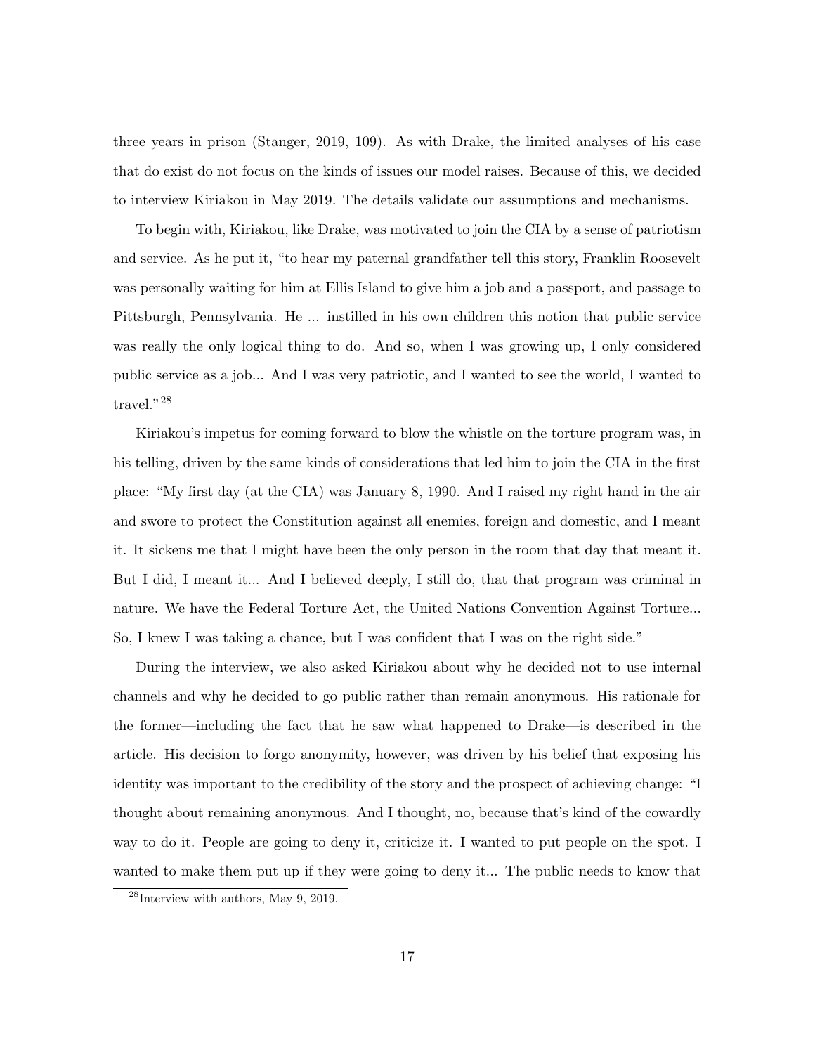three years in prison (Stanger, 2019, 109). As with Drake, the limited analyses of his case that do exist do not focus on the kinds of issues our model raises. Because of this, we decided to interview Kiriakou in May 2019. The details validate our assumptions and mechanisms.

To begin with, Kiriakou, like Drake, was motivated to join the CIA by a sense of patriotism and service. As he put it, "to hear my paternal grandfather tell this story, Franklin Roosevelt was personally waiting for him at Ellis Island to give him a job and a passport, and passage to Pittsburgh, Pennsylvania. He ... instilled in his own children this notion that public service was really the only logical thing to do. And so, when I was growing up, I only considered public service as a job... And I was very patriotic, and I wanted to see the world, I wanted to travel."[28]

Kiriakou's impetus for coming forward to blow the whistle on the torture program was, in his telling, driven by the same kinds of considerations that led him to join the CIA in the first place: "My first day (at the CIA) was January 8, 1990. And I raised my right hand in the air and swore to protect the Constitution against all enemies, foreign and domestic, and I meant it. It sickens me that I might have been the only person in the room that day that meant it. But I did, I meant it... And I believed deeply, I still do, that that program was criminal in nature. We have the Federal Torture Act, the United Nations Convention Against Torture... So, I knew I was taking a chance, but I was confident that I was on the right side."

During the interview, we also asked Kiriakou about why he decided not to use internal channels and why he decided to go public rather than remain anonymous. His rationale for the former—including the fact that he saw what happened to Drake—is described in the article. His decision to forgo anonymity, however, was driven by his belief that exposing his identity was important to the credibility of the story and the prospect of achieving change: "I thought about remaining anonymous. And I thought, no, because that's kind of the cowardly way to do it. People are going to deny it, criticize it. I wanted to put people on the spot. I wanted to make them put up if they were going to deny it... The public needs to know that

[28] Interview with authors, May 9, 2019.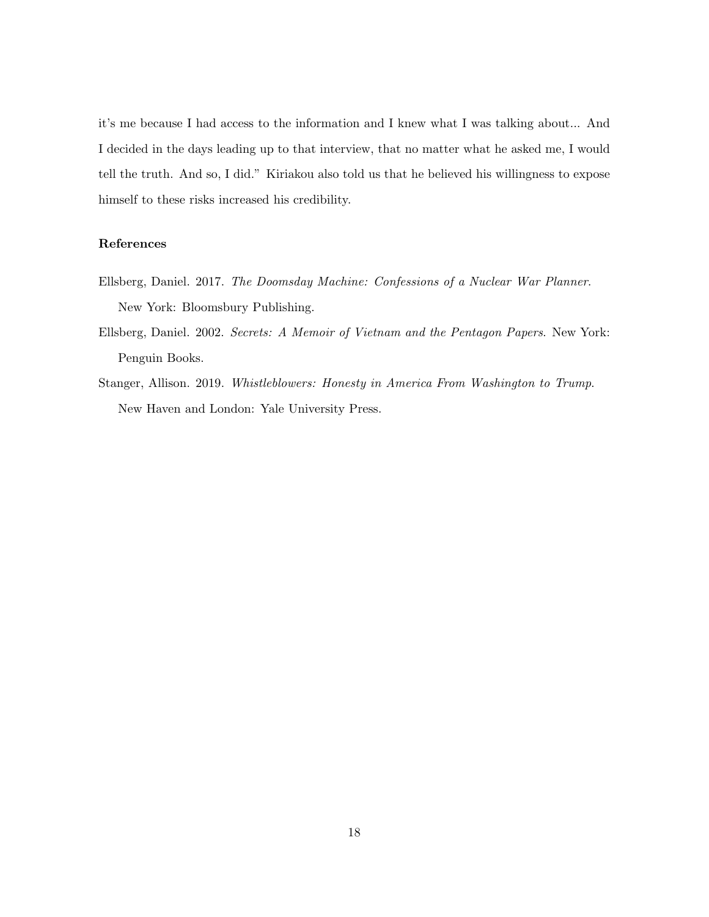it's me because I had access to the information and I knew what I was talking about... And I decided in the days leading up to that interview, that no matter what he asked me, I would tell the truth. And so, I did." Kiriakou also told us that he believed his willingness to expose himself to these risks increased his credibility.

### References

Ellsberg, Daniel. 2017. *The Doomsday Machine: Confessions of a Nuclear War Planner.* New York: Bloomsbury Publishing.

Ellsberg, Daniel. 2002. *Secrets: A Memoir of Vietnam and the Pentagon Papers.* New York: Penguin Books.

Stanger, Allison. 2019. *Whistleblowers: Honesty in America From Washington to Trump.* New Haven and London: Yale University Press.